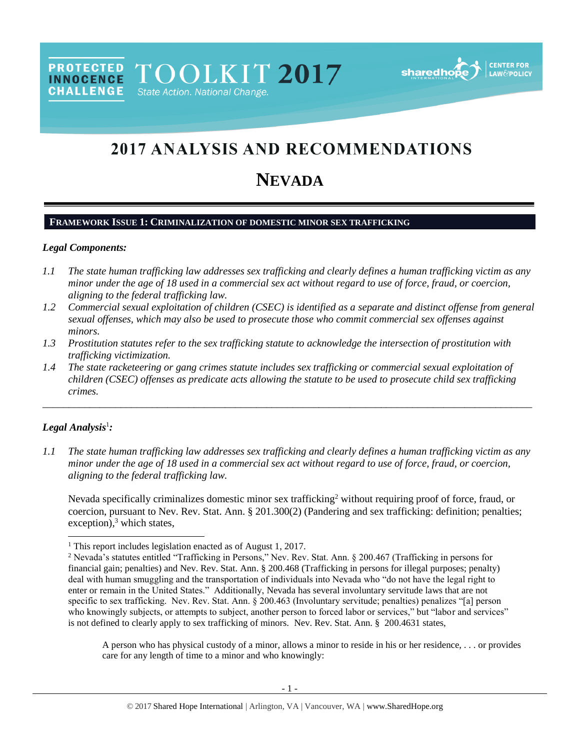PROTECTED INNOCENCE CHALLENGE TOOLKIT 2017 State Action. National Change.

# 2017 ANALYSIS AND RECOMMENDATIONS

# NEVADA

## FRAMEWORK ISSUE 1: CRIMINALIZATION OF DOMESTIC MINOR SEX TRAFFICKING

### *Legal Components:*

1.1 *The state human trafficking law addresses sex trafficking and clearly defines a human trafficking victim as any minor under the age of 18 used in a commercial sex act without regard to use of force, fraud, or coercion, aligning to the federal trafficking law.*

1.2 *Commercial sexual exploitation of children (CSEC) is identified as a separate and distinct offense from general sexual offenses, which may also be used to prosecute those who commit commercial sex offenses against minors.*

1.3 *Prostitution statutes refer to the sex trafficking statute to acknowledge the intersection of prostitution with trafficking victimization.*

1.4 *The state racketeering or gang crimes statute includes sex trafficking or commercial sexual exploitation of children (CSEC) offenses as predicate acts allowing the statute to be used to prosecute child sex trafficking crimes.*

---

### *Legal Analysis*[1]*:*

1.1 *The state human trafficking law addresses sex trafficking and clearly defines a human trafficking victim as any minor under the age of 18 used in a commercial sex act without regard to use of force, fraud, or coercion, aligning to the federal trafficking law.*

Nevada specifically criminalizes domestic minor sex trafficking[2] without requiring proof of force, fraud, or coercion, pursuant to Nev. Rev. Stat. Ann. § 201.300(2) (Pandering and sex trafficking: definition; penalties; exception),[3] which states,

---

[1] This report includes legislation enacted as of August 1, 2017.

[2] Nevada's statutes entitled "Trafficking in Persons," Nev. Rev. Stat. Ann. § 200.467 (Trafficking in persons for financial gain; penalties) and Nev. Rev. Stat. Ann. § 200.468 (Trafficking in persons for illegal purposes; penalty) deal with human smuggling and the transportation of individuals into Nevada who "do not have the legal right to enter or remain in the United States." Additionally, Nevada has several involuntary servitude laws that are not specific to sex trafficking. Nev. Rev. Stat. Ann. § 200.463 (Involuntary servitude; penalties) penalizes "[a] person who knowingly subjects, or attempts to subject, another person to forced labor or services," but "labor and services" is not defined to clearly apply to sex trafficking of minors. Nev. Rev. Stat. Ann. § 200.4631 states,

> A person who has physical custody of a minor, allows a minor to reside in his or her residence, . . . or provides care for any length of time to a minor and who knowingly: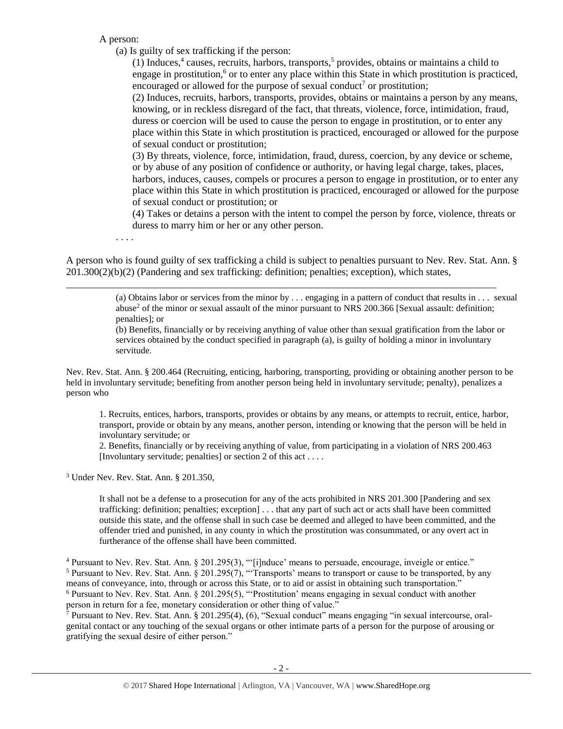A person:

(a) Is guilty of sex trafficking if the person:

(1) Induces,[4] causes, recruits, harbors, transports,[5] provides, obtains or maintains a child to engage in prostitution,[6] or to enter any place within this State in which prostitution is practiced, encouraged or allowed for the purpose of sexual conduct[7] or prostitution;

(2) Induces, recruits, harbors, transports, provides, obtains or maintains a person by any means, knowing, or in reckless disregard of the fact, that threats, violence, force, intimidation, fraud, duress or coercion will be used to cause the person to engage in prostitution, or to enter any place within this State in which prostitution is practiced, encouraged or allowed for the purpose of sexual conduct or prostitution;

(3) By threats, violence, force, intimidation, fraud, duress, coercion, by any device or scheme, or by abuse of any position of confidence or authority, or having legal charge, takes, places, harbors, induces, causes, compels or procures a person to engage in prostitution, or to enter any place within this State in which prostitution is practiced, encouraged or allowed for the purpose of sexual conduct or prostitution; or

(4) Takes or detains a person with the intent to compel the person by force, violence, threats or duress to marry him or her or any other person.

. . . .

A person who is found guilty of sex trafficking a child is subject to penalties pursuant to Nev. Rev. Stat. Ann. § 201.300(2)(b)(2) (Pandering and sex trafficking: definition; penalties; exception), which states,

---

(a) Obtains labor or services from the minor by . . . engaging in a pattern of conduct that results in . . . sexual abuse[2] of the minor or sexual assault of the minor pursuant to NRS 200.366 [Sexual assault: definition; penalties]; or

(b) Benefits, financially or by receiving anything of value other than sexual gratification from the labor or services obtained by the conduct specified in paragraph (a), is guilty of holding a minor in involuntary servitude.

Nev. Rev. Stat. Ann. § 200.464 (Recruiting, enticing, harboring, transporting, providing or obtaining another person to be held in involuntary servitude; benefiting from another person being held in involuntary servitude; penalty), penalizes a person who

1. Recruits, entices, harbors, transports, provides or obtains by any means, or attempts to recruit, entice, harbor, transport, provide or obtain by any means, another person, intending or knowing that the person will be held in involuntary servitude; or

2. Benefits, financially or by receiving anything of value, from participating in a violation of NRS 200.463 [Involuntary servitude; penalties] or section 2 of this act . . . .

[3] Under Nev. Rev. Stat. Ann. § 201.350,

It shall not be a defense to a prosecution for any of the acts prohibited in NRS 201.300 [Pandering and sex trafficking: definition; penalties; exception] . . . that any part of such act or acts shall have been committed outside this state, and the offense shall in such case be deemed and alleged to have been committed, and the offender tried and punished, in any county in which the prostitution was consummated, or any overt act in furtherance of the offense shall have been committed.

[4] Pursuant to Nev. Rev. Stat. Ann. § 201.295(3), "'[i]nduce' means to persuade, encourage, inveigle or entice."

[5] Pursuant to Nev. Rev. Stat. Ann. § 201.295(7), "'Transports' means to transport or cause to be transported, by any means of conveyance, into, through or across this State, or to aid or assist in obtaining such transportation."

[6] Pursuant to Nev. Rev. Stat. Ann. § 201.295(5), "'Prostitution' means engaging in sexual conduct with another person in return for a fee, monetary consideration or other thing of value."

[7] Pursuant to Nev. Rev. Stat. Ann. § 201.295(4), (6), "Sexual conduct" means engaging "in sexual intercourse, oral-genital contact or any touching of the sexual organs or other intimate parts of a person for the purpose of arousing or gratifying the sexual desire of either person."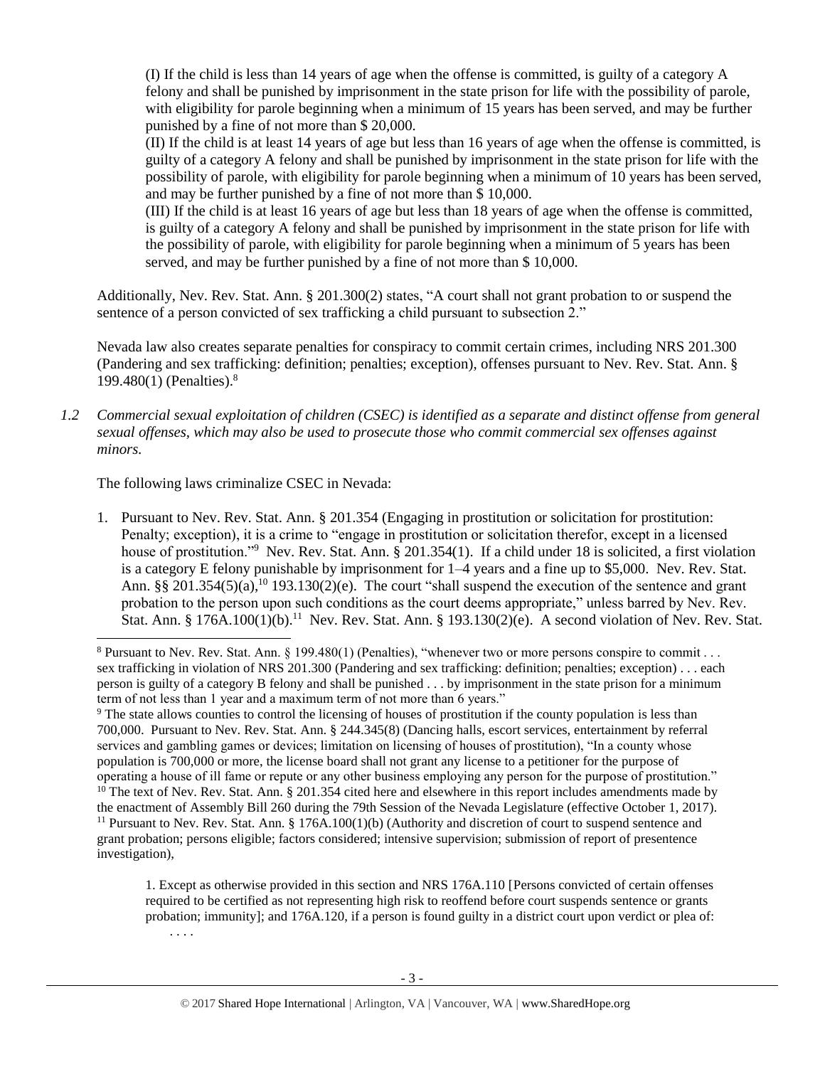(I) If the child is less than 14 years of age when the offense is committed, is guilty of a category A felony and shall be punished by imprisonment in the state prison for life with the possibility of parole, with eligibility for parole beginning when a minimum of 15 years has been served, and may be further punished by a fine of not more than $ 20,000.

(II) If the child is at least 14 years of age but less than 16 years of age when the offense is committed, is guilty of a category A felony and shall be punished by imprisonment in the state prison for life with the possibility of parole, with eligibility for parole beginning when a minimum of 10 years has been served, and may be further punished by a fine of not more than $ 10,000.

(III) If the child is at least 16 years of age but less than 18 years of age when the offense is committed, is guilty of a category A felony and shall be punished by imprisonment in the state prison for life with the possibility of parole, with eligibility for parole beginning when a minimum of 5 years has been served, and may be further punished by a fine of not more than $ 10,000.

Additionally, Nev. Rev. Stat. Ann. § 201.300(2) states, "A court shall not grant probation to or suspend the sentence of a person convicted of sex trafficking a child pursuant to subsection 2."

Nevada law also creates separate penalties for conspiracy to commit certain crimes, including NRS 201.300 (Pandering and sex trafficking: definition; penalties; exception), offenses pursuant to Nev. Rev. Stat. Ann. § 199.480(1) (Penalties).[8]

*1.2 Commercial sexual exploitation of children (CSEC) is identified as a separate and distinct offense from general sexual offenses, which may also be used to prosecute those who commit commercial sex offenses against minors.*

The following laws criminalize CSEC in Nevada:

1. Pursuant to Nev. Rev. Stat. Ann. § 201.354 (Engaging in prostitution or solicitation for prostitution: Penalty; exception), it is a crime to "engage in prostitution or solicitation therefor, except in a licensed house of prostitution."[9] Nev. Rev. Stat. Ann. § 201.354(1). If a child under 18 is solicited, a first violation is a category E felony punishable by imprisonment for 1–4 years and a fine up to $5,000. Nev. Rev. Stat. Ann. §§ 201.354(5)(a),[10] 193.130(2)(e). The court "shall suspend the execution of the sentence and grant probation to the person upon such conditions as the court deems appropriate," unless barred by Nev. Rev. Stat. Ann. § 176A.100(1)(b).[11] Nev. Rev. Stat. Ann. § 193.130(2)(e). A second violation of Nev. Rev. Stat.

---

[8] Pursuant to Nev. Rev. Stat. Ann. § 199.480(1) (Penalties), "whenever two or more persons conspire to commit . . . sex trafficking in violation of NRS 201.300 (Pandering and sex trafficking: definition; penalties; exception) . . . each person is guilty of a category B felony and shall be punished . . . by imprisonment in the state prison for a minimum term of not less than 1 year and a maximum term of not more than 6 years."

[9] The state allows counties to control the licensing of houses of prostitution if the county population is less than 700,000. Pursuant to Nev. Rev. Stat. Ann. § 244.345(8) (Dancing halls, escort services, entertainment by referral services and gambling games or devices; limitation on licensing of houses of prostitution), "In a county whose population is 700,000 or more, the license board shall not grant any license to a petitioner for the purpose of operating a house of ill fame or repute or any other business employing any person for the purpose of prostitution."

[10] The text of Nev. Rev. Stat. Ann. § 201.354 cited here and elsewhere in this report includes amendments made by the enactment of Assembly Bill 260 during the 79th Session of the Nevada Legislature (effective October 1, 2017).

[11] Pursuant to Nev. Rev. Stat. Ann. § 176A.100(1)(b) (Authority and discretion of court to suspend sentence and grant probation; persons eligible; factors considered; intensive supervision; submission of report of presentence investigation),

> 1. Except as otherwise provided in this section and NRS 176A.110 [Persons convicted of certain offenses required to be certified as not representing high risk to reoffend before court suspends sentence or grants probation; immunity]; and 176A.120, if a person is found guilty in a district court upon verdict or plea of:
>
> . . . .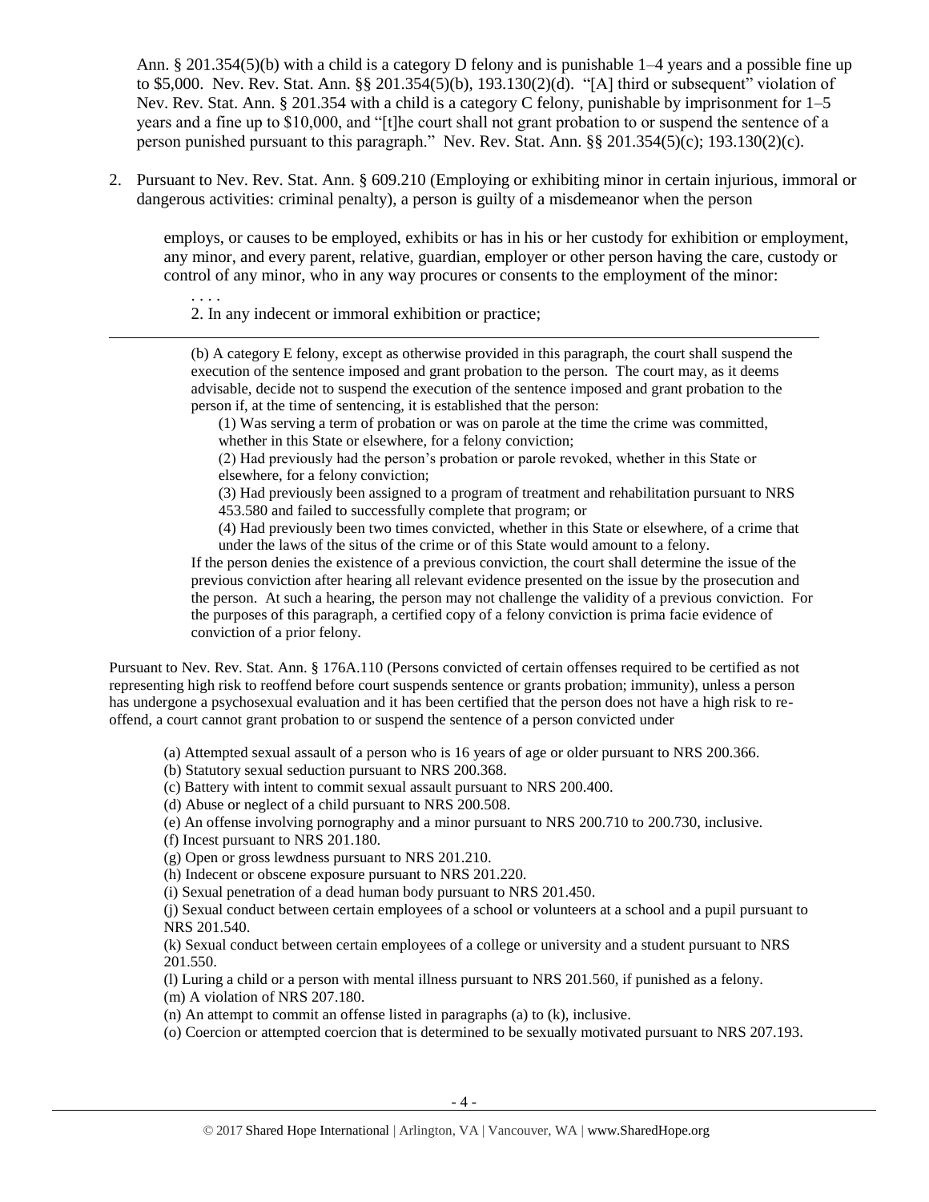Ann. § 201.354(5)(b) with a child is a category D felony and is punishable 1–4 years and a possible fine up to $5,000. Nev. Rev. Stat. Ann. §§ 201.354(5)(b), 193.130(2)(d). "[A] third or subsequent" violation of Nev. Rev. Stat. Ann. § 201.354 with a child is a category C felony, punishable by imprisonment for 1–5 years and a fine up to $10,000, and "[t]he court shall not grant probation to or suspend the sentence of a person punished pursuant to this paragraph." Nev. Rev. Stat. Ann. §§ 201.354(5)(c); 193.130(2)(c).

2. Pursuant to Nev. Rev. Stat. Ann. § 609.210 (Employing or exhibiting minor in certain injurious, immoral or dangerous activities: criminal penalty), a person is guilty of a misdemeanor when the person

> employs, or causes to be employed, exhibits or has in his or her custody for exhibition or employment, any minor, and every parent, relative, guardian, employer or other person having the care, custody or control of any minor, who in any way procures or consents to the employment of the minor:
>
> . . . .
>
> 2. In any indecent or immoral exhibition or practice;

---

> (b) A category E felony, except as otherwise provided in this paragraph, the court shall suspend the execution of the sentence imposed and grant probation to the person. The court may, as it deems advisable, decide not to suspend the execution of the sentence imposed and grant probation to the person if, at the time of sentencing, it is established that the person:
>
> (1) Was serving a term of probation or was on parole at the time the crime was committed, whether in this State or elsewhere, for a felony conviction;
>
> (2) Had previously had the person's probation or parole revoked, whether in this State or elsewhere, for a felony conviction;
>
> (3) Had previously been assigned to a program of treatment and rehabilitation pursuant to NRS 453.580 and failed to successfully complete that program; or
>
> (4) Had previously been two times convicted, whether in this State or elsewhere, of a crime that under the laws of the situs of the crime or of this State would amount to a felony.
>
> If the person denies the existence of a previous conviction, the court shall determine the issue of the previous conviction after hearing all relevant evidence presented on the issue by the prosecution and the person. At such a hearing, the person may not challenge the validity of a previous conviction. For the purposes of this paragraph, a certified copy of a felony conviction is prima facie evidence of conviction of a prior felony.

Pursuant to Nev. Rev. Stat. Ann. § 176A.110 (Persons convicted of certain offenses required to be certified as not representing high risk to reoffend before court suspends sentence or grants probation; immunity), unless a person has undergone a psychosexual evaluation and it has been certified that the person does not have a high risk to re-offend, a court cannot grant probation to or suspend the sentence of a person convicted under

> (a) Attempted sexual assault of a person who is 16 years of age or older pursuant to NRS 200.366.
>
> (b) Statutory sexual seduction pursuant to NRS 200.368.
>
> (c) Battery with intent to commit sexual assault pursuant to NRS 200.400.
>
> (d) Abuse or neglect of a child pursuant to NRS 200.508.
>
> (e) An offense involving pornography and a minor pursuant to NRS 200.710 to 200.730, inclusive.
>
> (f) Incest pursuant to NRS 201.180.
>
> (g) Open or gross lewdness pursuant to NRS 201.210.
>
> (h) Indecent or obscene exposure pursuant to NRS 201.220.
>
> (i) Sexual penetration of a dead human body pursuant to NRS 201.450.
>
> (j) Sexual conduct between certain employees of a school or volunteers at a school and a pupil pursuant to NRS 201.540.
>
> (k) Sexual conduct between certain employees of a college or university and a student pursuant to NRS 201.550.
>
> (l) Luring a child or a person with mental illness pursuant to NRS 201.560, if punished as a felony.
>
> (m) A violation of NRS 207.180.
>
> (n) An attempt to commit an offense listed in paragraphs (a) to (k), inclusive.
>
> (o) Coercion or attempted coercion that is determined to be sexually motivated pursuant to NRS 207.193.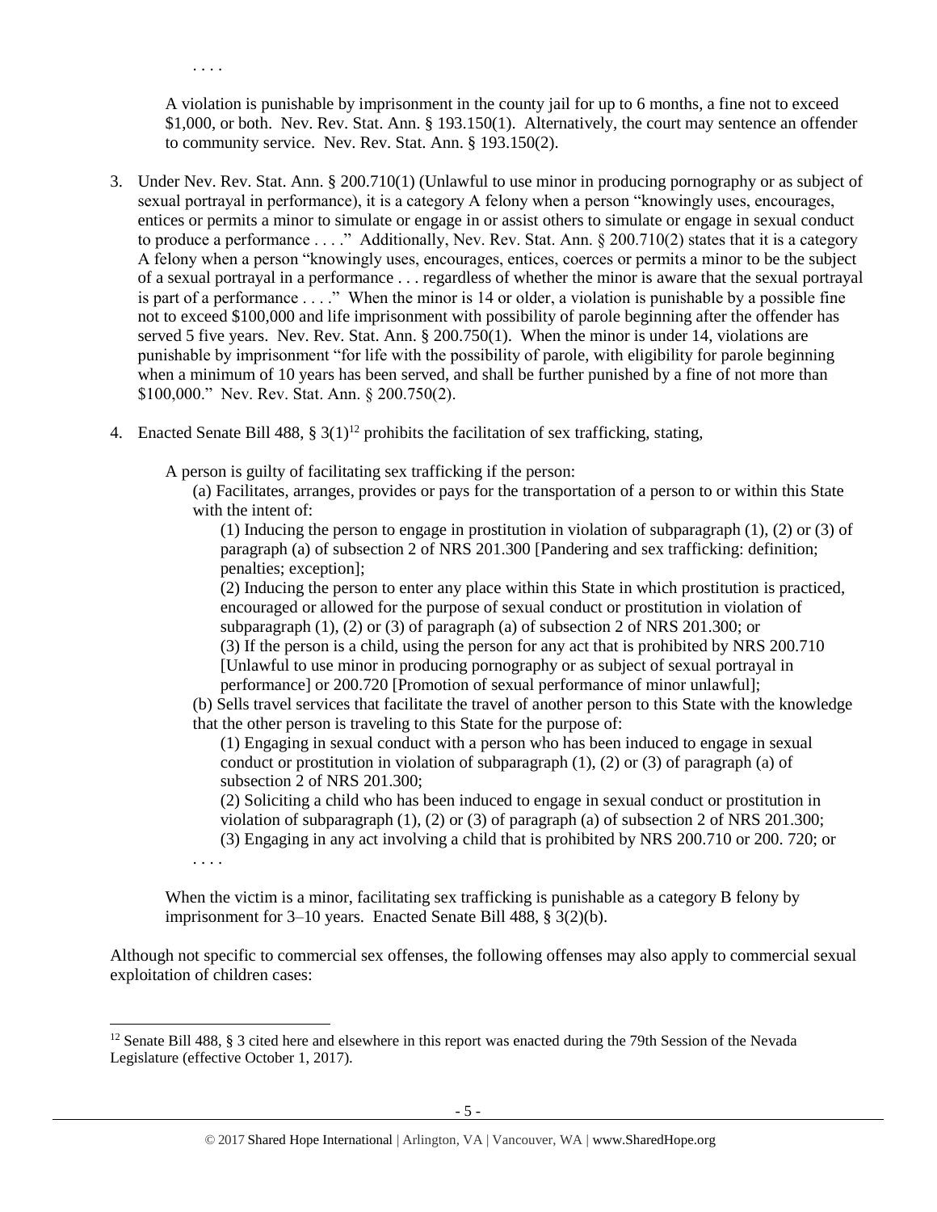. . . .

A violation is punishable by imprisonment in the county jail for up to 6 months, a fine not to exceed $1,000, or both. Nev. Rev. Stat. Ann. § 193.150(1). Alternatively, the court may sentence an offender to community service. Nev. Rev. Stat. Ann. § 193.150(2).

3. Under Nev. Rev. Stat. Ann. § 200.710(1) (Unlawful to use minor in producing pornography or as subject of sexual portrayal in performance), it is a category A felony when a person "knowingly uses, encourages, entices or permits a minor to simulate or engage in or assist others to simulate or engage in sexual conduct to produce a performance . . . ." Additionally, Nev. Rev. Stat. Ann. § 200.710(2) states that it is a category A felony when a person "knowingly uses, encourages, entices, coerces or permits a minor to be the subject of a sexual portrayal in a performance . . . regardless of whether the minor is aware that the sexual portrayal is part of a performance . . . ." When the minor is 14 or older, a violation is punishable by a possible fine not to exceed $100,000 and life imprisonment with possibility of parole beginning after the offender has served 5 five years. Nev. Rev. Stat. Ann. § 200.750(1). When the minor is under 14, violations are punishable by imprisonment "for life with the possibility of parole, with eligibility for parole beginning when a minimum of 10 years has been served, and shall be further punished by a fine of not more than $100,000." Nev. Rev. Stat. Ann. § 200.750(2).

4. Enacted Senate Bill 488, § 3(1)[12] prohibits the facilitation of sex trafficking, stating,

   A person is guilty of facilitating sex trafficking if the person:

   (a) Facilitates, arranges, provides or pays for the transportation of a person to or within this State with the intent of:

   (1) Inducing the person to engage in prostitution in violation of subparagraph (1), (2) or (3) of paragraph (a) of subsection 2 of NRS 201.300 [Pandering and sex trafficking: definition; penalties; exception];

   (2) Inducing the person to enter any place within this State in which prostitution is practiced, encouraged or allowed for the purpose of sexual conduct or prostitution in violation of subparagraph (1), (2) or (3) of paragraph (a) of subsection 2 of NRS 201.300; or

   (3) If the person is a child, using the person for any act that is prohibited by NRS 200.710 [Unlawful to use minor in producing pornography or as subject of sexual portrayal in performance] or 200.720 [Promotion of sexual performance of minor unlawful];

   (b) Sells travel services that facilitate the travel of another person to this State with the knowledge that the other person is traveling to this State for the purpose of:

   (1) Engaging in sexual conduct with a person who has been induced to engage in sexual conduct or prostitution in violation of subparagraph (1), (2) or (3) of paragraph (a) of subsection 2 of NRS 201.300;

   (2) Soliciting a child who has been induced to engage in sexual conduct or prostitution in violation of subparagraph (1), (2) or (3) of paragraph (a) of subsection 2 of NRS 201.300;

   (3) Engaging in any act involving a child that is prohibited by NRS 200.710 or 200. 720; or

   . . . .

   When the victim is a minor, facilitating sex trafficking is punishable as a category B felony by imprisonment for 3–10 years. Enacted Senate Bill 488, § 3(2)(b).

Although not specific to commercial sex offenses, the following offenses may also apply to commercial sexual exploitation of children cases:

[12] Senate Bill 488, § 3 cited here and elsewhere in this report was enacted during the 79th Session of the Nevada Legislature (effective October 1, 2017).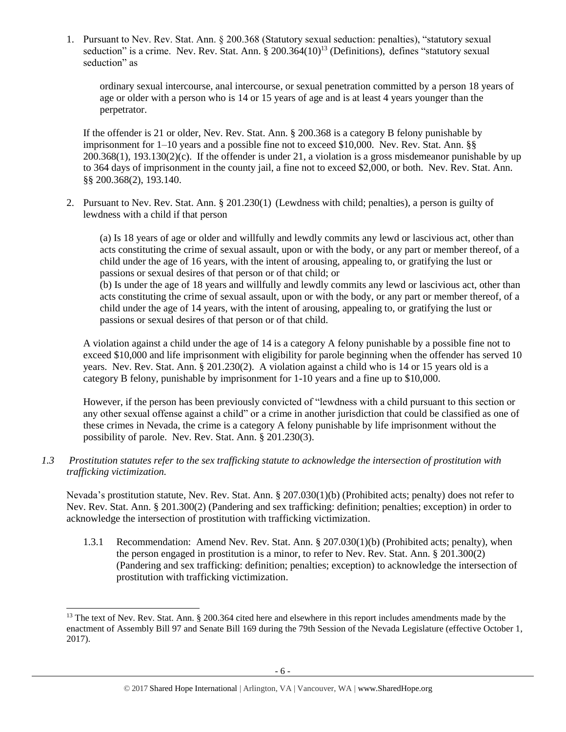1. Pursuant to Nev. Rev. Stat. Ann. § 200.368 (Statutory sexual seduction: penalties), "statutory sexual seduction" is a crime. Nev. Rev. Stat. Ann. § 200.364(10)[13] (Definitions), defines "statutory sexual seduction" as

   > ordinary sexual intercourse, anal intercourse, or sexual penetration committed by a person 18 years of age or older with a person who is 14 or 15 years of age and is at least 4 years younger than the perpetrator.

   If the offender is 21 or older, Nev. Rev. Stat. Ann. § 200.368 is a category B felony punishable by imprisonment for 1–10 years and a possible fine not to exceed $10,000. Nev. Rev. Stat. Ann. §§ 200.368(1), 193.130(2)(c). If the offender is under 21, a violation is a gross misdemeanor punishable by up to 364 days of imprisonment in the county jail, a fine not to exceed $2,000, or both. Nev. Rev. Stat. Ann. §§ 200.368(2), 193.140.

2. Pursuant to Nev. Rev. Stat. Ann. § 201.230(1) (Lewdness with child; penalties), a person is guilty of lewdness with a child if that person

   > (a) Is 18 years of age or older and willfully and lewdly commits any lewd or lascivious act, other than acts constituting the crime of sexual assault, upon or with the body, or any part or member thereof, of a child under the age of 16 years, with the intent of arousing, appealing to, or gratifying the lust or passions or sexual desires of that person or of that child; or
   >
   > (b) Is under the age of 18 years and willfully and lewdly commits any lewd or lascivious act, other than acts constituting the crime of sexual assault, upon or with the body, or any part or member thereof, of a child under the age of 14 years, with the intent of arousing, appealing to, or gratifying the lust or passions or sexual desires of that person or of that child.

   A violation against a child under the age of 14 is a category A felony punishable by a possible fine not to exceed $10,000 and life imprisonment with eligibility for parole beginning when the offender has served 10 years. Nev. Rev. Stat. Ann. § 201.230(2). A violation against a child who is 14 or 15 years old is a category B felony, punishable by imprisonment for 1-10 years and a fine up to $10,000.

   However, if the person has been previously convicted of "lewdness with a child pursuant to this section or any other sexual offense against a child" or a crime in another jurisdiction that could be classified as one of these crimes in Nevada, the crime is a category A felony punishable by life imprisonment without the possibility of parole. Nev. Rev. Stat. Ann. § 201.230(3).

*1.3 Prostitution statutes refer to the sex trafficking statute to acknowledge the intersection of prostitution with trafficking victimization.*

Nevada's prostitution statute, Nev. Rev. Stat. Ann. § 207.030(1)(b) (Prohibited acts; penalty) does not refer to Nev. Rev. Stat. Ann. § 201.300(2) (Pandering and sex trafficking: definition; penalties; exception) in order to acknowledge the intersection of prostitution with trafficking victimization.

1.3.1 Recommendation: Amend Nev. Rev. Stat. Ann. § 207.030(1)(b) (Prohibited acts; penalty), when the person engaged in prostitution is a minor, to refer to Nev. Rev. Stat. Ann. § 201.300(2) (Pandering and sex trafficking: definition; penalties; exception) to acknowledge the intersection of prostitution with trafficking victimization.

---

[13] The text of Nev. Rev. Stat. Ann. § 200.364 cited here and elsewhere in this report includes amendments made by the enactment of Assembly Bill 97 and Senate Bill 169 during the 79th Session of the Nevada Legislature (effective October 1, 2017).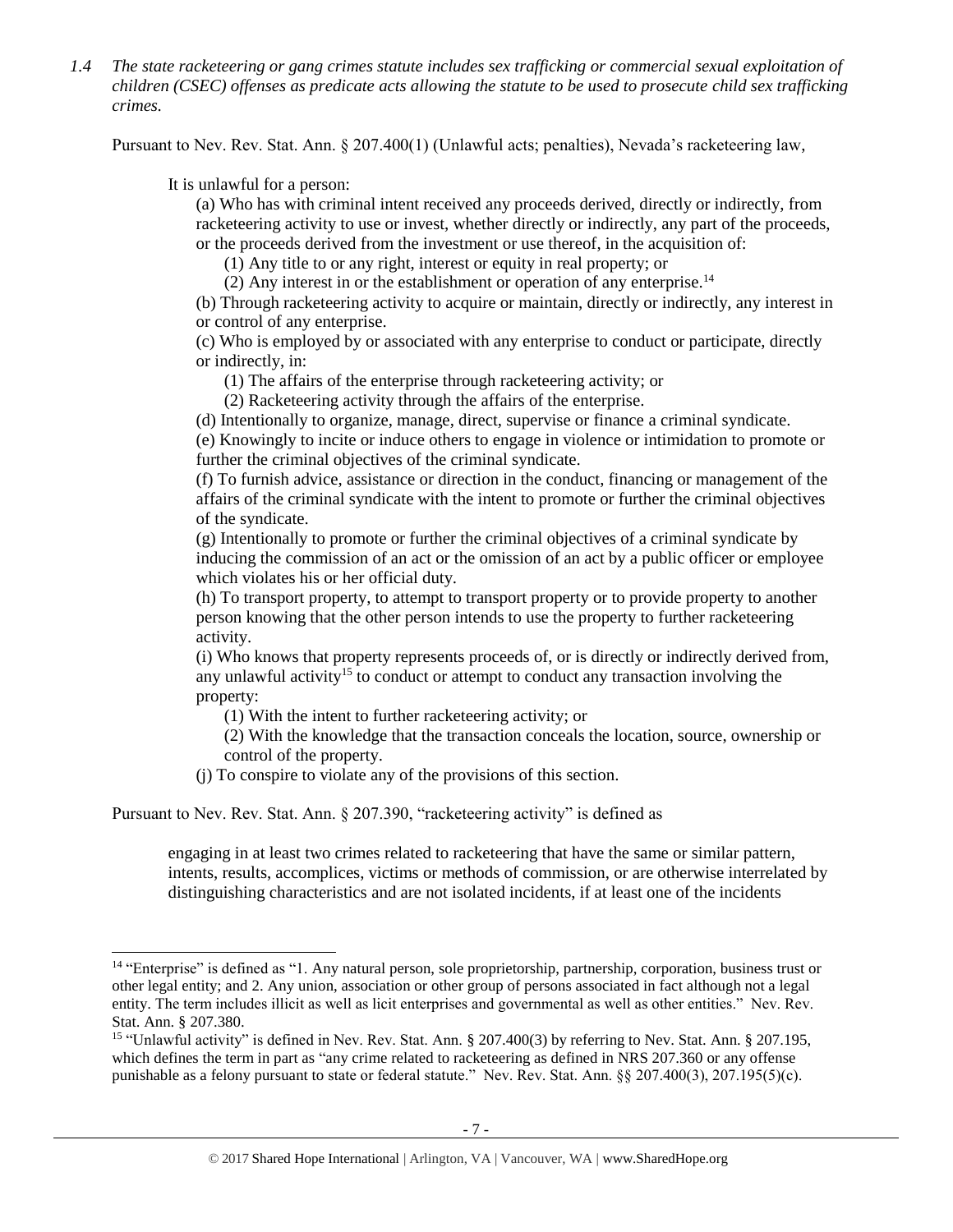*1.4 The state racketeering or gang crimes statute includes sex trafficking or commercial sexual exploitation of children (CSEC) offenses as predicate acts allowing the statute to be used to prosecute child sex trafficking crimes.*

Pursuant to Nev. Rev. Stat. Ann. § 207.400(1) (Unlawful acts; penalties), Nevada's racketeering law,

> It is unlawful for a person:
>
> (a) Who has with criminal intent received any proceeds derived, directly or indirectly, from racketeering activity to use or invest, whether directly or indirectly, any part of the proceeds, or the proceeds derived from the investment or use thereof, in the acquisition of:
>
> (1) Any title to or any right, interest or equity in real property; or
>
> (2) Any interest in or the establishment or operation of any enterprise.[14]
>
> (b) Through racketeering activity to acquire or maintain, directly or indirectly, any interest in or control of any enterprise.
>
> (c) Who is employed by or associated with any enterprise to conduct or participate, directly or indirectly, in:
>
> (1) The affairs of the enterprise through racketeering activity; or
>
> (2) Racketeering activity through the affairs of the enterprise.
>
> (d) Intentionally to organize, manage, direct, supervise or finance a criminal syndicate.
>
> (e) Knowingly to incite or induce others to engage in violence or intimidation to promote or further the criminal objectives of the criminal syndicate.
>
> (f) To furnish advice, assistance or direction in the conduct, financing or management of the affairs of the criminal syndicate with the intent to promote or further the criminal objectives of the syndicate.
>
> (g) Intentionally to promote or further the criminal objectives of a criminal syndicate by inducing the commission of an act or the omission of an act by a public officer or employee which violates his or her official duty.
>
> (h) To transport property, to attempt to transport property or to provide property to another person knowing that the other person intends to use the property to further racketeering activity.
>
> (i) Who knows that property represents proceeds of, or is directly or indirectly derived from, any unlawful activity[15] to conduct or attempt to conduct any transaction involving the property:
>
> (1) With the intent to further racketeering activity; or
>
> (2) With the knowledge that the transaction conceals the location, source, ownership or control of the property.
>
> (j) To conspire to violate any of the provisions of this section.

Pursuant to Nev. Rev. Stat. Ann. § 207.390, "racketeering activity" is defined as

> engaging in at least two crimes related to racketeering that have the same or similar pattern, intents, results, accomplices, victims or methods of commission, or are otherwise interrelated by distinguishing characteristics and are not isolated incidents, if at least one of the incidents

---

[14] "Enterprise" is defined as "1. Any natural person, sole proprietorship, partnership, corporation, business trust or other legal entity; and 2. Any union, association or other group of persons associated in fact although not a legal entity. The term includes illicit as well as licit enterprises and governmental as well as other entities." Nev. Rev. Stat. Ann. § 207.380.

[15] "Unlawful activity" is defined in Nev. Rev. Stat. Ann. § 207.400(3) by referring to Nev. Stat. Ann. § 207.195, which defines the term in part as "any crime related to racketeering as defined in NRS 207.360 or any offense punishable as a felony pursuant to state or federal statute." Nev. Rev. Stat. Ann. §§ 207.400(3), 207.195(5)(c).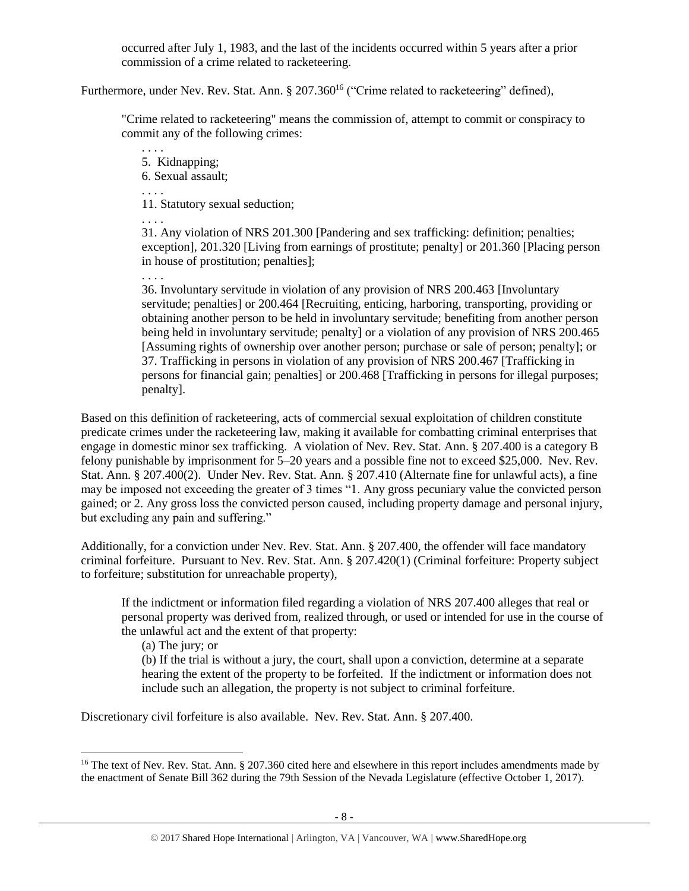occurred after July 1, 1983, and the last of the incidents occurred within 5 years after a prior commission of a crime related to racketeering.

Furthermore, under Nev. Rev. Stat. Ann. § 207.360[16] ("Crime related to racketeering" defined),

> "Crime related to racketeering" means the commission of, attempt to commit or conspiracy to commit any of the following crimes:
>
> . . . .
>
> 5. Kidnapping;
>
> 6. Sexual assault;
>
> . . . .
>
> 11. Statutory sexual seduction;
>
> . . . .
>
> 31. Any violation of NRS 201.300 [Pandering and sex trafficking: definition; penalties; exception], 201.320 [Living from earnings of prostitute; penalty] or 201.360 [Placing person in house of prostitution; penalties];
>
> . . . .
>
> 36. Involuntary servitude in violation of any provision of NRS 200.463 [Involuntary servitude; penalties] or 200.464 [Recruiting, enticing, harboring, transporting, providing or obtaining another person to be held in involuntary servitude; benefiting from another person being held in involuntary servitude; penalty] or a violation of any provision of NRS 200.465 [Assuming rights of ownership over another person; purchase or sale of person; penalty]; or
>
> 37. Trafficking in persons in violation of any provision of NRS 200.467 [Trafficking in persons for financial gain; penalties] or 200.468 [Trafficking in persons for illegal purposes; penalty].

Based on this definition of racketeering, acts of commercial sexual exploitation of children constitute predicate crimes under the racketeering law, making it available for combatting criminal enterprises that engage in domestic minor sex trafficking. A violation of Nev. Rev. Stat. Ann. § 207.400 is a category B felony punishable by imprisonment for 5–20 years and a possible fine not to exceed $25,000. Nev. Rev. Stat. Ann. § 207.400(2). Under Nev. Rev. Stat. Ann. § 207.410 (Alternate fine for unlawful acts), a fine may be imposed not exceeding the greater of 3 times "1. Any gross pecuniary value the convicted person gained; or 2. Any gross loss the convicted person caused, including property damage and personal injury, but excluding any pain and suffering."

Additionally, for a conviction under Nev. Rev. Stat. Ann. § 207.400, the offender will face mandatory criminal forfeiture. Pursuant to Nev. Rev. Stat. Ann. § 207.420(1) (Criminal forfeiture: Property subject to forfeiture; substitution for unreachable property),

> If the indictment or information filed regarding a violation of NRS 207.400 alleges that real or personal property was derived from, realized through, or used or intended for use in the course of the unlawful act and the extent of that property:
>
> (a) The jury; or
>
> (b) If the trial is without a jury, the court, shall upon a conviction, determine at a separate hearing the extent of the property to be forfeited. If the indictment or information does not include such an allegation, the property is not subject to criminal forfeiture.

Discretionary civil forfeiture is also available. Nev. Rev. Stat. Ann. § 207.400.

[16] The text of Nev. Rev. Stat. Ann. § 207.360 cited here and elsewhere in this report includes amendments made by the enactment of Senate Bill 362 during the 79th Session of the Nevada Legislature (effective October 1, 2017).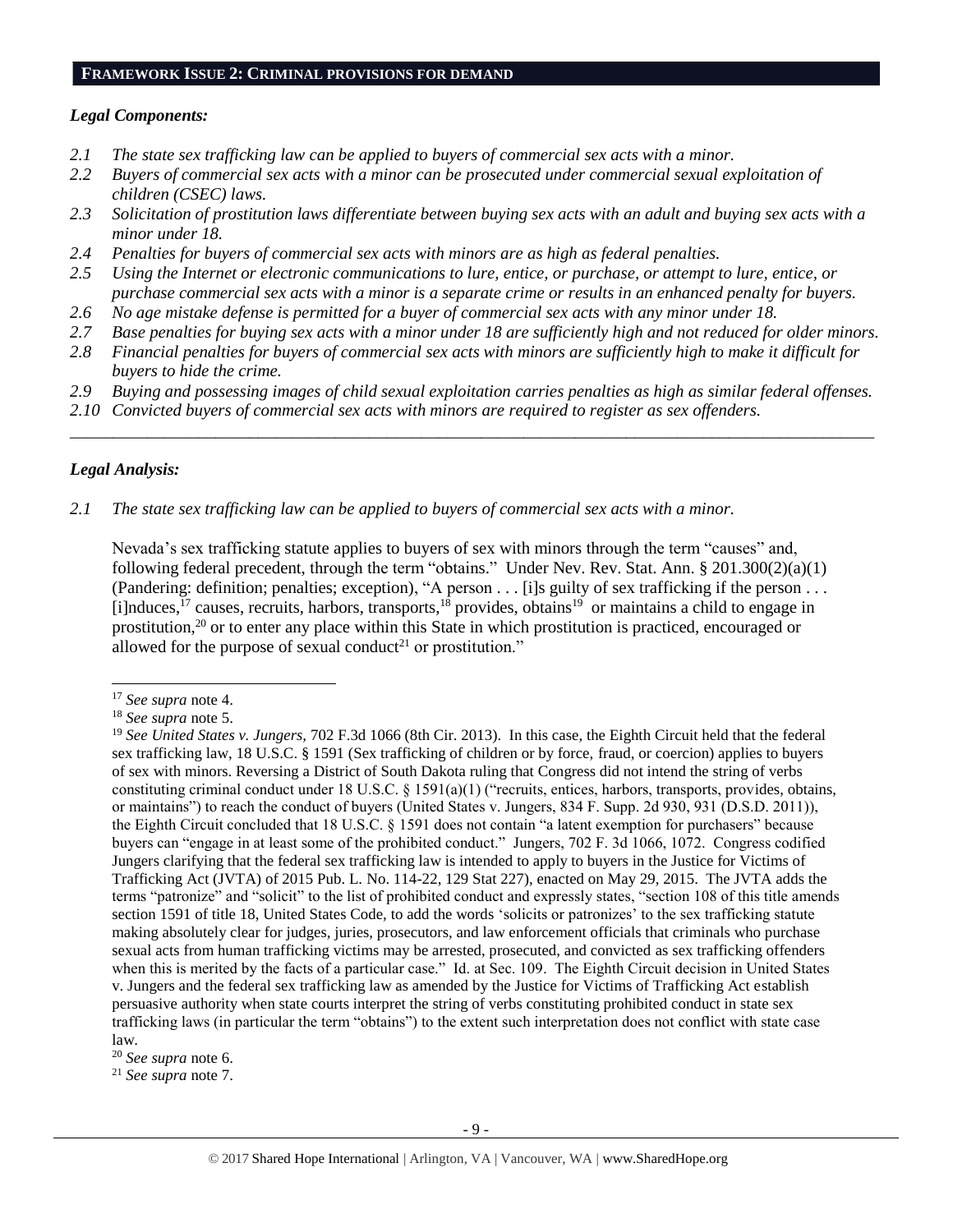## FRAMEWORK ISSUE 2: CRIMINAL PROVISIONS FOR DEMAND

### *Legal Components:*

*2.1 The state sex trafficking law can be applied to buyers of commercial sex acts with a minor.*

*2.2 Buyers of commercial sex acts with a minor can be prosecuted under commercial sexual exploitation of children (CSEC) laws.*

*2.3 Solicitation of prostitution laws differentiate between buying sex acts with an adult and buying sex acts with a minor under 18.*

*2.4 Penalties for buyers of commercial sex acts with minors are as high as federal penalties.*

*2.5 Using the Internet or electronic communications to lure, entice, or purchase, or attempt to lure, entice, or purchase commercial sex acts with a minor is a separate crime or results in an enhanced penalty for buyers.*

*2.6 No age mistake defense is permitted for a buyer of commercial sex acts with any minor under 18.*

*2.7 Base penalties for buying sex acts with a minor under 18 are sufficiently high and not reduced for older minors.*

*2.8 Financial penalties for buyers of commercial sex acts with minors are sufficiently high to make it difficult for buyers to hide the crime.*

*2.9 Buying and possessing images of child sexual exploitation carries penalties as high as similar federal offenses.*

*2.10 Convicted buyers of commercial sex acts with minors are required to register as sex offenders.*

---

### *Legal Analysis:*

*2.1 The state sex trafficking law can be applied to buyers of commercial sex acts with a minor.*

Nevada's sex trafficking statute applies to buyers of sex with minors through the term "causes" and, following federal precedent, through the term "obtains." Under Nev. Rev. Stat. Ann. § 201.300(2)(a)(1) (Pandering: definition; penalties; exception), "A person . . . [i]s guilty of sex trafficking if the person . . . [i]nduces,[17] causes, recruits, harbors, transports,[18] provides, obtains[19] or maintains a child to engage in prostitution,[20] or to enter any place within this State in which prostitution is practiced, encouraged or allowed for the purpose of sexual conduct[21] or prostitution."

---

[17] *See supra* note 4.

[18] *See supra* note 5.

[19] *See United States v. Jungers,* 702 F.3d 1066 (8th Cir. 2013). In this case, the Eighth Circuit held that the federal sex trafficking law, 18 U.S.C. § 1591 (Sex trafficking of children or by force, fraud, or coercion) applies to buyers of sex with minors. Reversing a District of South Dakota ruling that Congress did not intend the string of verbs constituting criminal conduct under 18 U.S.C. § 1591(a)(1) ("recruits, entices, harbors, transports, provides, obtains, or maintains") to reach the conduct of buyers (United States v. Jungers, 834 F. Supp. 2d 930, 931 (D.S.D. 2011)), the Eighth Circuit concluded that 18 U.S.C. § 1591 does not contain "a latent exemption for purchasers" because buyers can "engage in at least some of the prohibited conduct." Jungers, 702 F. 3d 1066, 1072. Congress codified Jungers clarifying that the federal sex trafficking law is intended to apply to buyers in the Justice for Victims of Trafficking Act (JVTA) of 2015 Pub. L. No. 114-22, 129 Stat 227), enacted on May 29, 2015. The JVTA adds the terms "patronize" and "solicit" to the list of prohibited conduct and expressly states, "section 108 of this title amends section 1591 of title 18, United States Code, to add the words 'solicits or patronizes' to the sex trafficking statute making absolutely clear for judges, juries, prosecutors, and law enforcement officials that criminals who purchase sexual acts from human trafficking victims may be arrested, prosecuted, and convicted as sex trafficking offenders when this is merited by the facts of a particular case." Id. at Sec. 109. The Eighth Circuit decision in United States v. Jungers and the federal sex trafficking law as amended by the Justice for Victims of Trafficking Act establish persuasive authority when state courts interpret the string of verbs constituting prohibited conduct in state sex trafficking laws (in particular the term "obtains") to the extent such interpretation does not conflict with state case law.

[20] *See supra* note 6.

[21] *See supra* note 7.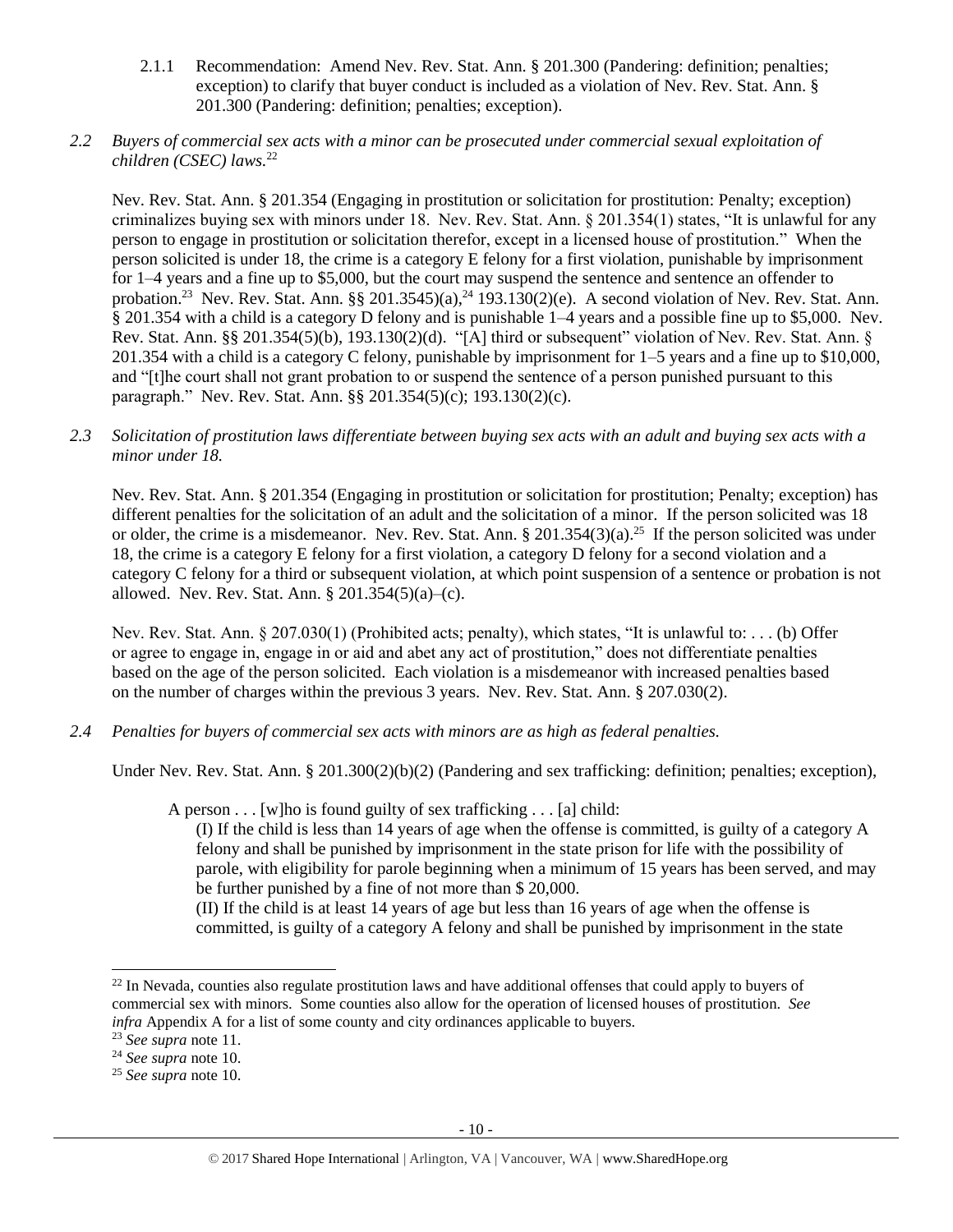2.1.1 Recommendation: Amend Nev. Rev. Stat. Ann. § 201.300 (Pandering: definition; penalties; exception) to clarify that buyer conduct is included as a violation of Nev. Rev. Stat. Ann. § 201.300 (Pandering: definition; penalties; exception).

*2.2 Buyers of commercial sex acts with a minor can be prosecuted under commercial sexual exploitation of children (CSEC) laws.*[22]

Nev. Rev. Stat. Ann. § 201.354 (Engaging in prostitution or solicitation for prostitution: Penalty; exception) criminalizes buying sex with minors under 18. Nev. Rev. Stat. Ann. § 201.354(1) states, "It is unlawful for any person to engage in prostitution or solicitation therefor, except in a licensed house of prostitution." When the person solicited is under 18, the crime is a category E felony for a first violation, punishable by imprisonment for 1–4 years and a fine up to $5,000, but the court may suspend the sentence and sentence an offender to probation.[23] Nev. Rev. Stat. Ann. §§ 201.3545)(a),[24] 193.130(2)(e). A second violation of Nev. Rev. Stat. Ann. § 201.354 with a child is a category D felony and is punishable 1–4 years and a possible fine up to $5,000. Nev. Rev. Stat. Ann. §§ 201.354(5)(b), 193.130(2)(d). "[A] third or subsequent" violation of Nev. Rev. Stat. Ann. § 201.354 with a child is a category C felony, punishable by imprisonment for 1–5 years and a fine up to $10,000, and "[t]he court shall not grant probation to or suspend the sentence of a person punished pursuant to this paragraph." Nev. Rev. Stat. Ann. §§ 201.354(5)(c); 193.130(2)(c).

*2.3 Solicitation of prostitution laws differentiate between buying sex acts with an adult and buying sex acts with a minor under 18.*

Nev. Rev. Stat. Ann. § 201.354 (Engaging in prostitution or solicitation for prostitution; Penalty; exception) has different penalties for the solicitation of an adult and the solicitation of a minor. If the person solicited was 18 or older, the crime is a misdemeanor. Nev. Rev. Stat. Ann. § 201.354(3)(a).[25] If the person solicited was under 18, the crime is a category E felony for a first violation, a category D felony for a second violation and a category C felony for a third or subsequent violation, at which point suspension of a sentence or probation is not allowed. Nev. Rev. Stat. Ann. § 201.354(5)(a)–(c).

Nev. Rev. Stat. Ann. § 207.030(1) (Prohibited acts; penalty), which states, "It is unlawful to: . . . (b) Offer or agree to engage in, engage in or aid and abet any act of prostitution," does not differentiate penalties based on the age of the person solicited. Each violation is a misdemeanor with increased penalties based on the number of charges within the previous 3 years. Nev. Rev. Stat. Ann. § 207.030(2).

*2.4 Penalties for buyers of commercial sex acts with minors are as high as federal penalties.*

Under Nev. Rev. Stat. Ann. § 201.300(2)(b)(2) (Pandering and sex trafficking: definition; penalties; exception),

> A person . . . [w]ho is found guilty of sex trafficking . . . [a] child:
>
> (I) If the child is less than 14 years of age when the offense is committed, is guilty of a category A felony and shall be punished by imprisonment in the state prison for life with the possibility of parole, with eligibility for parole beginning when a minimum of 15 years has been served, and may be further punished by a fine of not more than $ 20,000.
>
> (II) If the child is at least 14 years of age but less than 16 years of age when the offense is committed, is guilty of a category A felony and shall be punished by imprisonment in the state

---

[22] In Nevada, counties also regulate prostitution laws and have additional offenses that could apply to buyers of commercial sex with minors. Some counties also allow for the operation of licensed houses of prostitution. *See infra* Appendix A for a list of some county and city ordinances applicable to buyers.

[23] *See supra* note 11.

[24] *See supra* note 10.

[25] *See supra* note 10.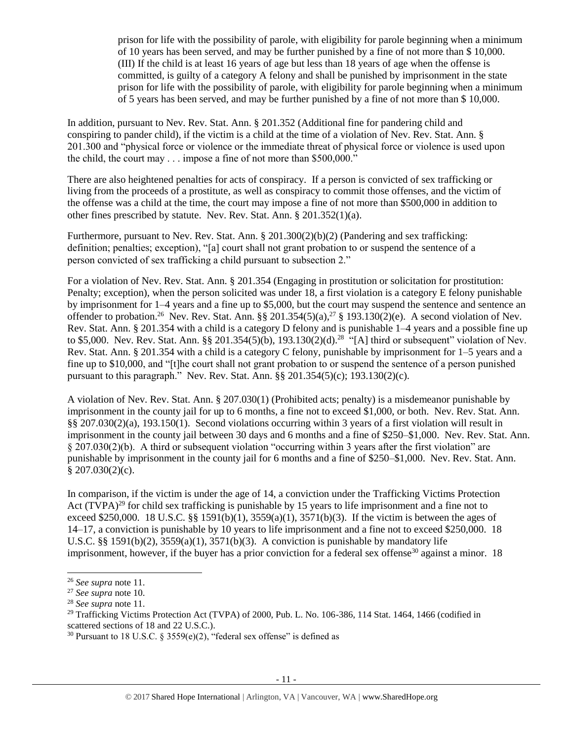> prison for life with the possibility of parole, with eligibility for parole beginning when a minimum of 10 years has been served, and may be further punished by a fine of not more than $ 10,000.
> (III) If the child is at least 16 years of age but less than 18 years of age when the offense is committed, is guilty of a category A felony and shall be punished by imprisonment in the state prison for life with the possibility of parole, with eligibility for parole beginning when a minimum of 5 years has been served, and may be further punished by a fine of not more than $ 10,000.

In addition, pursuant to Nev. Rev. Stat. Ann. § 201.352 (Additional fine for pandering child and conspiring to pander child), if the victim is a child at the time of a violation of Nev. Rev. Stat. Ann. § 201.300 and "physical force or violence or the immediate threat of physical force or violence is used upon the child, the court may . . . impose a fine of not more than $500,000."

There are also heightened penalties for acts of conspiracy. If a person is convicted of sex trafficking or living from the proceeds of a prostitute, as well as conspiracy to commit those offenses, and the victim of the offense was a child at the time, the court may impose a fine of not more than $500,000 in addition to other fines prescribed by statute. Nev. Rev. Stat. Ann. § 201.352(1)(a).

Furthermore, pursuant to Nev. Rev. Stat. Ann. § 201.300(2)(b)(2) (Pandering and sex trafficking: definition; penalties; exception), "[a] court shall not grant probation to or suspend the sentence of a person convicted of sex trafficking a child pursuant to subsection 2."

For a violation of Nev. Rev. Stat. Ann. § 201.354 (Engaging in prostitution or solicitation for prostitution: Penalty; exception), when the person solicited was under 18, a first violation is a category E felony punishable by imprisonment for 1–4 years and a fine up to $5,000, but the court may suspend the sentence and sentence an offender to probation.[26] Nev. Rev. Stat. Ann. §§ 201.354(5)(a),[27] § 193.130(2)(e). A second violation of Nev. Rev. Stat. Ann. § 201.354 with a child is a category D felony and is punishable 1–4 years and a possible fine up to $5,000. Nev. Rev. Stat. Ann. §§ 201.354(5)(b), 193.130(2)(d).[28] "[A] third or subsequent" violation of Nev. Rev. Stat. Ann. § 201.354 with a child is a category C felony, punishable by imprisonment for 1–5 years and a fine up to $10,000, and "[t]he court shall not grant probation to or suspend the sentence of a person punished pursuant to this paragraph." Nev. Rev. Stat. Ann. §§ 201.354(5)(c); 193.130(2)(c).

A violation of Nev. Rev. Stat. Ann. § 207.030(1) (Prohibited acts; penalty) is a misdemeanor punishable by imprisonment in the county jail for up to 6 months, a fine not to exceed $1,000, or both. Nev. Rev. Stat. Ann. §§ 207.030(2)(a), 193.150(1). Second violations occurring within 3 years of a first violation will result in imprisonment in the county jail between 30 days and 6 months and a fine of $250–$1,000. Nev. Rev. Stat. Ann. § 207.030(2)(b). A third or subsequent violation "occurring within 3 years after the first violation" are punishable by imprisonment in the county jail for 6 months and a fine of $250–$1,000. Nev. Rev. Stat. Ann. § 207.030(2)(c).

In comparison, if the victim is under the age of 14, a conviction under the Trafficking Victims Protection Act (TVPA)[29] for child sex trafficking is punishable by 15 years to life imprisonment and a fine not to exceed $250,000. 18 U.S.C. §§ 1591(b)(1), 3559(a)(1), 3571(b)(3). If the victim is between the ages of 14–17, a conviction is punishable by 10 years to life imprisonment and a fine not to exceed $250,000. 18 U.S.C. §§ 1591(b)(2), 3559(a)(1), 3571(b)(3). A conviction is punishable by mandatory life imprisonment, however, if the buyer has a prior conviction for a federal sex offense[30] against a minor. 18

---

[26] *See supra* note 11.

[27] *See supra* note 10.

[28] *See supra* note 11.

[29] Trafficking Victims Protection Act (TVPA) of 2000, Pub. L. No. 106-386, 114 Stat. 1464, 1466 (codified in scattered sections of 18 and 22 U.S.C.).

[30] Pursuant to 18 U.S.C. § 3559(e)(2), "federal sex offense" is defined as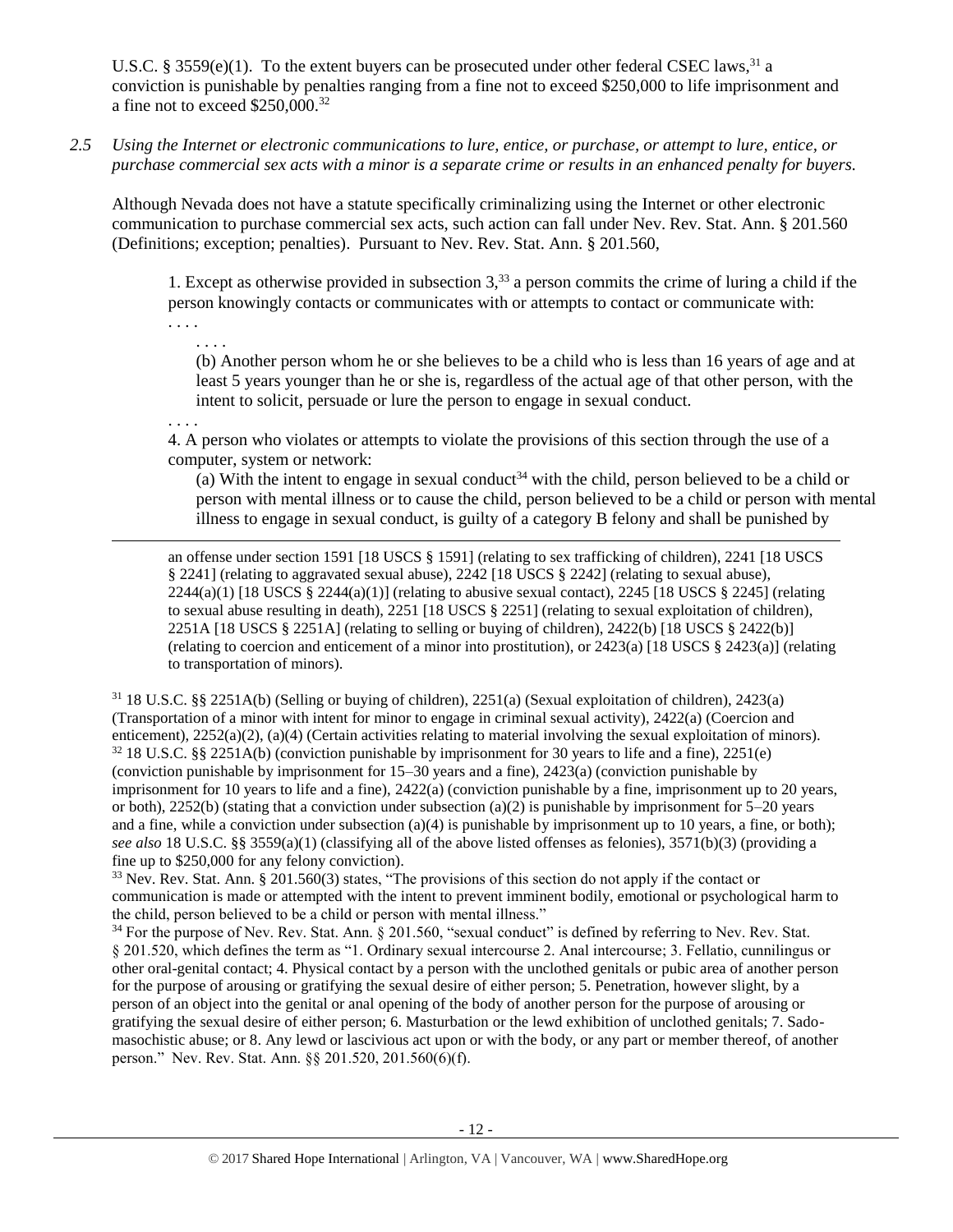U.S.C. § 3559(e)(1). To the extent buyers can be prosecuted under other federal CSEC laws,[31] a conviction is punishable by penalties ranging from a fine not to exceed $250,000 to life imprisonment and a fine not to exceed $250,000.[32]

*2.5 Using the Internet or electronic communications to lure, entice, or purchase, or attempt to lure, entice, or purchase commercial sex acts with a minor is a separate crime or results in an enhanced penalty for buyers.*

Although Nevada does not have a statute specifically criminalizing using the Internet or other electronic communication to purchase commercial sex acts, such action can fall under Nev. Rev. Stat. Ann. § 201.560 (Definitions; exception; penalties). Pursuant to Nev. Rev. Stat. Ann. § 201.560,

> 1. Except as otherwise provided in subsection 3,[33] a person commits the crime of luring a child if the person knowingly contacts or communicates with or attempts to contact or communicate with:
>
> . . . .
>
> . . . .
>
> (b) Another person whom he or she believes to be a child who is less than 16 years of age and at least 5 years younger than he or she is, regardless of the actual age of that other person, with the intent to solicit, persuade or lure the person to engage in sexual conduct.
>
> . . . .
>
> 4. A person who violates or attempts to violate the provisions of this section through the use of a computer, system or network:
>
> (a) With the intent to engage in sexual conduct[34] with the child, person believed to be a child or person with mental illness or to cause the child, person believed to be a child or person with mental illness to engage in sexual conduct, is guilty of a category B felony and shall be punished by

---

an offense under section 1591 [18 USCS § 1591] (relating to sex trafficking of children), 2241 [18 USCS § 2241] (relating to aggravated sexual abuse), 2242 [18 USCS § 2242] (relating to sexual abuse), 2244(a)(1) [18 USCS § 2244(a)(1)] (relating to abusive sexual contact), 2245 [18 USCS § 2245] (relating to sexual abuse resulting in death), 2251 [18 USCS § 2251] (relating to sexual exploitation of children), 2251A [18 USCS § 2251A] (relating to selling or buying of children), 2422(b) [18 USCS § 2422(b)] (relating to coercion and enticement of a minor into prostitution), or 2423(a) [18 USCS § 2423(a)] (relating to transportation of minors).

[31] 18 U.S.C. §§ 2251A(b) (Selling or buying of children), 2251(a) (Sexual exploitation of children), 2423(a) (Transportation of a minor with intent for minor to engage in criminal sexual activity), 2422(a) (Coercion and enticement), 2252(a)(2), (a)(4) (Certain activities relating to material involving the sexual exploitation of minors).

[32] 18 U.S.C. §§ 2251A(b) (conviction punishable by imprisonment for 30 years to life and a fine), 2251(e) (conviction punishable by imprisonment for 15–30 years and a fine), 2423(a) (conviction punishable by imprisonment for 10 years to life and a fine), 2422(a) (conviction punishable by a fine, imprisonment up to 20 years, or both), 2252(b) (stating that a conviction under subsection (a)(2) is punishable by imprisonment for 5–20 years and a fine, while a conviction under subsection (a)(4) is punishable by imprisonment up to 10 years, a fine, or both); *see also* 18 U.S.C. §§ 3559(a)(1) (classifying all of the above listed offenses as felonies), 3571(b)(3) (providing a fine up to $250,000 for any felony conviction).

[33] Nev. Rev. Stat. Ann. § 201.560(3) states, "The provisions of this section do not apply if the contact or communication is made or attempted with the intent to prevent imminent bodily, emotional or psychological harm to the child, person believed to be a child or person with mental illness."

[34] For the purpose of Nev. Rev. Stat. Ann. § 201.560, "sexual conduct" is defined by referring to Nev. Rev. Stat. § 201.520, which defines the term as "1. Ordinary sexual intercourse 2. Anal intercourse; 3. Fellatio, cunnilingus or other oral-genital contact; 4. Physical contact by a person with the unclothed genitals or pubic area of another person for the purpose of arousing or gratifying the sexual desire of either person; 5. Penetration, however slight, by a person of an object into the genital or anal opening of the body of another person for the purpose of arousing or gratifying the sexual desire of either person; 6. Masturbation or the lewd exhibition of unclothed genitals; 7. Sado-masochistic abuse; or 8. Any lewd or lascivious act upon or with the body, or any part or member thereof, of another person." Nev. Rev. Stat. Ann. §§ 201.520, 201.560(6)(f).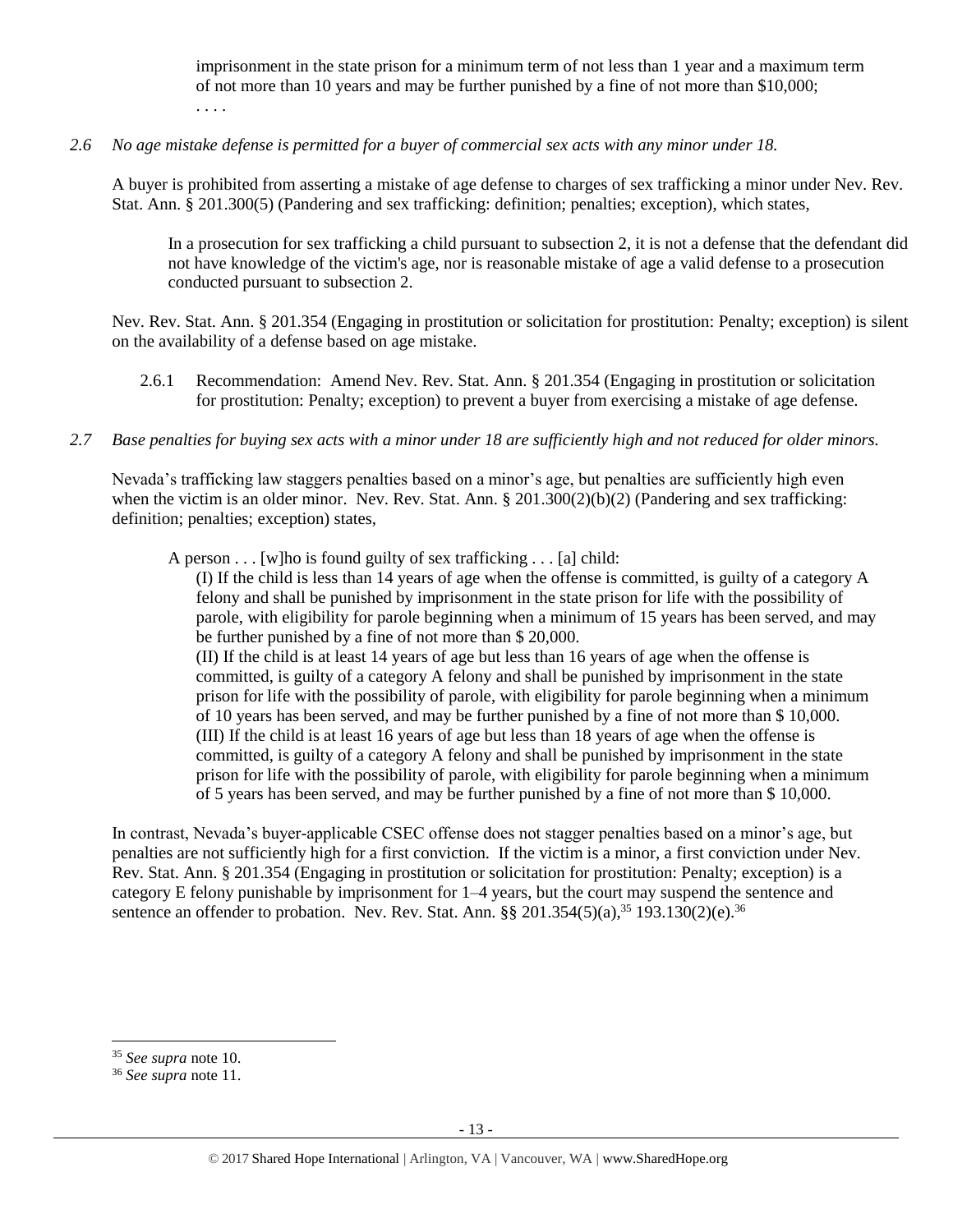> imprisonment in the state prison for a minimum term of not less than 1 year and a maximum term of not more than 10 years and may be further punished by a fine of not more than $10,000;
> . . . .

*2.6 No age mistake defense is permitted for a buyer of commercial sex acts with any minor under 18.*

A buyer is prohibited from asserting a mistake of age defense to charges of sex trafficking a minor under Nev. Rev. Stat. Ann. § 201.300(5) (Pandering and sex trafficking: definition; penalties; exception), which states,

> In a prosecution for sex trafficking a child pursuant to subsection 2, it is not a defense that the defendant did not have knowledge of the victim's age, nor is reasonable mistake of age a valid defense to a prosecution conducted pursuant to subsection 2.

Nev. Rev. Stat. Ann. § 201.354 (Engaging in prostitution or solicitation for prostitution: Penalty; exception) is silent on the availability of a defense based on age mistake.

> 2.6.1 Recommendation: Amend Nev. Rev. Stat. Ann. § 201.354 (Engaging in prostitution or solicitation for prostitution: Penalty; exception) to prevent a buyer from exercising a mistake of age defense.

*2.7 Base penalties for buying sex acts with a minor under 18 are sufficiently high and not reduced for older minors.*

Nevada's trafficking law staggers penalties based on a minor's age, but penalties are sufficiently high even when the victim is an older minor. Nev. Rev. Stat. Ann. § 201.300(2)(b)(2) (Pandering and sex trafficking: definition; penalties; exception) states,

> A person . . . [w]ho is found guilty of sex trafficking . . . [a] child:
>
> (I) If the child is less than 14 years of age when the offense is committed, is guilty of a category A felony and shall be punished by imprisonment in the state prison for life with the possibility of parole, with eligibility for parole beginning when a minimum of 15 years has been served, and may be further punished by a fine of not more than $ 20,000.
>
> (II) If the child is at least 14 years of age but less than 16 years of age when the offense is committed, is guilty of a category A felony and shall be punished by imprisonment in the state prison for life with the possibility of parole, with eligibility for parole beginning when a minimum of 10 years has been served, and may be further punished by a fine of not more than $ 10,000.
>
> (III) If the child is at least 16 years of age but less than 18 years of age when the offense is committed, is guilty of a category A felony and shall be punished by imprisonment in the state prison for life with the possibility of parole, with eligibility for parole beginning when a minimum of 5 years has been served, and may be further punished by a fine of not more than $ 10,000.

In contrast, Nevada's buyer-applicable CSEC offense does not stagger penalties based on a minor's age, but penalties are not sufficiently high for a first conviction. If the victim is a minor, a first conviction under Nev. Rev. Stat. Ann. § 201.354 (Engaging in prostitution or solicitation for prostitution: Penalty; exception) is a category E felony punishable by imprisonment for 1–4 years, but the court may suspend the sentence and sentence an offender to probation. Nev. Rev. Stat. Ann. §§ 201.354(5)(a),[35] 193.130(2)(e).[36]

---

[35] *See supra* note 10.

[36] *See supra* note 11.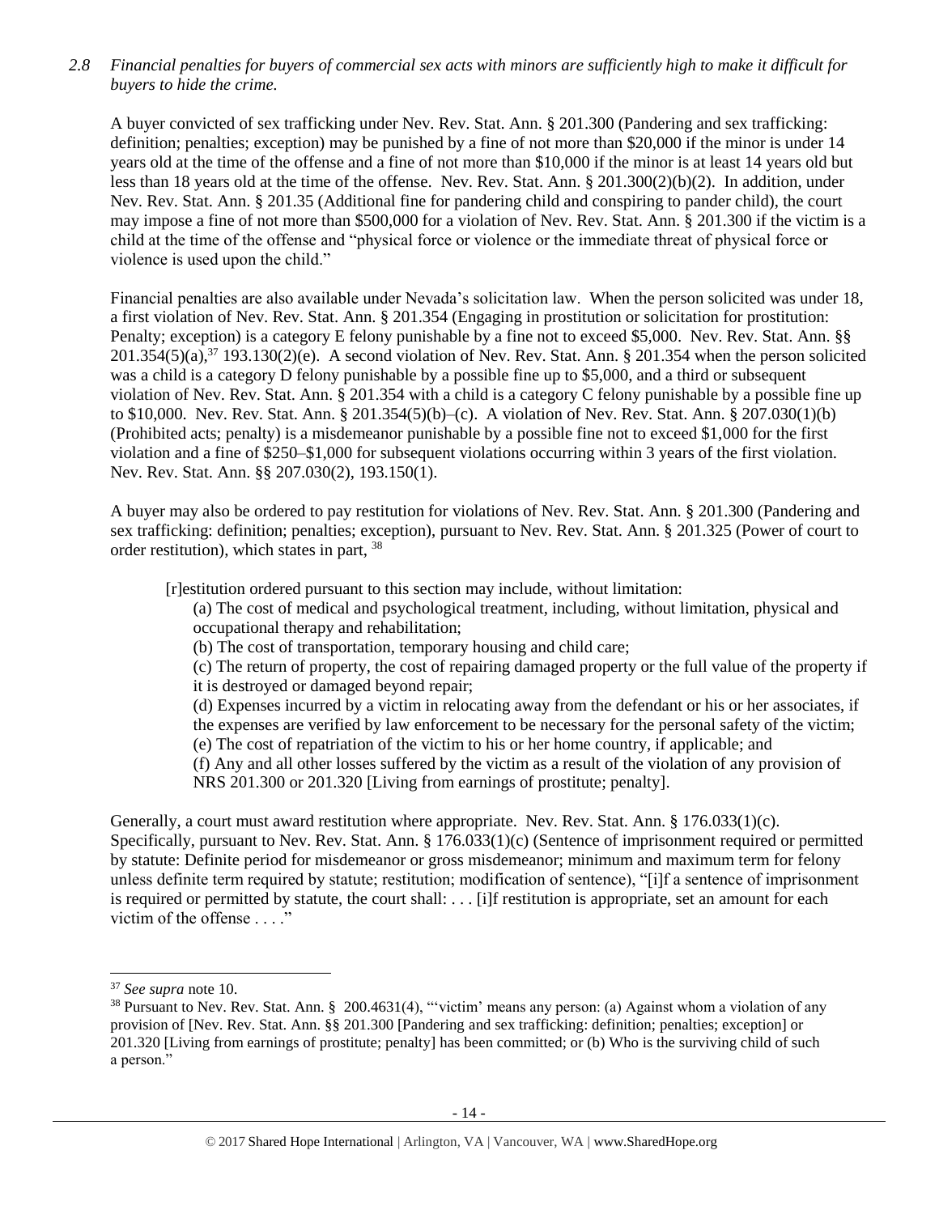*2.8 Financial penalties for buyers of commercial sex acts with minors are sufficiently high to make it difficult for buyers to hide the crime.*

A buyer convicted of sex trafficking under Nev. Rev. Stat. Ann. § 201.300 (Pandering and sex trafficking: definition; penalties; exception) may be punished by a fine of not more than $20,000 if the minor is under 14 years old at the time of the offense and a fine of not more than $10,000 if the minor is at least 14 years old but less than 18 years old at the time of the offense. Nev. Rev. Stat. Ann. § 201.300(2)(b)(2). In addition, under Nev. Rev. Stat. Ann. § 201.35 (Additional fine for pandering child and conspiring to pander child), the court may impose a fine of not more than $500,000 for a violation of Nev. Rev. Stat. Ann. § 201.300 if the victim is a child at the time of the offense and "physical force or violence or the immediate threat of physical force or violence is used upon the child."

Financial penalties are also available under Nevada's solicitation law. When the person solicited was under 18, a first violation of Nev. Rev. Stat. Ann. § 201.354 (Engaging in prostitution or solicitation for prostitution: Penalty; exception) is a category E felony punishable by a fine not to exceed $5,000. Nev. Rev. Stat. Ann. §§ 201.354(5)(a),[37] 193.130(2)(e). A second violation of Nev. Rev. Stat. Ann. § 201.354 when the person solicited was a child is a category D felony punishable by a possible fine up to $5,000, and a third or subsequent violation of Nev. Rev. Stat. Ann. § 201.354 with a child is a category C felony punishable by a possible fine up to $10,000. Nev. Rev. Stat. Ann. § 201.354(5)(b)–(c). A violation of Nev. Rev. Stat. Ann. § 207.030(1)(b) (Prohibited acts; penalty) is a misdemeanor punishable by a possible fine not to exceed $1,000 for the first violation and a fine of $250–$1,000 for subsequent violations occurring within 3 years of the first violation. Nev. Rev. Stat. Ann. §§ 207.030(2), 193.150(1).

A buyer may also be ordered to pay restitution for violations of Nev. Rev. Stat. Ann. § 201.300 (Pandering and sex trafficking: definition; penalties; exception), pursuant to Nev. Rev. Stat. Ann. § 201.325 (Power of court to order restitution), which states in part, [38]

> [r]estitution ordered pursuant to this section may include, without limitation:
>
> (a) The cost of medical and psychological treatment, including, without limitation, physical and occupational therapy and rehabilitation;
>
> (b) The cost of transportation, temporary housing and child care;
>
> (c) The return of property, the cost of repairing damaged property or the full value of the property if it is destroyed or damaged beyond repair;
>
> (d) Expenses incurred by a victim in relocating away from the defendant or his or her associates, if the expenses are verified by law enforcement to be necessary for the personal safety of the victim;
>
> (e) The cost of repatriation of the victim to his or her home country, if applicable; and
>
> (f) Any and all other losses suffered by the victim as a result of the violation of any provision of NRS 201.300 or 201.320 [Living from earnings of prostitute; penalty].

Generally, a court must award restitution where appropriate. Nev. Rev. Stat. Ann. § 176.033(1)(c). Specifically, pursuant to Nev. Rev. Stat. Ann. § 176.033(1)(c) (Sentence of imprisonment required or permitted by statute: Definite period for misdemeanor or gross misdemeanor; minimum and maximum term for felony unless definite term required by statute; restitution; modification of sentence), "[i]f a sentence of imprisonment is required or permitted by statute, the court shall: . . . [i]f restitution is appropriate, set an amount for each victim of the offense . . . ."

---

[37] *See supra* note 10.

[38] Pursuant to Nev. Rev. Stat. Ann. § 200.4631(4), "'victim' means any person: (a) Against whom a violation of any provision of [Nev. Rev. Stat. Ann. §§ 201.300 [Pandering and sex trafficking: definition; penalties; exception] or 201.320 [Living from earnings of prostitute; penalty] has been committed; or (b) Who is the surviving child of such a person."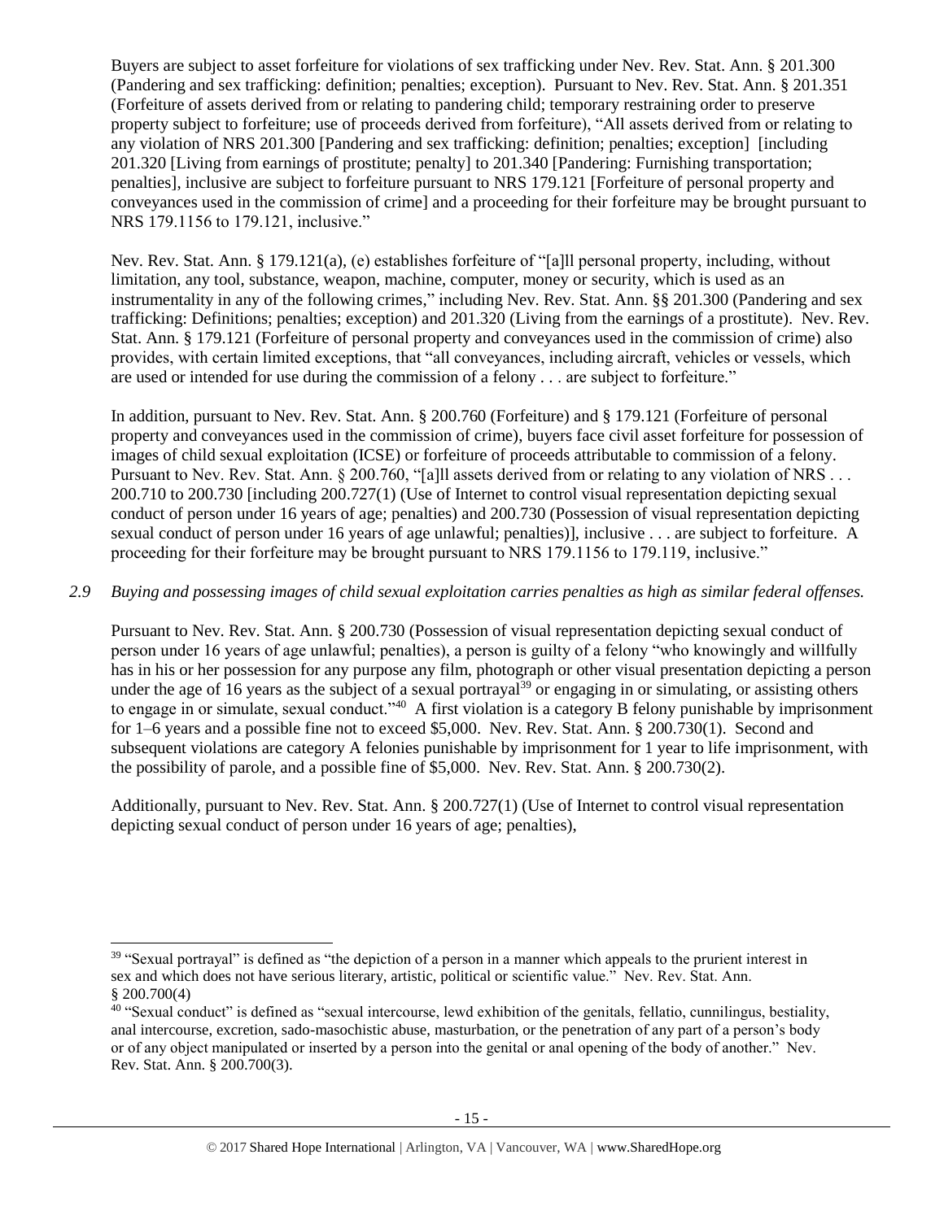Buyers are subject to asset forfeiture for violations of sex trafficking under Nev. Rev. Stat. Ann. § 201.300 (Pandering and sex trafficking: definition; penalties; exception). Pursuant to Nev. Rev. Stat. Ann. § 201.351 (Forfeiture of assets derived from or relating to pandering child; temporary restraining order to preserve property subject to forfeiture; use of proceeds derived from forfeiture), "All assets derived from or relating to any violation of NRS 201.300 [Pandering and sex trafficking: definition; penalties; exception] [including 201.320 [Living from earnings of prostitute; penalty] to 201.340 [Pandering: Furnishing transportation; penalties], inclusive are subject to forfeiture pursuant to NRS 179.121 [Forfeiture of personal property and conveyances used in the commission of crime] and a proceeding for their forfeiture may be brought pursuant to NRS 179.1156 to 179.121, inclusive."

Nev. Rev. Stat. Ann. § 179.121(a), (e) establishes forfeiture of "[a]ll personal property, including, without limitation, any tool, substance, weapon, machine, computer, money or security, which is used as an instrumentality in any of the following crimes," including Nev. Rev. Stat. Ann. §§ 201.300 (Pandering and sex trafficking: Definitions; penalties; exception) and 201.320 (Living from the earnings of a prostitute). Nev. Rev. Stat. Ann. § 179.121 (Forfeiture of personal property and conveyances used in the commission of crime) also provides, with certain limited exceptions, that "all conveyances, including aircraft, vehicles or vessels, which are used or intended for use during the commission of a felony . . . are subject to forfeiture."

In addition, pursuant to Nev. Rev. Stat. Ann. § 200.760 (Forfeiture) and § 179.121 (Forfeiture of personal property and conveyances used in the commission of crime), buyers face civil asset forfeiture for possession of images of child sexual exploitation (ICSE) or forfeiture of proceeds attributable to commission of a felony. Pursuant to Nev. Rev. Stat. Ann. § 200.760, "[a]ll assets derived from or relating to any violation of NRS . . . 200.710 to 200.730 [including 200.727(1) (Use of Internet to control visual representation depicting sexual conduct of person under 16 years of age; penalties) and 200.730 (Possession of visual representation depicting sexual conduct of person under 16 years of age unlawful; penalties)], inclusive . . . are subject to forfeiture. A proceeding for their forfeiture may be brought pursuant to NRS 179.1156 to 179.119, inclusive."

*2.9 Buying and possessing images of child sexual exploitation carries penalties as high as similar federal offenses.*

Pursuant to Nev. Rev. Stat. Ann. § 200.730 (Possession of visual representation depicting sexual conduct of person under 16 years of age unlawful; penalties), a person is guilty of a felony "who knowingly and willfully has in his or her possession for any purpose any film, photograph or other visual presentation depicting a person under the age of 16 years as the subject of a sexual portrayal[39] or engaging in or simulating, or assisting others to engage in or simulate, sexual conduct."[40] A first violation is a category B felony punishable by imprisonment for 1–6 years and a possible fine not to exceed $5,000. Nev. Rev. Stat. Ann. § 200.730(1). Second and subsequent violations are category A felonies punishable by imprisonment for 1 year to life imprisonment, with the possibility of parole, and a possible fine of $5,000. Nev. Rev. Stat. Ann. § 200.730(2).

Additionally, pursuant to Nev. Rev. Stat. Ann. § 200.727(1) (Use of Internet to control visual representation depicting sexual conduct of person under 16 years of age; penalties),

---

[39] "Sexual portrayal" is defined as "the depiction of a person in a manner which appeals to the prurient interest in sex and which does not have serious literary, artistic, political or scientific value." Nev. Rev. Stat. Ann. § 200.700(4)

[40] "Sexual conduct" is defined as "sexual intercourse, lewd exhibition of the genitals, fellatio, cunnilingus, bestiality, anal intercourse, excretion, sado-masochistic abuse, masturbation, or the penetration of any part of a person's body or of any object manipulated or inserted by a person into the genital or anal opening of the body of another." Nev. Rev. Stat. Ann. § 200.700(3).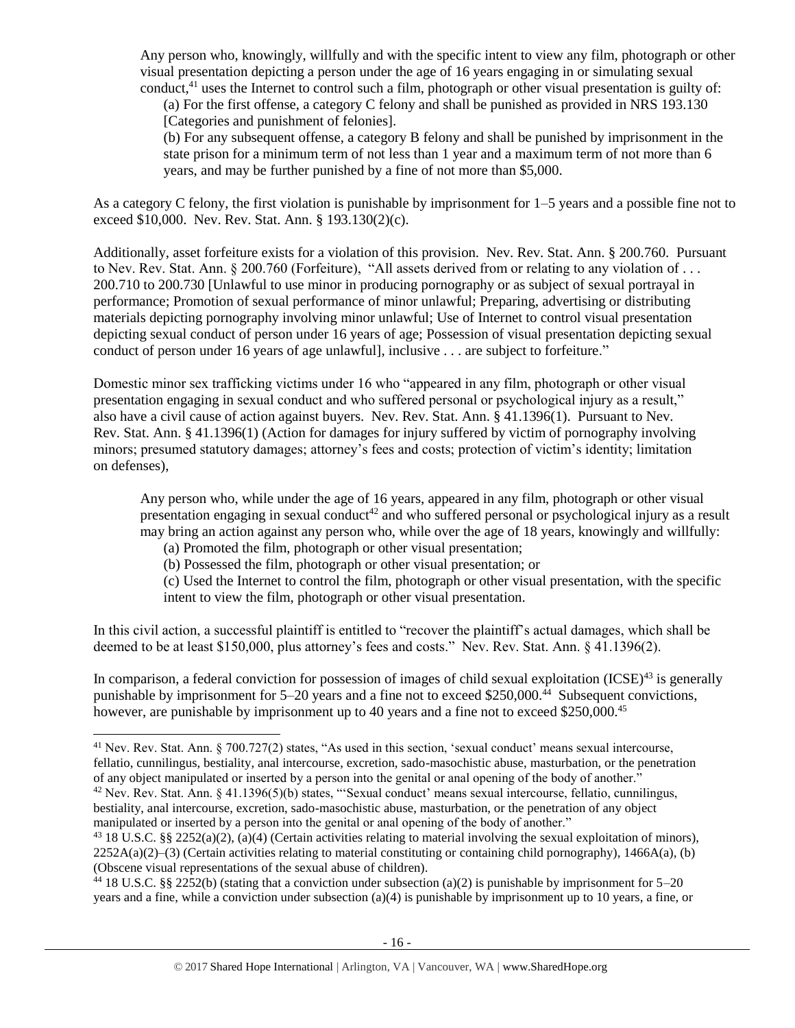> Any person who, knowingly, willfully and with the specific intent to view any film, photograph or other visual presentation depicting a person under the age of 16 years engaging in or simulating sexual conduct,[41] uses the Internet to control such a film, photograph or other visual presentation is guilty of:
>
> (a) For the first offense, a category C felony and shall be punished as provided in NRS 193.130 [Categories and punishment of felonies].
>
> (b) For any subsequent offense, a category B felony and shall be punished by imprisonment in the state prison for a minimum term of not less than 1 year and a maximum term of not more than 6 years, and may be further punished by a fine of not more than $5,000.

As a category C felony, the first violation is punishable by imprisonment for 1–5 years and a possible fine not to exceed $10,000. Nev. Rev. Stat. Ann. § 193.130(2)(c).

Additionally, asset forfeiture exists for a violation of this provision. Nev. Rev. Stat. Ann. § 200.760. Pursuant to Nev. Rev. Stat. Ann. § 200.760 (Forfeiture), "All assets derived from or relating to any violation of . . . 200.710 to 200.730 [Unlawful to use minor in producing pornography or as subject of sexual portrayal in performance; Promotion of sexual performance of minor unlawful; Preparing, advertising or distributing materials depicting pornography involving minor unlawful; Use of Internet to control visual presentation depicting sexual conduct of person under 16 years of age; Possession of visual presentation depicting sexual conduct of person under 16 years of age unlawful], inclusive . . . are subject to forfeiture."

Domestic minor sex trafficking victims under 16 who "appeared in any film, photograph or other visual presentation engaging in sexual conduct and who suffered personal or psychological injury as a result," also have a civil cause of action against buyers. Nev. Rev. Stat. Ann. § 41.1396(1). Pursuant to Nev. Rev. Stat. Ann. § 41.1396(1) (Action for damages for injury suffered by victim of pornography involving minors; presumed statutory damages; attorney's fees and costs; protection of victim's identity; limitation on defenses),

> Any person who, while under the age of 16 years, appeared in any film, photograph or other visual presentation engaging in sexual conduct[42] and who suffered personal or psychological injury as a result may bring an action against any person who, while over the age of 18 years, knowingly and willfully:
>
> (a) Promoted the film, photograph or other visual presentation;
>
> (b) Possessed the film, photograph or other visual presentation; or
>
> (c) Used the Internet to control the film, photograph or other visual presentation, with the specific intent to view the film, photograph or other visual presentation.

In this civil action, a successful plaintiff is entitled to "recover the plaintiff's actual damages, which shall be deemed to be at least $150,000, plus attorney's fees and costs." Nev. Rev. Stat. Ann. § 41.1396(2).

In comparison, a federal conviction for possession of images of child sexual exploitation (ICSE)[43] is generally punishable by imprisonment for 5–20 years and a fine not to exceed $250,000.[44] Subsequent convictions, however, are punishable by imprisonment up to 40 years and a fine not to exceed $250,000.[45]

---

[41] Nev. Rev. Stat. Ann. § 700.727(2) states, "As used in this section, 'sexual conduct' means sexual intercourse, fellatio, cunnilingus, bestiality, anal intercourse, excretion, sado-masochistic abuse, masturbation, or the penetration of any object manipulated or inserted by a person into the genital or anal opening of the body of another."

[42] Nev. Rev. Stat. Ann. § 41.1396(5)(b) states, "'Sexual conduct' means sexual intercourse, fellatio, cunnilingus, bestiality, anal intercourse, excretion, sado-masochistic abuse, masturbation, or the penetration of any object manipulated or inserted by a person into the genital or anal opening of the body of another."

[43] 18 U.S.C. §§ 2252(a)(2), (a)(4) (Certain activities relating to material involving the sexual exploitation of minors), 2252A(a)(2)–(3) (Certain activities relating to material constituting or containing child pornography), 1466A(a), (b) (Obscene visual representations of the sexual abuse of children).

[44] 18 U.S.C. §§ 2252(b) (stating that a conviction under subsection (a)(2) is punishable by imprisonment for 5–20 years and a fine, while a conviction under subsection (a)(4) is punishable by imprisonment up to 10 years, a fine, or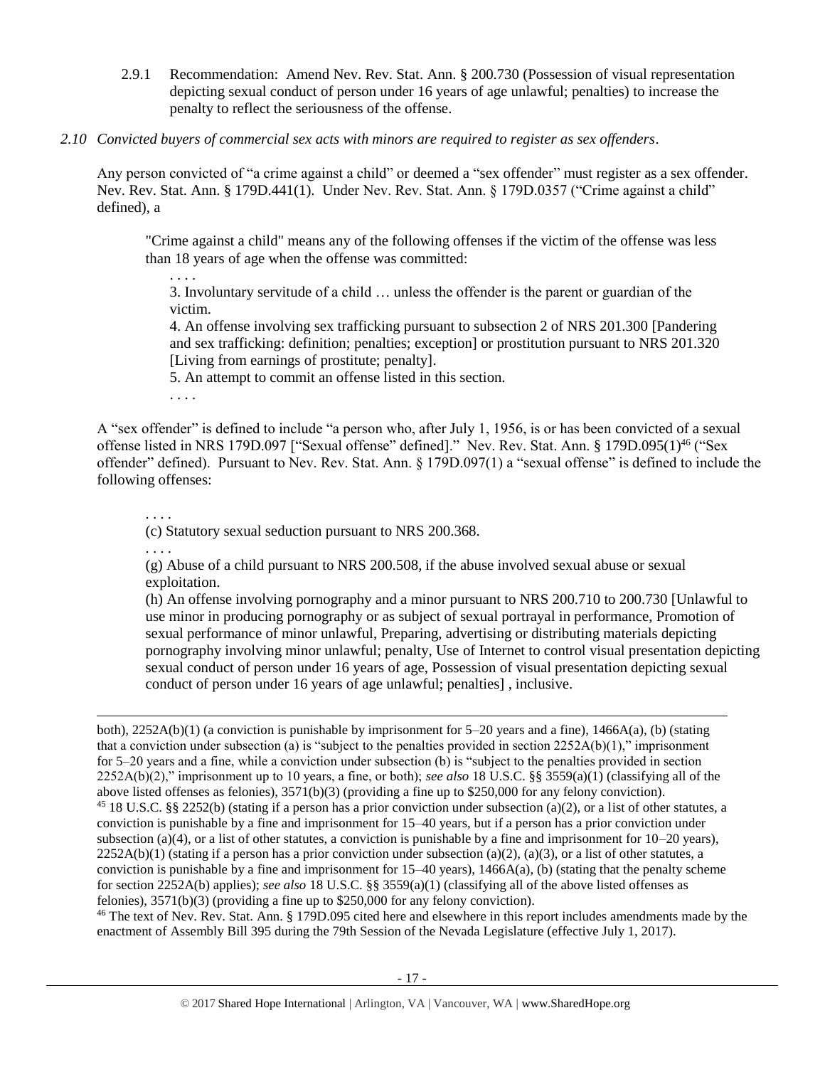2.9.1 Recommendation: Amend Nev. Rev. Stat. Ann. § 200.730 (Possession of visual representation depicting sexual conduct of person under 16 years of age unlawful; penalties) to increase the penalty to reflect the seriousness of the offense.

*2.10 Convicted buyers of commercial sex acts with minors are required to register as sex offenders*.

Any person convicted of "a crime against a child" or deemed a "sex offender" must register as a sex offender. Nev. Rev. Stat. Ann. § 179D.441(1). Under Nev. Rev. Stat. Ann. § 179D.0357 ("Crime against a child" defined), a

> "Crime against a child" means any of the following offenses if the victim of the offense was less than 18 years of age when the offense was committed:
>
> . . . .
>
> 3. Involuntary servitude of a child … unless the offender is the parent or guardian of the victim.
>
> 4. An offense involving sex trafficking pursuant to subsection 2 of NRS 201.300 [Pandering and sex trafficking: definition; penalties; exception] or prostitution pursuant to NRS 201.320 [Living from earnings of prostitute; penalty].
>
> 5. An attempt to commit an offense listed in this section.
>
> . . . .

A "sex offender" is defined to include "a person who, after July 1, 1956, is or has been convicted of a sexual offense listed in NRS 179D.097 ["Sexual offense" defined]." Nev. Rev. Stat. Ann. § 179D.095(1)[46] ("Sex offender" defined). Pursuant to Nev. Rev. Stat. Ann. § 179D.097(1) a "sexual offense" is defined to include the following offenses:

> . . . .
>
> (c) Statutory sexual seduction pursuant to NRS 200.368.
>
> . . . .
>
> (g) Abuse of a child pursuant to NRS 200.508, if the abuse involved sexual abuse or sexual exploitation.
>
> (h) An offense involving pornography and a minor pursuant to NRS 200.710 to 200.730 [Unlawful to use minor in producing pornography or as subject of sexual portrayal in performance, Promotion of sexual performance of minor unlawful, Preparing, advertising or distributing materials depicting pornography involving minor unlawful; penalty, Use of Internet to control visual presentation depicting sexual conduct of person under 16 years of age, Possession of visual presentation depicting sexual conduct of person under 16 years of age unlawful; penalties] , inclusive.

---

both), 2252A(b)(1) (a conviction is punishable by imprisonment for 5–20 years and a fine), 1466A(a), (b) (stating that a conviction under subsection (a) is "subject to the penalties provided in section 2252A(b)(1)," imprisonment for 5–20 years and a fine, while a conviction under subsection (b) is "subject to the penalties provided in section 2252A(b)(2)," imprisonment up to 10 years, a fine, or both); *see also* 18 U.S.C. §§ 3559(a)(1) (classifying all of the above listed offenses as felonies), 3571(b)(3) (providing a fine up to $250,000 for any felony conviction).

[45] 18 U.S.C. §§ 2252(b) (stating if a person has a prior conviction under subsection (a)(2), or a list of other statutes, a conviction is punishable by a fine and imprisonment for 15–40 years, but if a person has a prior conviction under subsection (a)(4), or a list of other statutes, a conviction is punishable by a fine and imprisonment for 10–20 years), 2252A(b)(1) (stating if a person has a prior conviction under subsection (a)(2), (a)(3), or a list of other statutes, a conviction is punishable by a fine and imprisonment for 15–40 years), 1466A(a), (b) (stating that the penalty scheme for section 2252A(b) applies); *see also* 18 U.S.C. §§ 3559(a)(1) (classifying all of the above listed offenses as felonies), 3571(b)(3) (providing a fine up to $250,000 for any felony conviction).

[46] The text of Nev. Rev. Stat. Ann. § 179D.095 cited here and elsewhere in this report includes amendments made by the enactment of Assembly Bill 395 during the 79th Session of the Nevada Legislature (effective July 1, 2017).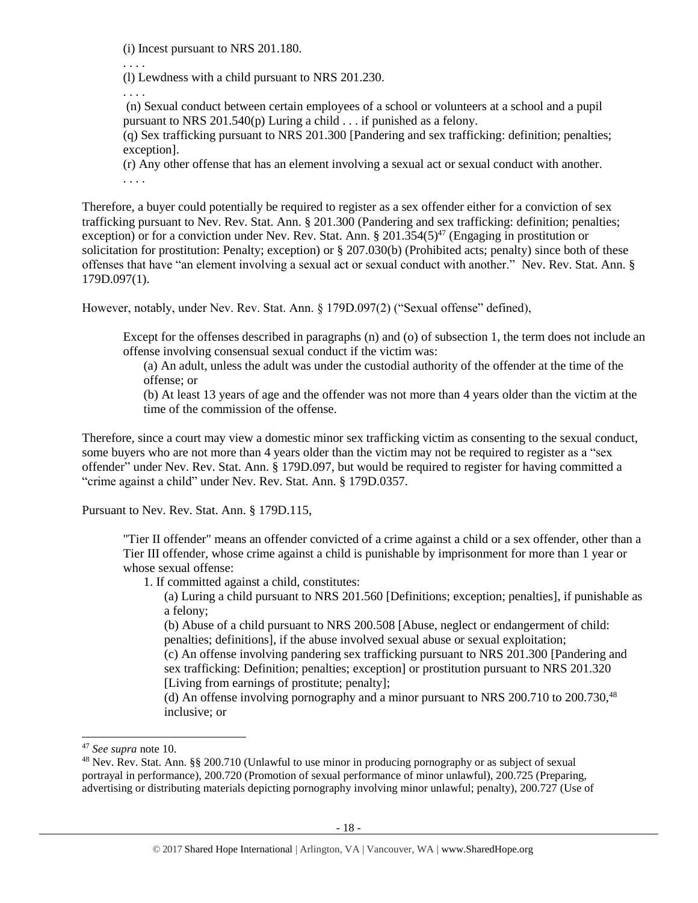> (i) Incest pursuant to NRS 201.180.
>
> . . . .
>
> (l) Lewdness with a child pursuant to NRS 201.230.
>
> . . . .
>
> (n) Sexual conduct between certain employees of a school or volunteers at a school and a pupil pursuant to NRS 201.540(p) Luring a child . . . if punished as a felony.
>
> (q) Sex trafficking pursuant to NRS 201.300 [Pandering and sex trafficking: definition; penalties; exception].
>
> (r) Any other offense that has an element involving a sexual act or sexual conduct with another.
>
> . . . .

Therefore, a buyer could potentially be required to register as a sex offender either for a conviction of sex trafficking pursuant to Nev. Rev. Stat. Ann. § 201.300 (Pandering and sex trafficking: definition; penalties; exception) or for a conviction under Nev. Rev. Stat. Ann. § 201.354(5)[47] (Engaging in prostitution or solicitation for prostitution: Penalty; exception) or § 207.030(b) (Prohibited acts; penalty) since both of these offenses that have "an element involving a sexual act or sexual conduct with another." Nev. Rev. Stat. Ann. § 179D.097(1).

However, notably, under Nev. Rev. Stat. Ann. § 179D.097(2) ("Sexual offense" defined),

> Except for the offenses described in paragraphs (n) and (o) of subsection 1, the term does not include an offense involving consensual sexual conduct if the victim was:
>
> (a) An adult, unless the adult was under the custodial authority of the offender at the time of the offense; or
>
> (b) At least 13 years of age and the offender was not more than 4 years older than the victim at the time of the commission of the offense.

Therefore, since a court may view a domestic minor sex trafficking victim as consenting to the sexual conduct, some buyers who are not more than 4 years older than the victim may not be required to register as a "sex offender" under Nev. Rev. Stat. Ann. § 179D.097, but would be required to register for having committed a "crime against a child" under Nev. Rev. Stat. Ann. § 179D.0357.

Pursuant to Nev. Rev. Stat. Ann. § 179D.115,

> "Tier II offender" means an offender convicted of a crime against a child or a sex offender, other than a Tier III offender, whose crime against a child is punishable by imprisonment for more than 1 year or whose sexual offense:
>
> 1. If committed against a child, constitutes:
>
> (a) Luring a child pursuant to NRS 201.560 [Definitions; exception; penalties], if punishable as a felony;
>
> (b) Abuse of a child pursuant to NRS 200.508 [Abuse, neglect or endangerment of child: penalties; definitions], if the abuse involved sexual abuse or sexual exploitation;
>
> (c) An offense involving pandering sex trafficking pursuant to NRS 201.300 [Pandering and sex trafficking: Definition; penalties; exception] or prostitution pursuant to NRS 201.320 [Living from earnings of prostitute; penalty];
>
> (d) An offense involving pornography and a minor pursuant to NRS 200.710 to 200.730,[48] inclusive; or

---

[47] *See supra* note 10.

[48] Nev. Rev. Stat. Ann. §§ 200.710 (Unlawful to use minor in producing pornography or as subject of sexual portrayal in performance), 200.720 (Promotion of sexual performance of minor unlawful), 200.725 (Preparing, advertising or distributing materials depicting pornography involving minor unlawful; penalty), 200.727 (Use of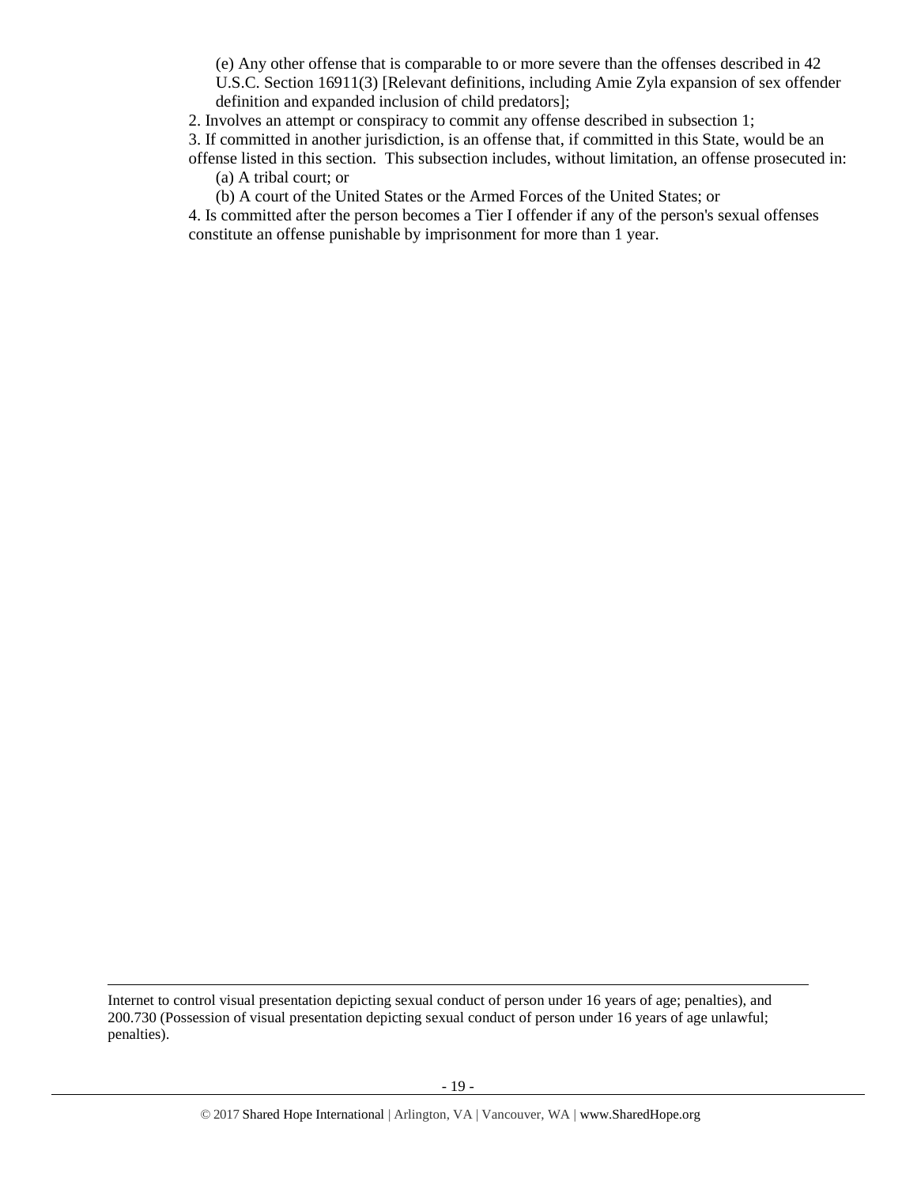(e) Any other offense that is comparable to or more severe than the offenses described in 42 U.S.C. Section 16911(3) [Relevant definitions, including Amie Zyla expansion of sex offender definition and expanded inclusion of child predators];

2. Involves an attempt or conspiracy to commit any offense described in subsection 1;

3. If committed in another jurisdiction, is an offense that, if committed in this State, would be an offense listed in this section. This subsection includes, without limitation, an offense prosecuted in:

(a) A tribal court; or

(b) A court of the United States or the Armed Forces of the United States; or

4. Is committed after the person becomes a Tier I offender if any of the person's sexual offenses constitute an offense punishable by imprisonment for more than 1 year.

---

Internet to control visual presentation depicting sexual conduct of person under 16 years of age; penalties), and 200.730 (Possession of visual presentation depicting sexual conduct of person under 16 years of age unlawful; penalties).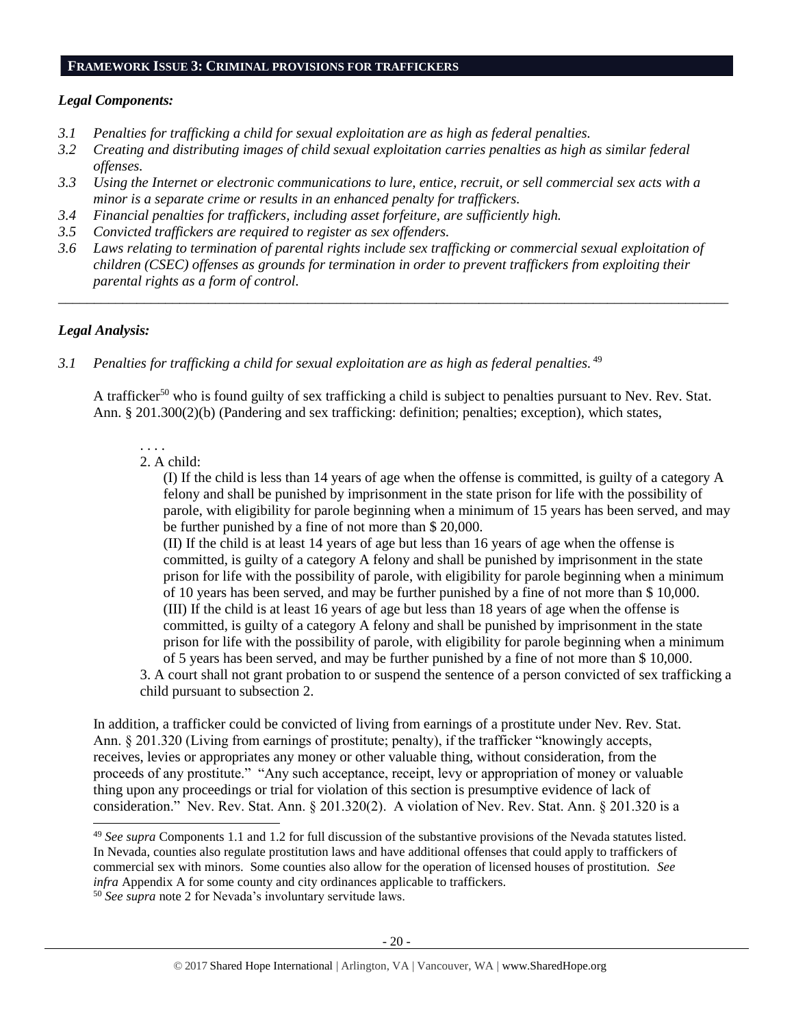## FRAMEWORK ISSUE 3: CRIMINAL PROVISIONS FOR TRAFFICKERS

### *Legal Components:*

- *3.1 Penalties for trafficking a child for sexual exploitation are as high as federal penalties.*
- *3.2 Creating and distributing images of child sexual exploitation carries penalties as high as similar federal offenses.*
- *3.3 Using the Internet or electronic communications to lure, entice, recruit, or sell commercial sex acts with a minor is a separate crime or results in an enhanced penalty for traffickers.*
- *3.4 Financial penalties for traffickers, including asset forfeiture, are sufficiently high.*
- *3.5 Convicted traffickers are required to register as sex offenders.*
- *3.6 Laws relating to termination of parental rights include sex trafficking or commercial sexual exploitation of children (CSEC) offenses as grounds for termination in order to prevent traffickers from exploiting their parental rights as a form of control.*

---

### *Legal Analysis:*

*3.1 Penalties for trafficking a child for sexual exploitation are as high as federal penalties.* [49]

A trafficker[50] who is found guilty of sex trafficking a child is subject to penalties pursuant to Nev. Rev. Stat. Ann. § 201.300(2)(b) (Pandering and sex trafficking: definition; penalties; exception), which states,

> . . . .
> 2. A child:
>
> (I) If the child is less than 14 years of age when the offense is committed, is guilty of a category A felony and shall be punished by imprisonment in the state prison for life with the possibility of parole, with eligibility for parole beginning when a minimum of 15 years has been served, and may be further punished by a fine of not more than $ 20,000.
>
> (II) If the child is at least 14 years of age but less than 16 years of age when the offense is committed, is guilty of a category A felony and shall be punished by imprisonment in the state prison for life with the possibility of parole, with eligibility for parole beginning when a minimum of 10 years has been served, and may be further punished by a fine of not more than $ 10,000.
>
> (III) If the child is at least 16 years of age but less than 18 years of age when the offense is committed, is guilty of a category A felony and shall be punished by imprisonment in the state prison for life with the possibility of parole, with eligibility for parole beginning when a minimum of 5 years has been served, and may be further punished by a fine of not more than $ 10,000.
>
> 3. A court shall not grant probation to or suspend the sentence of a person convicted of sex trafficking a child pursuant to subsection 2.

In addition, a trafficker could be convicted of living from earnings of a prostitute under Nev. Rev. Stat. Ann. § 201.320 (Living from earnings of prostitute; penalty), if the trafficker "knowingly accepts, receives, levies or appropriates any money or other valuable thing, without consideration, from the proceeds of any prostitute." "Any such acceptance, receipt, levy or appropriation of money or valuable thing upon any proceedings or trial for violation of this section is presumptive evidence of lack of consideration." Nev. Rev. Stat. Ann. § 201.320(2). A violation of Nev. Rev. Stat. Ann. § 201.320 is a

---

[49] *See supra* Components 1.1 and 1.2 for full discussion of the substantive provisions of the Nevada statutes listed. In Nevada, counties also regulate prostitution laws and have additional offenses that could apply to traffickers of commercial sex with minors. Some counties also allow for the operation of licensed houses of prostitution. *See infra* Appendix A for some county and city ordinances applicable to traffickers.

[50] *See supra* note 2 for Nevada's involuntary servitude laws.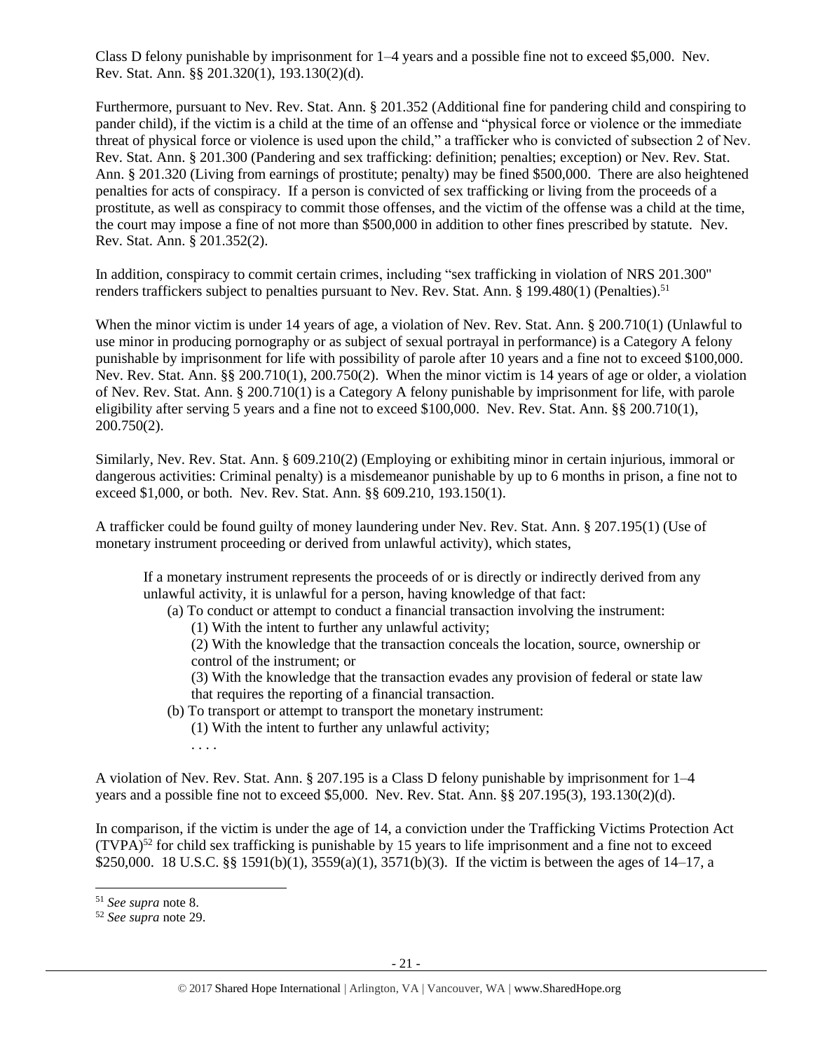Class D felony punishable by imprisonment for 1–4 years and a possible fine not to exceed $5,000. Nev. Rev. Stat. Ann. §§ 201.320(1), 193.130(2)(d).

Furthermore, pursuant to Nev. Rev. Stat. Ann. § 201.352 (Additional fine for pandering child and conspiring to pander child), if the victim is a child at the time of an offense and "physical force or violence or the immediate threat of physical force or violence is used upon the child," a trafficker who is convicted of subsection 2 of Nev. Rev. Stat. Ann. § 201.300 (Pandering and sex trafficking: definition; penalties; exception) or Nev. Rev. Stat. Ann. § 201.320 (Living from earnings of prostitute; penalty) may be fined $500,000. There are also heightened penalties for acts of conspiracy. If a person is convicted of sex trafficking or living from the proceeds of a prostitute, as well as conspiracy to commit those offenses, and the victim of the offense was a child at the time, the court may impose a fine of not more than $500,000 in addition to other fines prescribed by statute. Nev. Rev. Stat. Ann. § 201.352(2).

In addition, conspiracy to commit certain crimes, including "sex trafficking in violation of NRS 201.300" renders traffickers subject to penalties pursuant to Nev. Rev. Stat. Ann. § 199.480(1) (Penalties).[51]

When the minor victim is under 14 years of age, a violation of Nev. Rev. Stat. Ann. § 200.710(1) (Unlawful to use minor in producing pornography or as subject of sexual portrayal in performance) is a Category A felony punishable by imprisonment for life with possibility of parole after 10 years and a fine not to exceed $100,000. Nev. Rev. Stat. Ann. §§ 200.710(1), 200.750(2). When the minor victim is 14 years of age or older, a violation of Nev. Rev. Stat. Ann. § 200.710(1) is a Category A felony punishable by imprisonment for life, with parole eligibility after serving 5 years and a fine not to exceed $100,000. Nev. Rev. Stat. Ann. §§ 200.710(1), 200.750(2).

Similarly, Nev. Rev. Stat. Ann. § 609.210(2) (Employing or exhibiting minor in certain injurious, immoral or dangerous activities: Criminal penalty) is a misdemeanor punishable by up to 6 months in prison, a fine not to exceed $1,000, or both. Nev. Rev. Stat. Ann. §§ 609.210, 193.150(1).

A trafficker could be found guilty of money laundering under Nev. Rev. Stat. Ann. § 207.195(1) (Use of monetary instrument proceeding or derived from unlawful activity), which states,

> If a monetary instrument represents the proceeds of or is directly or indirectly derived from any unlawful activity, it is unlawful for a person, having knowledge of that fact:
>
> (a) To conduct or attempt to conduct a financial transaction involving the instrument:
>
> (1) With the intent to further any unlawful activity;
>
> (2) With the knowledge that the transaction conceals the location, source, ownership or control of the instrument; or
>
> (3) With the knowledge that the transaction evades any provision of federal or state law that requires the reporting of a financial transaction.
>
> (b) To transport or attempt to transport the monetary instrument:
>
> (1) With the intent to further any unlawful activity;
>
> . . . .

A violation of Nev. Rev. Stat. Ann. § 207.195 is a Class D felony punishable by imprisonment for 1–4 years and a possible fine not to exceed $5,000. Nev. Rev. Stat. Ann. §§ 207.195(3), 193.130(2)(d).

In comparison, if the victim is under the age of 14, a conviction under the Trafficking Victims Protection Act (TVPA)[52] for child sex trafficking is punishable by 15 years to life imprisonment and a fine not to exceed $250,000. 18 U.S.C. §§ 1591(b)(1), 3559(a)(1), 3571(b)(3). If the victim is between the ages of 14–17, a

[51] *See supra* note 8.

[52] *See supra* note 29.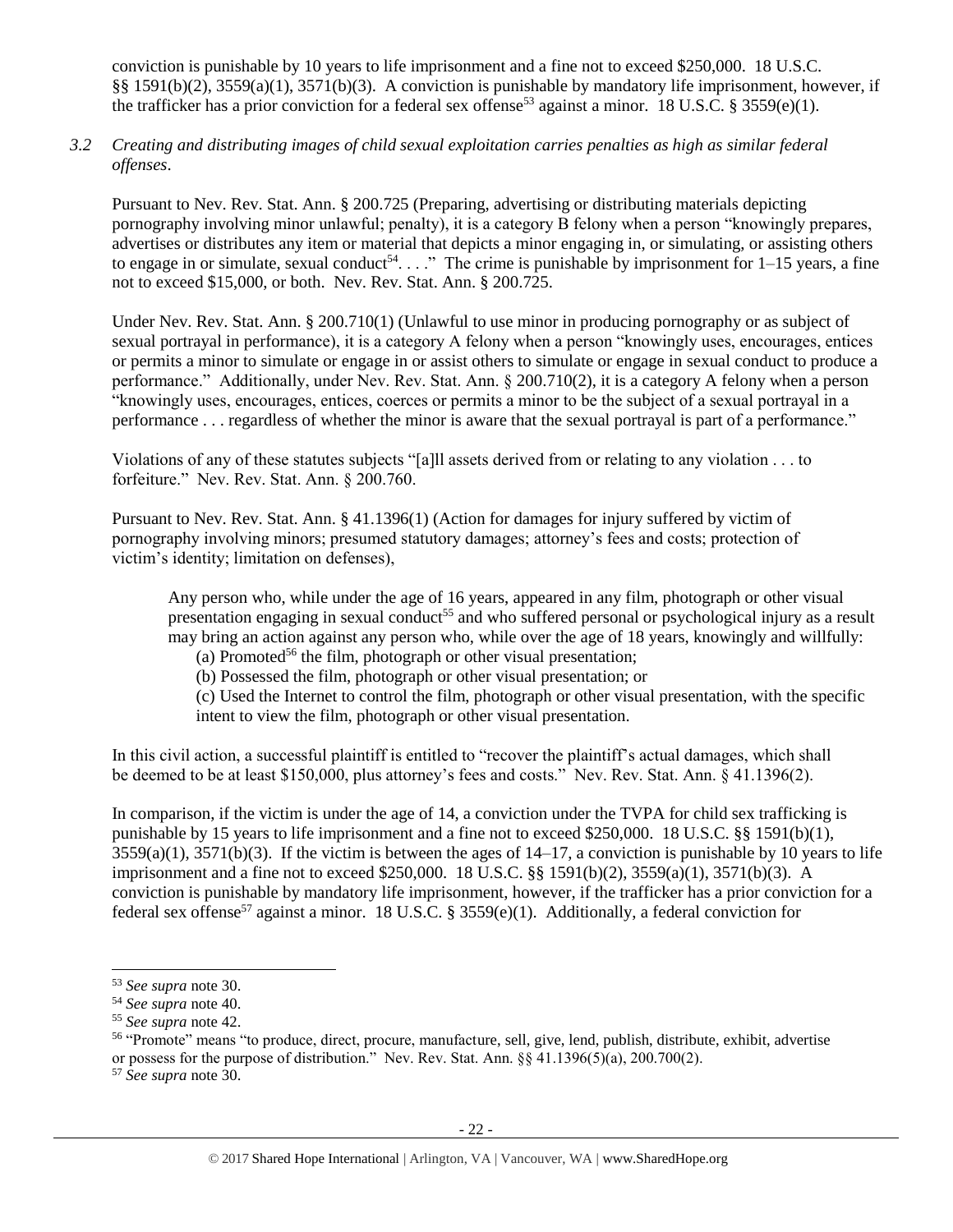conviction is punishable by 10 years to life imprisonment and a fine not to exceed $250,000. 18 U.S.C. §§ 1591(b)(2), 3559(a)(1), 3571(b)(3). A conviction is punishable by mandatory life imprisonment, however, if the trafficker has a prior conviction for a federal sex offense[53] against a minor. 18 U.S.C. § 3559(e)(1).

*3.2 Creating and distributing images of child sexual exploitation carries penalties as high as similar federal offenses*.

Pursuant to Nev. Rev. Stat. Ann. § 200.725 (Preparing, advertising or distributing materials depicting pornography involving minor unlawful; penalty), it is a category B felony when a person "knowingly prepares, advertises or distributes any item or material that depicts a minor engaging in, or simulating, or assisting others to engage in or simulate, sexual conduct[54]. . . ." The crime is punishable by imprisonment for 1–15 years, a fine not to exceed $15,000, or both. Nev. Rev. Stat. Ann. § 200.725.

Under Nev. Rev. Stat. Ann. § 200.710(1) (Unlawful to use minor in producing pornography or as subject of sexual portrayal in performance), it is a category A felony when a person "knowingly uses, encourages, entices or permits a minor to simulate or engage in or assist others to simulate or engage in sexual conduct to produce a performance." Additionally, under Nev. Rev. Stat. Ann. § 200.710(2), it is a category A felony when a person "knowingly uses, encourages, entices, coerces or permits a minor to be the subject of a sexual portrayal in a performance . . . regardless of whether the minor is aware that the sexual portrayal is part of a performance."

Violations of any of these statutes subjects "[a]ll assets derived from or relating to any violation . . . to forfeiture." Nev. Rev. Stat. Ann. § 200.760.

Pursuant to Nev. Rev. Stat. Ann. § 41.1396(1) (Action for damages for injury suffered by victim of pornography involving minors; presumed statutory damages; attorney's fees and costs; protection of victim's identity; limitation on defenses),

> Any person who, while under the age of 16 years, appeared in any film, photograph or other visual presentation engaging in sexual conduct[55] and who suffered personal or psychological injury as a result may bring an action against any person who, while over the age of 18 years, knowingly and willfully:
>
> (a) Promoted[56] the film, photograph or other visual presentation;
>
> (b) Possessed the film, photograph or other visual presentation; or
>
> (c) Used the Internet to control the film, photograph or other visual presentation, with the specific intent to view the film, photograph or other visual presentation.

In this civil action, a successful plaintiff is entitled to "recover the plaintiff's actual damages, which shall be deemed to be at least $150,000, plus attorney's fees and costs." Nev. Rev. Stat. Ann. § 41.1396(2).

In comparison, if the victim is under the age of 14, a conviction under the TVPA for child sex trafficking is punishable by 15 years to life imprisonment and a fine not to exceed $250,000. 18 U.S.C. §§ 1591(b)(1), 3559(a)(1), 3571(b)(3). If the victim is between the ages of 14–17, a conviction is punishable by 10 years to life imprisonment and a fine not to exceed $250,000. 18 U.S.C. §§ 1591(b)(2), 3559(a)(1), 3571(b)(3). A conviction is punishable by mandatory life imprisonment, however, if the trafficker has a prior conviction for a federal sex offense[57] against a minor. 18 U.S.C. § 3559(e)(1). Additionally, a federal conviction for

---

[53] *See supra* note 30.

[54] *See supra* note 40.

[55] *See supra* note 42.

[56] "Promote" means "to produce, direct, procure, manufacture, sell, give, lend, publish, distribute, exhibit, advertise or possess for the purpose of distribution." Nev. Rev. Stat. Ann. §§ 41.1396(5)(a), 200.700(2).

[57] *See supra* note 30.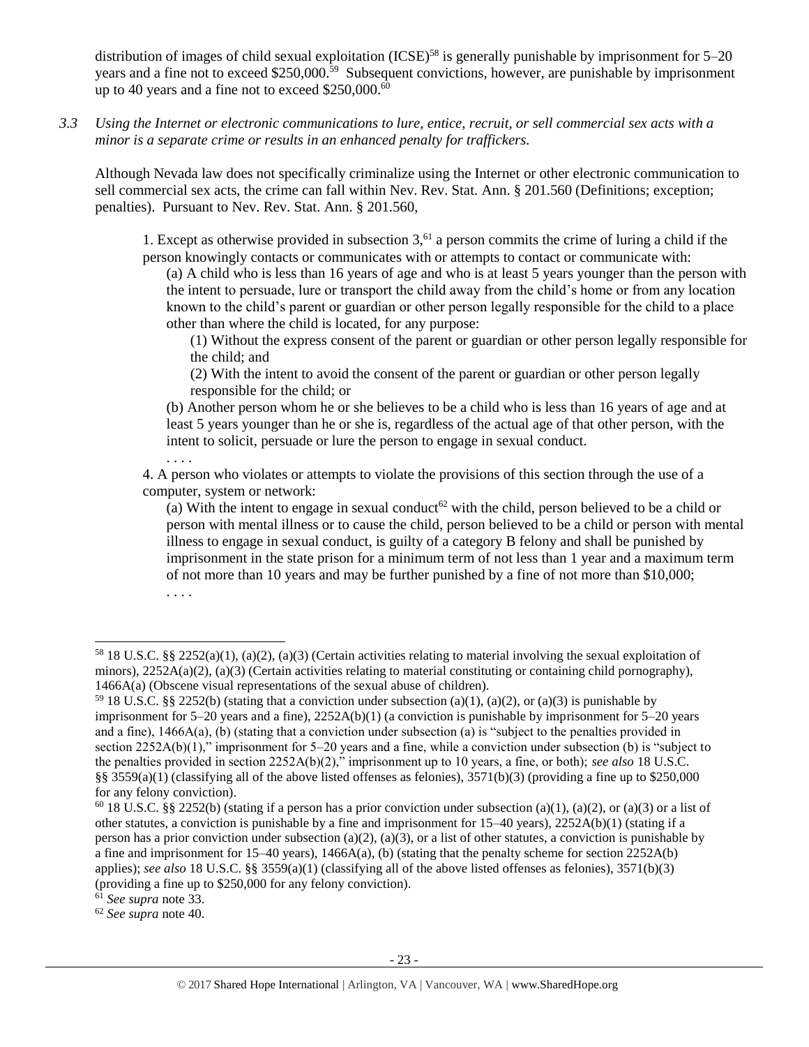distribution of images of child sexual exploitation (ICSE)[58] is generally punishable by imprisonment for 5–20 years and a fine not to exceed $250,000.[59] Subsequent convictions, however, are punishable by imprisonment up to 40 years and a fine not to exceed $250,000.[60]

*3.3 Using the Internet or electronic communications to lure, entice, recruit, or sell commercial sex acts with a minor is a separate crime or results in an enhanced penalty for traffickers.*

Although Nevada law does not specifically criminalize using the Internet or other electronic communication to sell commercial sex acts, the crime can fall within Nev. Rev. Stat. Ann. § 201.560 (Definitions; exception; penalties). Pursuant to Nev. Rev. Stat. Ann. § 201.560,

> 1. Except as otherwise provided in subsection 3,[61] a person commits the crime of luring a child if the person knowingly contacts or communicates with or attempts to contact or communicate with:
>
> (a) A child who is less than 16 years of age and who is at least 5 years younger than the person with the intent to persuade, lure or transport the child away from the child's home or from any location known to the child's parent or guardian or other person legally responsible for the child to a place other than where the child is located, for any purpose:
>
> (1) Without the express consent of the parent or guardian or other person legally responsible for the child; and
>
> (2) With the intent to avoid the consent of the parent or guardian or other person legally responsible for the child; or
>
> (b) Another person whom he or she believes to be a child who is less than 16 years of age and at least 5 years younger than he or she is, regardless of the actual age of that other person, with the intent to solicit, persuade or lure the person to engage in sexual conduct.
>
> . . . .
>
> 4. A person who violates or attempts to violate the provisions of this section through the use of a computer, system or network:
>
> (a) With the intent to engage in sexual conduct[62] with the child, person believed to be a child or person with mental illness or to cause the child, person believed to be a child or person with mental illness to engage in sexual conduct, is guilty of a category B felony and shall be punished by imprisonment in the state prison for a minimum term of not less than 1 year and a maximum term of not more than 10 years and may be further punished by a fine of not more than $10,000;
>
> . . . .

---

[58] 18 U.S.C. §§ 2252(a)(1), (a)(2), (a)(3) (Certain activities relating to material involving the sexual exploitation of minors), 2252A(a)(2), (a)(3) (Certain activities relating to material constituting or containing child pornography), 1466A(a) (Obscene visual representations of the sexual abuse of children).

[59] 18 U.S.C. §§ 2252(b) (stating that a conviction under subsection (a)(1), (a)(2), or (a)(3) is punishable by imprisonment for 5–20 years and a fine), 2252A(b)(1) (a conviction is punishable by imprisonment for 5–20 years and a fine), 1466A(a), (b) (stating that a conviction under subsection (a) is "subject to the penalties provided in section 2252A(b)(1)," imprisonment for 5–20 years and a fine, while a conviction under subsection (b) is "subject to the penalties provided in section 2252A(b)(2)," imprisonment up to 10 years, a fine, or both); *see also* 18 U.S.C. §§ 3559(a)(1) (classifying all of the above listed offenses as felonies), 3571(b)(3) (providing a fine up to $250,000 for any felony conviction).

[60] 18 U.S.C. §§ 2252(b) (stating if a person has a prior conviction under subsection (a)(1), (a)(2), or (a)(3) or a list of other statutes, a conviction is punishable by a fine and imprisonment for 15–40 years), 2252A(b)(1) (stating if a person has a prior conviction under subsection (a)(2), (a)(3), or a list of other statutes, a conviction is punishable by a fine and imprisonment for 15–40 years), 1466A(a), (b) (stating that the penalty scheme for section 2252A(b) applies); *see also* 18 U.S.C. §§ 3559(a)(1) (classifying all of the above listed offenses as felonies), 3571(b)(3) (providing a fine up to $250,000 for any felony conviction).

[61] *See supra* note 33.

[62] *See supra* note 40.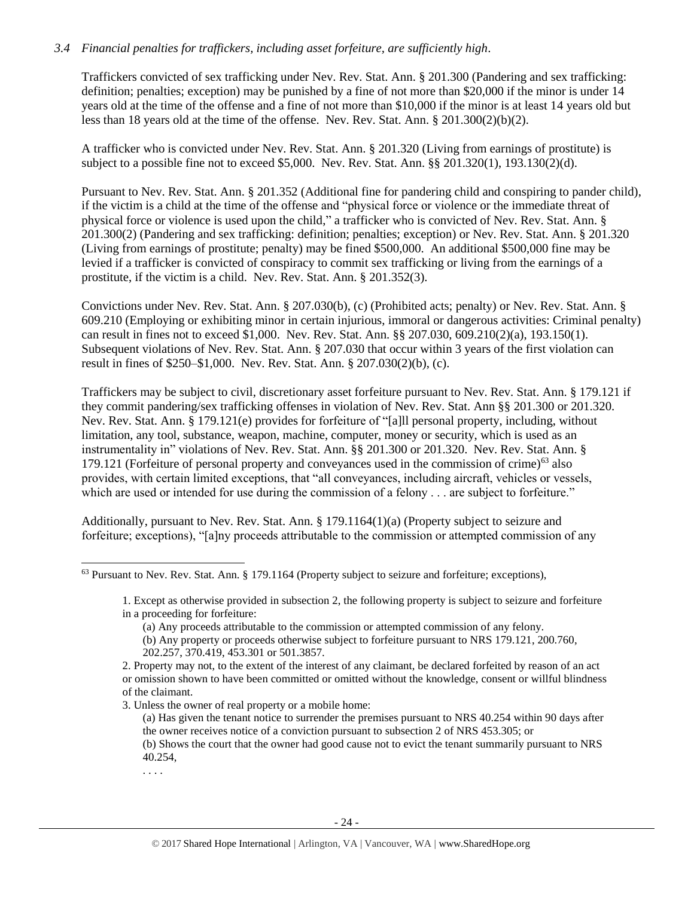*3.4 Financial penalties for traffickers, including asset forfeiture, are sufficiently high.*

Traffickers convicted of sex trafficking under Nev. Rev. Stat. Ann. § 201.300 (Pandering and sex trafficking: definition; penalties; exception) may be punished by a fine of not more than $20,000 if the minor is under 14 years old at the time of the offense and a fine of not more than $10,000 if the minor is at least 14 years old but less than 18 years old at the time of the offense. Nev. Rev. Stat. Ann. § 201.300(2)(b)(2).

A trafficker who is convicted under Nev. Rev. Stat. Ann. § 201.320 (Living from earnings of prostitute) is subject to a possible fine not to exceed $5,000. Nev. Rev. Stat. Ann. §§ 201.320(1), 193.130(2)(d).

Pursuant to Nev. Rev. Stat. Ann. § 201.352 (Additional fine for pandering child and conspiring to pander child), if the victim is a child at the time of the offense and "physical force or violence or the immediate threat of physical force or violence is used upon the child," a trafficker who is convicted of Nev. Rev. Stat. Ann. § 201.300(2) (Pandering and sex trafficking: definition; penalties; exception) or Nev. Rev. Stat. Ann. § 201.320 (Living from earnings of prostitute; penalty) may be fined $500,000. An additional $500,000 fine may be levied if a trafficker is convicted of conspiracy to commit sex trafficking or living from the earnings of a prostitute, if the victim is a child. Nev. Rev. Stat. Ann. § 201.352(3).

Convictions under Nev. Rev. Stat. Ann. § 207.030(b), (c) (Prohibited acts; penalty) or Nev. Rev. Stat. Ann. § 609.210 (Employing or exhibiting minor in certain injurious, immoral or dangerous activities: Criminal penalty) can result in fines not to exceed $1,000. Nev. Rev. Stat. Ann. §§ 207.030, 609.210(2)(a), 193.150(1). Subsequent violations of Nev. Rev. Stat. Ann. § 207.030 that occur within 3 years of the first violation can result in fines of $250–$1,000. Nev. Rev. Stat. Ann. § 207.030(2)(b), (c).

Traffickers may be subject to civil, discretionary asset forfeiture pursuant to Nev. Rev. Stat. Ann. § 179.121 if they commit pandering/sex trafficking offenses in violation of Nev. Rev. Stat. Ann §§ 201.300 or 201.320. Nev. Rev. Stat. Ann. § 179.121(e) provides for forfeiture of "[a]ll personal property, including, without limitation, any tool, substance, weapon, machine, computer, money or security, which is used as an instrumentality in" violations of Nev. Rev. Stat. Ann. §§ 201.300 or 201.320. Nev. Rev. Stat. Ann. § 179.121 (Forfeiture of personal property and conveyances used in the commission of crime)[63] also provides, with certain limited exceptions, that "all conveyances, including aircraft, vehicles or vessels, which are used or intended for use during the commission of a felony . . . are subject to forfeiture."

Additionally, pursuant to Nev. Rev. Stat. Ann. § 179.1164(1)(a) (Property subject to seizure and forfeiture; exceptions), "[a]ny proceeds attributable to the commission or attempted commission of any

---

[63] Pursuant to Nev. Rev. Stat. Ann. § 179.1164 (Property subject to seizure and forfeiture; exceptions),

> 1. Except as otherwise provided in subsection 2, the following property is subject to seizure and forfeiture in a proceeding for forfeiture:
>
> (a) Any proceeds attributable to the commission or attempted commission of any felony.
>
> (b) Any property or proceeds otherwise subject to forfeiture pursuant to NRS 179.121, 200.760, 202.257, 370.419, 453.301 or 501.3857.
>
> 2. Property may not, to the extent of the interest of any claimant, be declared forfeited by reason of an act or omission shown to have been committed or omitted without the knowledge, consent or willful blindness of the claimant.
>
> 3. Unless the owner of real property or a mobile home:
>
> (a) Has given the tenant notice to surrender the premises pursuant to NRS 40.254 within 90 days after the owner receives notice of a conviction pursuant to subsection 2 of NRS 453.305; or
>
> (b) Shows the court that the owner had good cause not to evict the tenant summarily pursuant to NRS 40.254,
>
> . . . .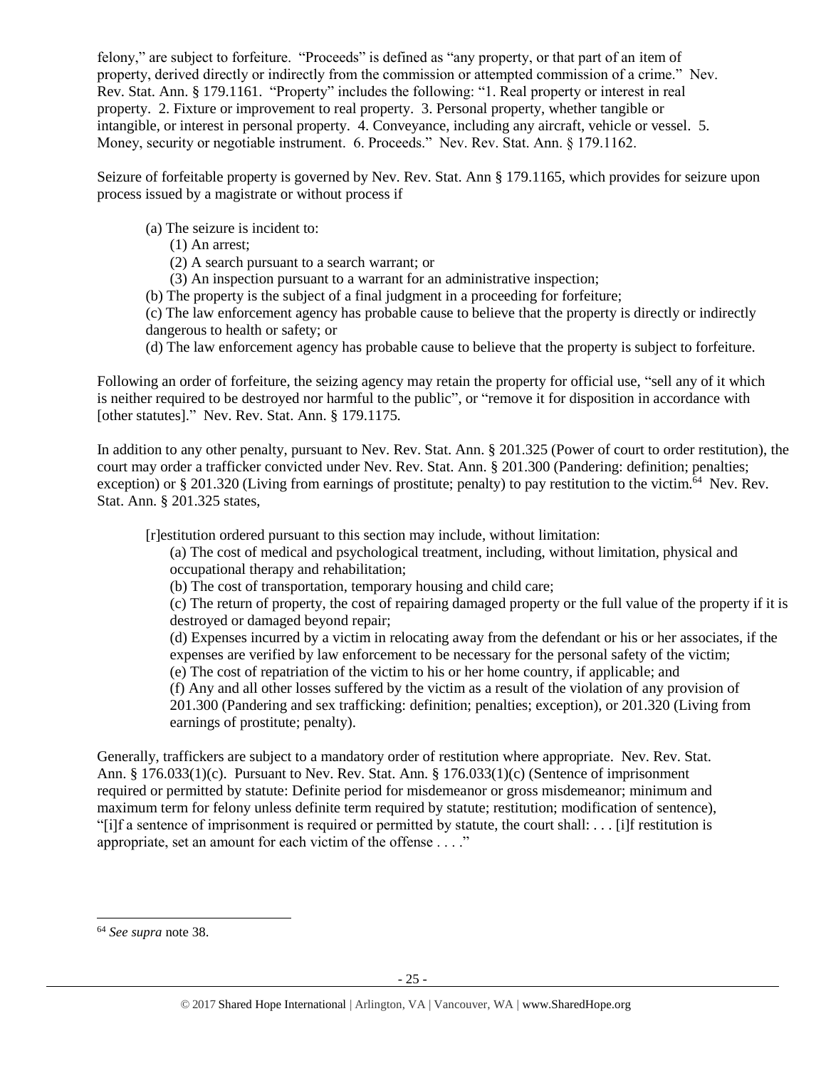felony," are subject to forfeiture. "Proceeds" is defined as "any property, or that part of an item of property, derived directly or indirectly from the commission or attempted commission of a crime." Nev. Rev. Stat. Ann. § 179.1161. "Property" includes the following: "1. Real property or interest in real property. 2. Fixture or improvement to real property. 3. Personal property, whether tangible or intangible, or interest in personal property. 4. Conveyance, including any aircraft, vehicle or vessel. 5. Money, security or negotiable instrument. 6. Proceeds." Nev. Rev. Stat. Ann. § 179.1162.

Seizure of forfeitable property is governed by Nev. Rev. Stat. Ann § 179.1165, which provides for seizure upon process issued by a magistrate or without process if

> (a) The seizure is incident to:
> (1) An arrest;
> (2) A search pursuant to a search warrant; or
> (3) An inspection pursuant to a warrant for an administrative inspection;
> (b) The property is the subject of a final judgment in a proceeding for forfeiture;
> (c) The law enforcement agency has probable cause to believe that the property is directly or indirectly dangerous to health or safety; or
> (d) The law enforcement agency has probable cause to believe that the property is subject to forfeiture.

Following an order of forfeiture, the seizing agency may retain the property for official use, "sell any of it which is neither required to be destroyed nor harmful to the public", or "remove it for disposition in accordance with [other statutes]." Nev. Rev. Stat. Ann. § 179.1175.

In addition to any other penalty, pursuant to Nev. Rev. Stat. Ann. § 201.325 (Power of court to order restitution), the court may order a trafficker convicted under Nev. Rev. Stat. Ann. § 201.300 (Pandering: definition; penalties; exception) or § 201.320 (Living from earnings of prostitute; penalty) to pay restitution to the victim.[64] Nev. Rev. Stat. Ann. § 201.325 states,

> [r]estitution ordered pursuant to this section may include, without limitation:
> (a) The cost of medical and psychological treatment, including, without limitation, physical and occupational therapy and rehabilitation;
> (b) The cost of transportation, temporary housing and child care;
> (c) The return of property, the cost of repairing damaged property or the full value of the property if it is destroyed or damaged beyond repair;
> (d) Expenses incurred by a victim in relocating away from the defendant or his or her associates, if the expenses are verified by law enforcement to be necessary for the personal safety of the victim;
> (e) The cost of repatriation of the victim to his or her home country, if applicable; and
> (f) Any and all other losses suffered by the victim as a result of the violation of any provision of 201.300 (Pandering and sex trafficking: definition; penalties; exception), or 201.320 (Living from earnings of prostitute; penalty).

Generally, traffickers are subject to a mandatory order of restitution where appropriate. Nev. Rev. Stat. Ann. § 176.033(1)(c). Pursuant to Nev. Rev. Stat. Ann. § 176.033(1)(c) (Sentence of imprisonment required or permitted by statute: Definite period for misdemeanor or gross misdemeanor; minimum and maximum term for felony unless definite term required by statute; restitution; modification of sentence), "[i]f a sentence of imprisonment is required or permitted by statute, the court shall: . . . [i]f restitution is appropriate, set an amount for each victim of the offense . . . ."

---

[64] *See supra* note 38.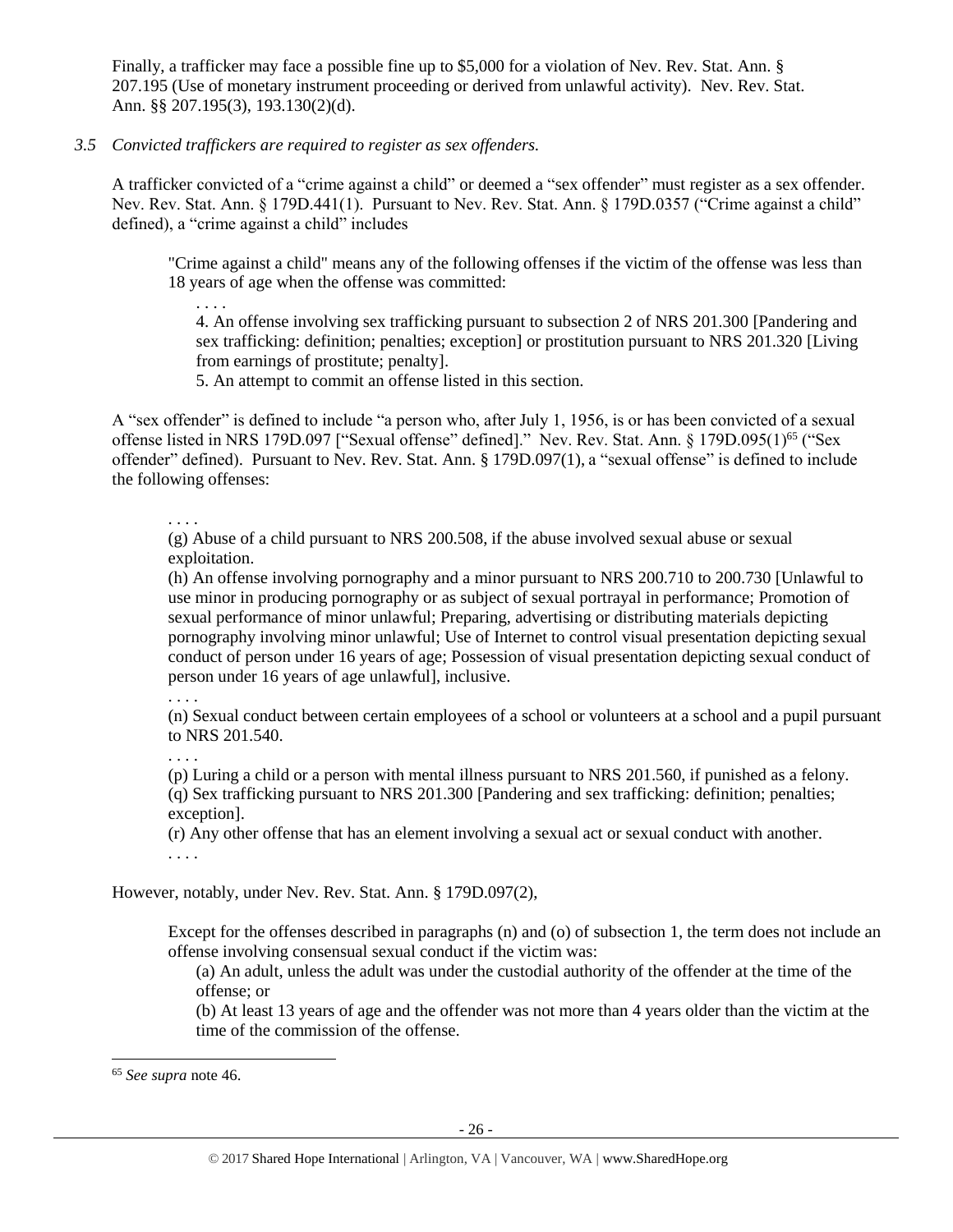Finally, a trafficker may face a possible fine up to $5,000 for a violation of Nev. Rev. Stat. Ann. § 207.195 (Use of monetary instrument proceeding or derived from unlawful activity). Nev. Rev. Stat. Ann. §§ 207.195(3), 193.130(2)(d).

*3.5 Convicted traffickers are required to register as sex offenders.*

A trafficker convicted of a "crime against a child" or deemed a "sex offender" must register as a sex offender. Nev. Rev. Stat. Ann. § 179D.441(1). Pursuant to Nev. Rev. Stat. Ann. § 179D.0357 ("Crime against a child" defined), a "crime against a child" includes

> "Crime against a child" means any of the following offenses if the victim of the offense was less than 18 years of age when the offense was committed:
>
> . . . .
>
> 4. An offense involving sex trafficking pursuant to subsection 2 of NRS 201.300 [Pandering and sex trafficking: definition; penalties; exception] or prostitution pursuant to NRS 201.320 [Living from earnings of prostitute; penalty].
>
> 5. An attempt to commit an offense listed in this section.

A "sex offender" is defined to include "a person who, after July 1, 1956, is or has been convicted of a sexual offense listed in NRS 179D.097 ["Sexual offense" defined]." Nev. Rev. Stat. Ann. § 179D.095(1)[65] ("Sex offender" defined). Pursuant to Nev. Rev. Stat. Ann. § 179D.097(1), a "sexual offense" is defined to include the following offenses:

> . . . .
>
> (g) Abuse of a child pursuant to NRS 200.508, if the abuse involved sexual abuse or sexual exploitation.
>
> (h) An offense involving pornography and a minor pursuant to NRS 200.710 to 200.730 [Unlawful to use minor in producing pornography or as subject of sexual portrayal in performance; Promotion of sexual performance of minor unlawful; Preparing, advertising or distributing materials depicting pornography involving minor unlawful; Use of Internet to control visual presentation depicting sexual conduct of person under 16 years of age; Possession of visual presentation depicting sexual conduct of person under 16 years of age unlawful], inclusive.
>
> . . . .
>
> (n) Sexual conduct between certain employees of a school or volunteers at a school and a pupil pursuant to NRS 201.540.
>
> . . . .
>
> (p) Luring a child or a person with mental illness pursuant to NRS 201.560, if punished as a felony.
>
> (q) Sex trafficking pursuant to NRS 201.300 [Pandering and sex trafficking: definition; penalties; exception].
>
> (r) Any other offense that has an element involving a sexual act or sexual conduct with another.
>
> . . . .

However, notably, under Nev. Rev. Stat. Ann. § 179D.097(2),

> Except for the offenses described in paragraphs (n) and (o) of subsection 1, the term does not include an offense involving consensual sexual conduct if the victim was:
>
> (a) An adult, unless the adult was under the custodial authority of the offender at the time of the offense; or
>
> (b) At least 13 years of age and the offender was not more than 4 years older than the victim at the time of the commission of the offense.

---

[65] *See supra* note 46.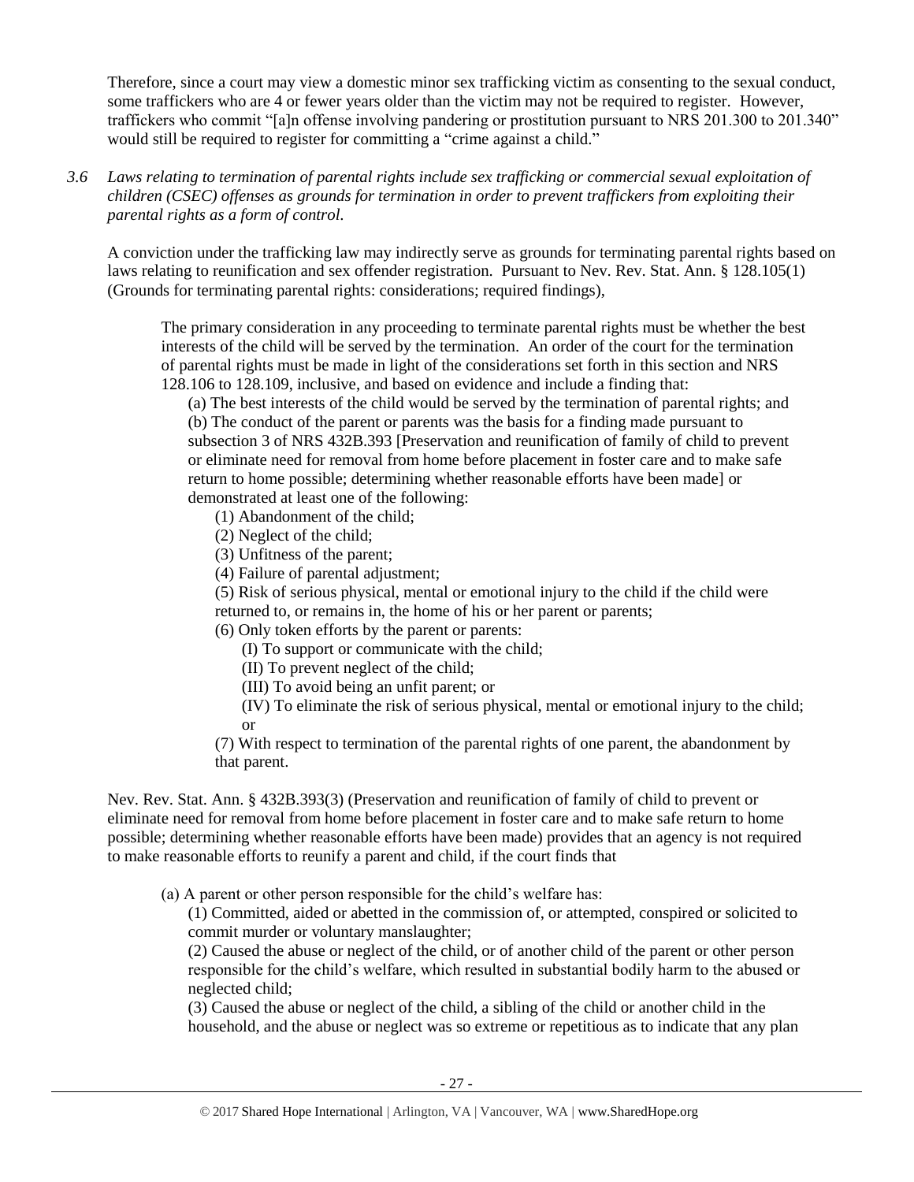Therefore, since a court may view a domestic minor sex trafficking victim as consenting to the sexual conduct, some traffickers who are 4 or fewer years older than the victim may not be required to register. However, traffickers who commit "[a]n offense involving pandering or prostitution pursuant to NRS 201.300 to 201.340" would still be required to register for committing a "crime against a child."

*3.6 Laws relating to termination of parental rights include sex trafficking or commercial sexual exploitation of children (CSEC) offenses as grounds for termination in order to prevent traffickers from exploiting their parental rights as a form of control.*

A conviction under the trafficking law may indirectly serve as grounds for terminating parental rights based on laws relating to reunification and sex offender registration. Pursuant to Nev. Rev. Stat. Ann. § 128.105(1) (Grounds for terminating parental rights: considerations; required findings),

> The primary consideration in any proceeding to terminate parental rights must be whether the best interests of the child will be served by the termination. An order of the court for the termination of parental rights must be made in light of the considerations set forth in this section and NRS 128.106 to 128.109, inclusive, and based on evidence and include a finding that:
>
> (a) The best interests of the child would be served by the termination of parental rights; and
>
> (b) The conduct of the parent or parents was the basis for a finding made pursuant to subsection 3 of NRS 432B.393 [Preservation and reunification of family of child to prevent or eliminate need for removal from home before placement in foster care and to make safe return to home possible; determining whether reasonable efforts have been made] or demonstrated at least one of the following:
>
> (1) Abandonment of the child;
>
> (2) Neglect of the child;
>
> (3) Unfitness of the parent;
>
> (4) Failure of parental adjustment;
>
> (5) Risk of serious physical, mental or emotional injury to the child if the child were returned to, or remains in, the home of his or her parent or parents;
>
> (6) Only token efforts by the parent or parents:
>
> (I) To support or communicate with the child;
>
> (II) To prevent neglect of the child;
>
> (III) To avoid being an unfit parent; or
>
> (IV) To eliminate the risk of serious physical, mental or emotional injury to the child; or
>
> (7) With respect to termination of the parental rights of one parent, the abandonment by that parent.

Nev. Rev. Stat. Ann. § 432B.393(3) (Preservation and reunification of family of child to prevent or eliminate need for removal from home before placement in foster care and to make safe return to home possible; determining whether reasonable efforts have been made) provides that an agency is not required to make reasonable efforts to reunify a parent and child, if the court finds that

> (a) A parent or other person responsible for the child's welfare has:
>
> (1) Committed, aided or abetted in the commission of, or attempted, conspired or solicited to commit murder or voluntary manslaughter;
>
> (2) Caused the abuse or neglect of the child, or of another child of the parent or other person responsible for the child's welfare, which resulted in substantial bodily harm to the abused or neglected child;
>
> (3) Caused the abuse or neglect of the child, a sibling of the child or another child in the household, and the abuse or neglect was so extreme or repetitious as to indicate that any plan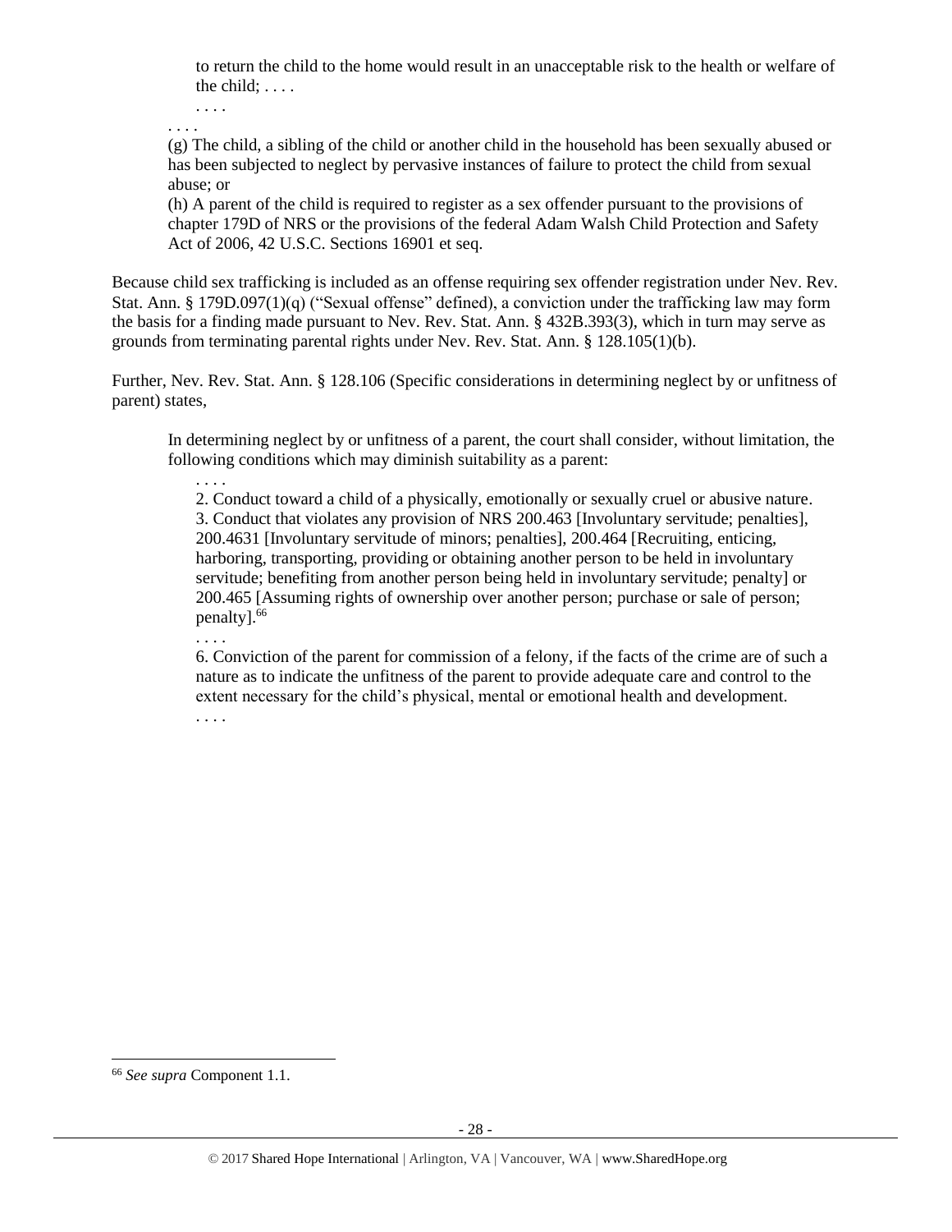> to return the child to the home would result in an unacceptable risk to the health or welfare of the child; . . . .
>
> . . . .
>
> . . . .
>
> (g) The child, a sibling of the child or another child in the household has been sexually abused or has been subjected to neglect by pervasive instances of failure to protect the child from sexual abuse; or
>
> (h) A parent of the child is required to register as a sex offender pursuant to the provisions of chapter 179D of NRS or the provisions of the federal Adam Walsh Child Protection and Safety Act of 2006, 42 U.S.C. Sections 16901 et seq.

Because child sex trafficking is included as an offense requiring sex offender registration under Nev. Rev. Stat. Ann. § 179D.097(1)(q) ("Sexual offense" defined), a conviction under the trafficking law may form the basis for a finding made pursuant to Nev. Rev. Stat. Ann. § 432B.393(3), which in turn may serve as grounds from terminating parental rights under Nev. Rev. Stat. Ann. § 128.105(1)(b).

Further, Nev. Rev. Stat. Ann. § 128.106 (Specific considerations in determining neglect by or unfitness of parent) states,

> In determining neglect by or unfitness of a parent, the court shall consider, without limitation, the following conditions which may diminish suitability as a parent:
>
> . . . .
>
> 2. Conduct toward a child of a physically, emotionally or sexually cruel or abusive nature.
>
> 3. Conduct that violates any provision of NRS 200.463 [Involuntary servitude; penalties], 200.4631 [Involuntary servitude of minors; penalties], 200.464 [Recruiting, enticing, harboring, transporting, providing or obtaining another person to be held in involuntary servitude; benefiting from another person being held in involuntary servitude; penalty] or 200.465 [Assuming rights of ownership over another person; purchase or sale of person; penalty].[66]
>
> . . . .
>
> 6. Conviction of the parent for commission of a felony, if the facts of the crime are of such a nature as to indicate the unfitness of the parent to provide adequate care and control to the extent necessary for the child's physical, mental or emotional health and development.
>
> . . . .

---

[66] *See supra* Component 1.1.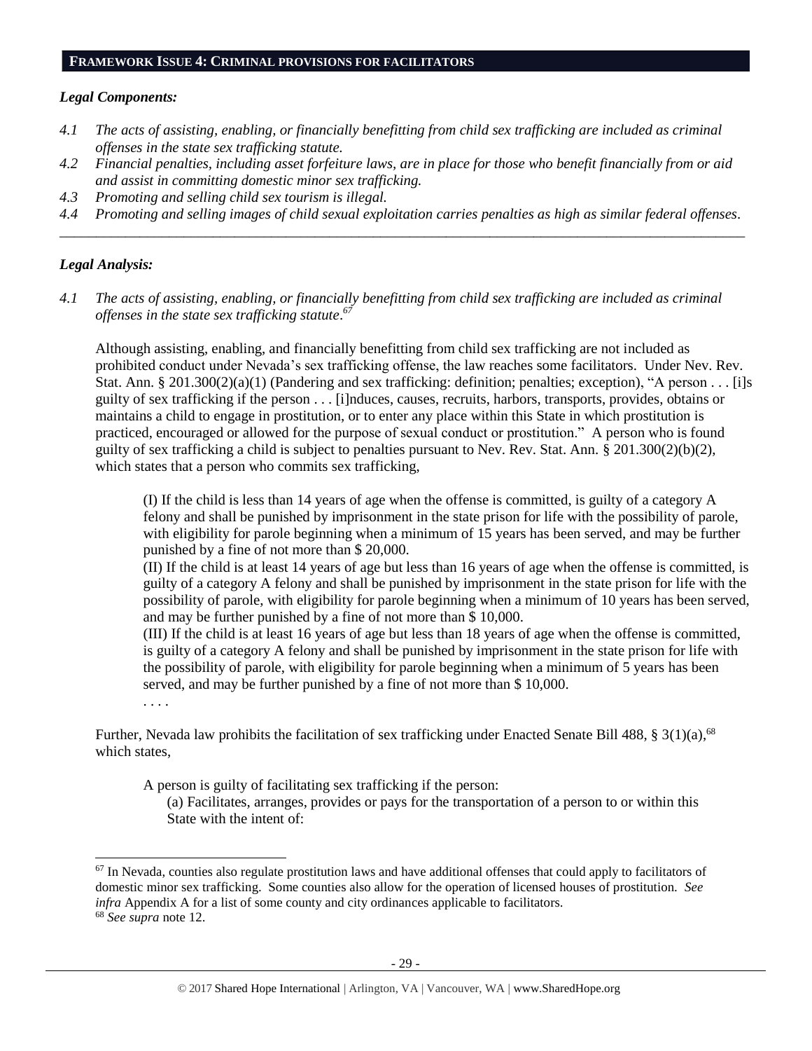## FRAMEWORK ISSUE 4: CRIMINAL PROVISIONS FOR FACILITATORS

### *Legal Components:*

*4.1 The acts of assisting, enabling, or financially benefitting from child sex trafficking are included as criminal offenses in the state sex trafficking statute.*

*4.2 Financial penalties, including asset forfeiture laws, are in place for those who benefit financially from or aid and assist in committing domestic minor sex trafficking.*

*4.3 Promoting and selling child sex tourism is illegal.*

*4.4 Promoting and selling images of child sexual exploitation carries penalties as high as similar federal offenses.*

---

### *Legal Analysis:*

*4.1 The acts of assisting, enabling, or financially benefitting from child sex trafficking are included as criminal offenses in the state sex trafficking statute.*[67]

Although assisting, enabling, and financially benefitting from child sex trafficking are not included as prohibited conduct under Nevada's sex trafficking offense, the law reaches some facilitators. Under Nev. Rev. Stat. Ann. § 201.300(2)(a)(1) (Pandering and sex trafficking: definition; penalties; exception), "A person . . . [i]s guilty of sex trafficking if the person . . . [i]nduces, causes, recruits, harbors, transports, provides, obtains or maintains a child to engage in prostitution, or to enter any place within this State in which prostitution is practiced, encouraged or allowed for the purpose of sexual conduct or prostitution." A person who is found guilty of sex trafficking a child is subject to penalties pursuant to Nev. Rev. Stat. Ann. § 201.300(2)(b)(2), which states that a person who commits sex trafficking,

> (I) If the child is less than 14 years of age when the offense is committed, is guilty of a category A felony and shall be punished by imprisonment in the state prison for life with the possibility of parole, with eligibility for parole beginning when a minimum of 15 years has been served, and may be further punished by a fine of not more than $ 20,000.
> (II) If the child is at least 14 years of age but less than 16 years of age when the offense is committed, is guilty of a category A felony and shall be punished by imprisonment in the state prison for life with the possibility of parole, with eligibility for parole beginning when a minimum of 10 years has been served, and may be further punished by a fine of not more than $ 10,000.
> (III) If the child is at least 16 years of age but less than 18 years of age when the offense is committed, is guilty of a category A felony and shall be punished by imprisonment in the state prison for life with the possibility of parole, with eligibility for parole beginning when a minimum of 5 years has been served, and may be further punished by a fine of not more than $ 10,000.
> . . . .

Further, Nevada law prohibits the facilitation of sex trafficking under Enacted Senate Bill 488, § 3(1)(a),[68] which states,

> A person is guilty of facilitating sex trafficking if the person:
> (a) Facilitates, arranges, provides or pays for the transportation of a person to or within this State with the intent of:

---

[67] In Nevada, counties also regulate prostitution laws and have additional offenses that could apply to facilitators of domestic minor sex trafficking. Some counties also allow for the operation of licensed houses of prostitution. *See infra* Appendix A for a list of some county and city ordinances applicable to facilitators.

[68] *See supra* note 12.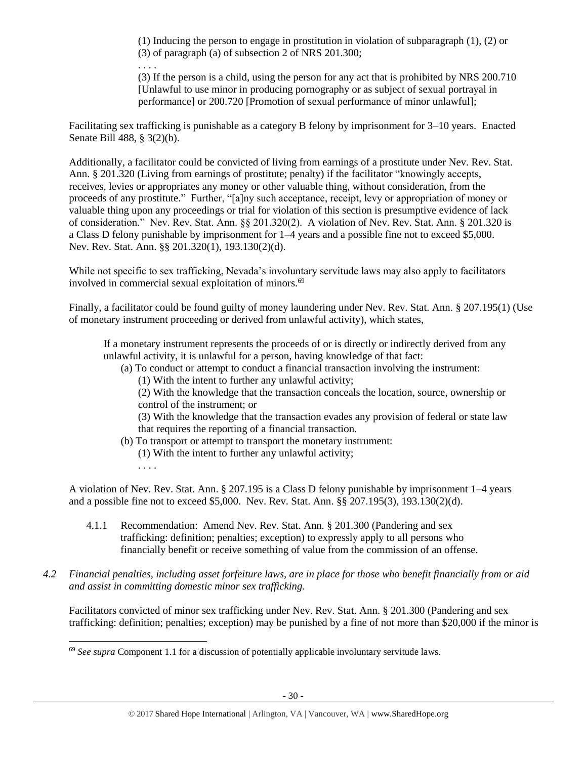> (1) Inducing the person to engage in prostitution in violation of subparagraph (1), (2) or (3) of paragraph (a) of subsection 2 of NRS 201.300;
>
> . . . .
>
> (3) If the person is a child, using the person for any act that is prohibited by NRS 200.710 [Unlawful to use minor in producing pornography or as subject of sexual portrayal in performance] or 200.720 [Promotion of sexual performance of minor unlawful];

Facilitating sex trafficking is punishable as a category B felony by imprisonment for 3–10 years. Enacted Senate Bill 488, § 3(2)(b).

Additionally, a facilitator could be convicted of living from earnings of a prostitute under Nev. Rev. Stat. Ann. § 201.320 (Living from earnings of prostitute; penalty) if the facilitator "knowingly accepts, receives, levies or appropriates any money or other valuable thing, without consideration, from the proceeds of any prostitute." Further, "[a]ny such acceptance, receipt, levy or appropriation of money or valuable thing upon any proceedings or trial for violation of this section is presumptive evidence of lack of consideration." Nev. Rev. Stat. Ann. §§ 201.320(2). A violation of Nev. Rev. Stat. Ann. § 201.320 is a Class D felony punishable by imprisonment for 1–4 years and a possible fine not to exceed $5,000. Nev. Rev. Stat. Ann. §§ 201.320(1), 193.130(2)(d).

While not specific to sex trafficking, Nevada's involuntary servitude laws may also apply to facilitators involved in commercial sexual exploitation of minors.[69]

Finally, a facilitator could be found guilty of money laundering under Nev. Rev. Stat. Ann. § 207.195(1) (Use of monetary instrument proceeding or derived from unlawful activity), which states,

> If a monetary instrument represents the proceeds of or is directly or indirectly derived from any unlawful activity, it is unlawful for a person, having knowledge of that fact:
>
> (a) To conduct or attempt to conduct a financial transaction involving the instrument:
>
> (1) With the intent to further any unlawful activity;
>
> (2) With the knowledge that the transaction conceals the location, source, ownership or control of the instrument; or
>
> (3) With the knowledge that the transaction evades any provision of federal or state law that requires the reporting of a financial transaction.
>
> (b) To transport or attempt to transport the monetary instrument:
>
> (1) With the intent to further any unlawful activity;
>
> . . . .

A violation of Nev. Rev. Stat. Ann. § 207.195 is a Class D felony punishable by imprisonment 1–4 years and a possible fine not to exceed $5,000. Nev. Rev. Stat. Ann. §§ 207.195(3), 193.130(2)(d).

4.1.1 Recommendation: Amend Nev. Rev. Stat. Ann. § 201.300 (Pandering and sex trafficking: definition; penalties; exception) to expressly apply to all persons who financially benefit or receive something of value from the commission of an offense.

*4.2 Financial penalties, including asset forfeiture laws, are in place for those who benefit financially from or aid and assist in committing domestic minor sex trafficking.*

Facilitators convicted of minor sex trafficking under Nev. Rev. Stat. Ann. § 201.300 (Pandering and sex trafficking: definition; penalties; exception) may be punished by a fine of not more than $20,000 if the minor is

---

[69] *See supra* Component 1.1 for a discussion of potentially applicable involuntary servitude laws.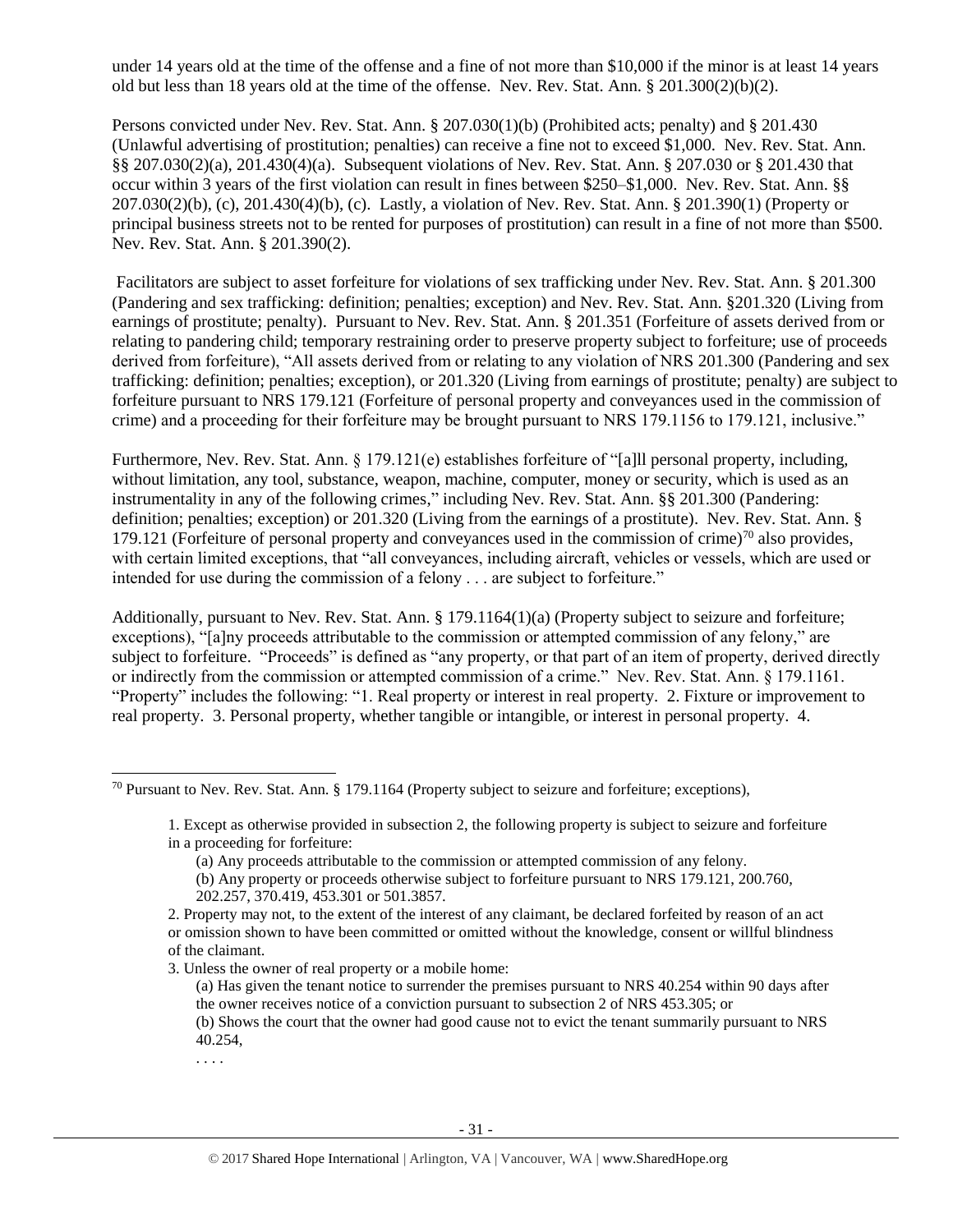under 14 years old at the time of the offense and a fine of not more than $10,000 if the minor is at least 14 years old but less than 18 years old at the time of the offense. Nev. Rev. Stat. Ann. § 201.300(2)(b)(2).

Persons convicted under Nev. Rev. Stat. Ann. § 207.030(1)(b) (Prohibited acts; penalty) and § 201.430 (Unlawful advertising of prostitution; penalties) can receive a fine not to exceed $1,000. Nev. Rev. Stat. Ann. §§ 207.030(2)(a), 201.430(4)(a). Subsequent violations of Nev. Rev. Stat. Ann. § 207.030 or § 201.430 that occur within 3 years of the first violation can result in fines between $250–$1,000. Nev. Rev. Stat. Ann. §§ 207.030(2)(b), (c), 201.430(4)(b), (c). Lastly, a violation of Nev. Rev. Stat. Ann. § 201.390(1) (Property or principal business streets not to be rented for purposes of prostitution) can result in a fine of not more than $500. Nev. Rev. Stat. Ann. § 201.390(2).

Facilitators are subject to asset forfeiture for violations of sex trafficking under Nev. Rev. Stat. Ann. § 201.300 (Pandering and sex trafficking: definition; penalties; exception) and Nev. Rev. Stat. Ann. §201.320 (Living from earnings of prostitute; penalty). Pursuant to Nev. Rev. Stat. Ann. § 201.351 (Forfeiture of assets derived from or relating to pandering child; temporary restraining order to preserve property subject to forfeiture; use of proceeds derived from forfeiture), "All assets derived from or relating to any violation of NRS 201.300 (Pandering and sex trafficking: definition; penalties; exception), or 201.320 (Living from earnings of prostitute; penalty) are subject to forfeiture pursuant to NRS 179.121 (Forfeiture of personal property and conveyances used in the commission of crime) and a proceeding for their forfeiture may be brought pursuant to NRS 179.1156 to 179.121, inclusive."

Furthermore, Nev. Rev. Stat. Ann. § 179.121(e) establishes forfeiture of "[a]ll personal property, including, without limitation, any tool, substance, weapon, machine, computer, money or security, which is used as an instrumentality in any of the following crimes," including Nev. Rev. Stat. Ann. §§ 201.300 (Pandering: definition; penalties; exception) or 201.320 (Living from the earnings of a prostitute). Nev. Rev. Stat. Ann. § 179.121 (Forfeiture of personal property and conveyances used in the commission of crime)[70] also provides, with certain limited exceptions, that "all conveyances, including aircraft, vehicles or vessels, which are used or intended for use during the commission of a felony . . . are subject to forfeiture."

Additionally, pursuant to Nev. Rev. Stat. Ann. § 179.1164(1)(a) (Property subject to seizure and forfeiture; exceptions), "[a]ny proceeds attributable to the commission or attempted commission of any felony," are subject to forfeiture. "Proceeds" is defined as "any property, or that part of an item of property, derived directly or indirectly from the commission or attempted commission of a crime." Nev. Rev. Stat. Ann. § 179.1161. "Property" includes the following: "1. Real property or interest in real property. 2. Fixture or improvement to real property. 3. Personal property, whether tangible or intangible, or interest in personal property. 4.

---

[70] Pursuant to Nev. Rev. Stat. Ann. § 179.1164 (Property subject to seizure and forfeiture; exceptions),

> 1. Except as otherwise provided in subsection 2, the following property is subject to seizure and forfeiture in a proceeding for forfeiture:
>
> (a) Any proceeds attributable to the commission or attempted commission of any felony.
>
> (b) Any property or proceeds otherwise subject to forfeiture pursuant to NRS 179.121, 200.760, 202.257, 370.419, 453.301 or 501.3857.
>
> 2. Property may not, to the extent of the interest of any claimant, be declared forfeited by reason of an act or omission shown to have been committed or omitted without the knowledge, consent or willful blindness of the claimant.
>
> 3. Unless the owner of real property or a mobile home:
>
> (a) Has given the tenant notice to surrender the premises pursuant to NRS 40.254 within 90 days after the owner receives notice of a conviction pursuant to subsection 2 of NRS 453.305; or
>
> (b) Shows the court that the owner had good cause not to evict the tenant summarily pursuant to NRS 40.254,
>
> . . . .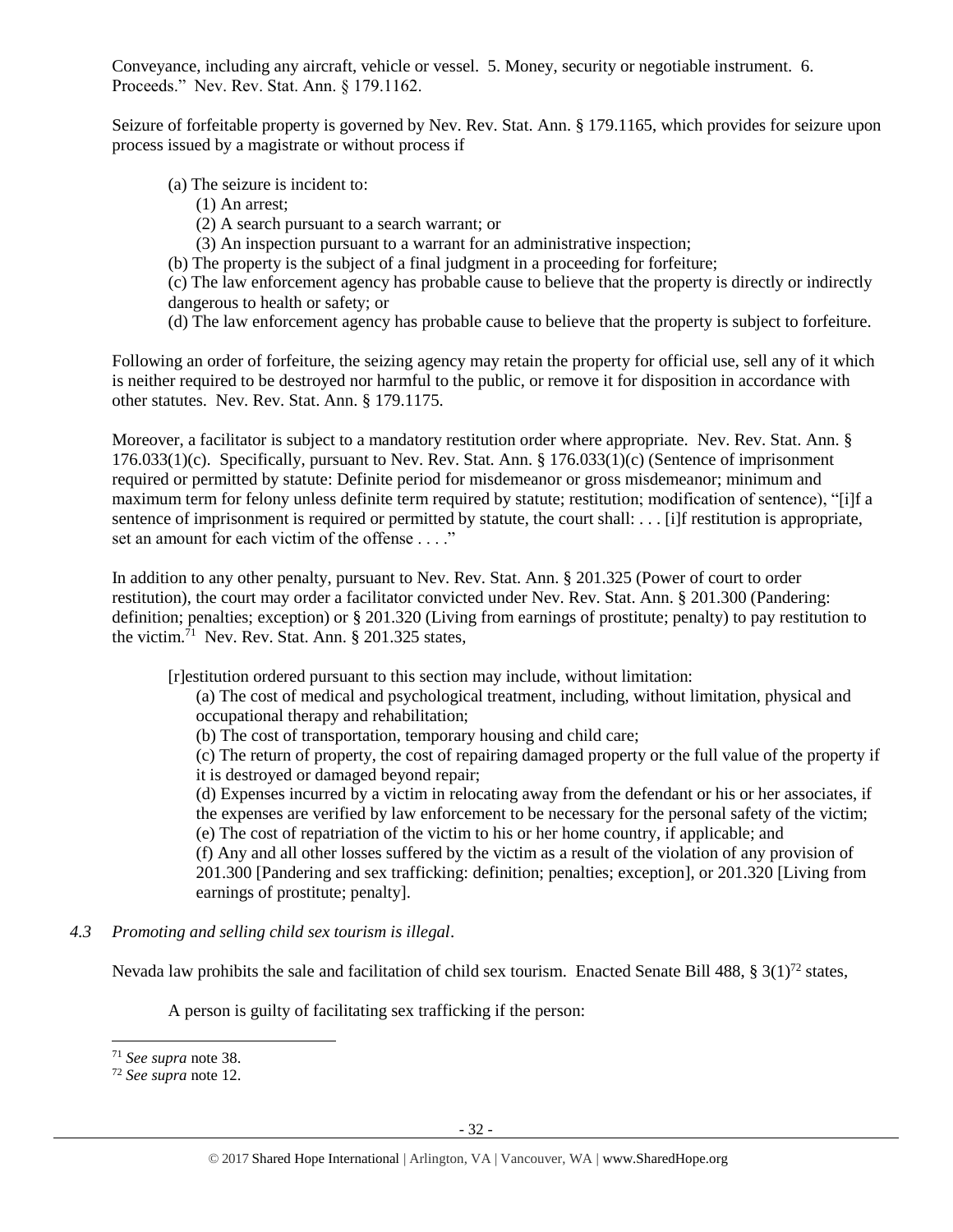Conveyance, including any aircraft, vehicle or vessel. 5. Money, security or negotiable instrument. 6. Proceeds." Nev. Rev. Stat. Ann. § 179.1162.

Seizure of forfeitable property is governed by Nev. Rev. Stat. Ann. § 179.1165, which provides for seizure upon process issued by a magistrate or without process if

> (a) The seizure is incident to:
> (1) An arrest;
> (2) A search pursuant to a search warrant; or
> (3) An inspection pursuant to a warrant for an administrative inspection;
> (b) The property is the subject of a final judgment in a proceeding for forfeiture;
> (c) The law enforcement agency has probable cause to believe that the property is directly or indirectly dangerous to health or safety; or
> (d) The law enforcement agency has probable cause to believe that the property is subject to forfeiture.

Following an order of forfeiture, the seizing agency may retain the property for official use, sell any of it which is neither required to be destroyed nor harmful to the public, or remove it for disposition in accordance with other statutes. Nev. Rev. Stat. Ann. § 179.1175.

Moreover, a facilitator is subject to a mandatory restitution order where appropriate. Nev. Rev. Stat. Ann. § 176.033(1)(c). Specifically, pursuant to Nev. Rev. Stat. Ann. § 176.033(1)(c) (Sentence of imprisonment required or permitted by statute: Definite period for misdemeanor or gross misdemeanor; minimum and maximum term for felony unless definite term required by statute; restitution; modification of sentence), "[i]f a sentence of imprisonment is required or permitted by statute, the court shall: . . . [i]f restitution is appropriate, set an amount for each victim of the offense . . . ."

In addition to any other penalty, pursuant to Nev. Rev. Stat. Ann. § 201.325 (Power of court to order restitution), the court may order a facilitator convicted under Nev. Rev. Stat. Ann. § 201.300 (Pandering: definition; penalties; exception) or § 201.320 (Living from earnings of prostitute; penalty) to pay restitution to the victim.[71] Nev. Rev. Stat. Ann. § 201.325 states,

> [r]estitution ordered pursuant to this section may include, without limitation:
> (a) The cost of medical and psychological treatment, including, without limitation, physical and occupational therapy and rehabilitation;
> (b) The cost of transportation, temporary housing and child care;
> (c) The return of property, the cost of repairing damaged property or the full value of the property if it is destroyed or damaged beyond repair;
> (d) Expenses incurred by a victim in relocating away from the defendant or his or her associates, if the expenses are verified by law enforcement to be necessary for the personal safety of the victim;
> (e) The cost of repatriation of the victim to his or her home country, if applicable; and
> (f) Any and all other losses suffered by the victim as a result of the violation of any provision of 201.300 [Pandering and sex trafficking: definition; penalties; exception], or 201.320 [Living from earnings of prostitute; penalty].

*4.3 Promoting and selling child sex tourism is illegal.*

Nevada law prohibits the sale and facilitation of child sex tourism. Enacted Senate Bill 488, § 3(1)[72] states,

> A person is guilty of facilitating sex trafficking if the person:

[71] *See supra* note 38.
[72] *See supra* note 12.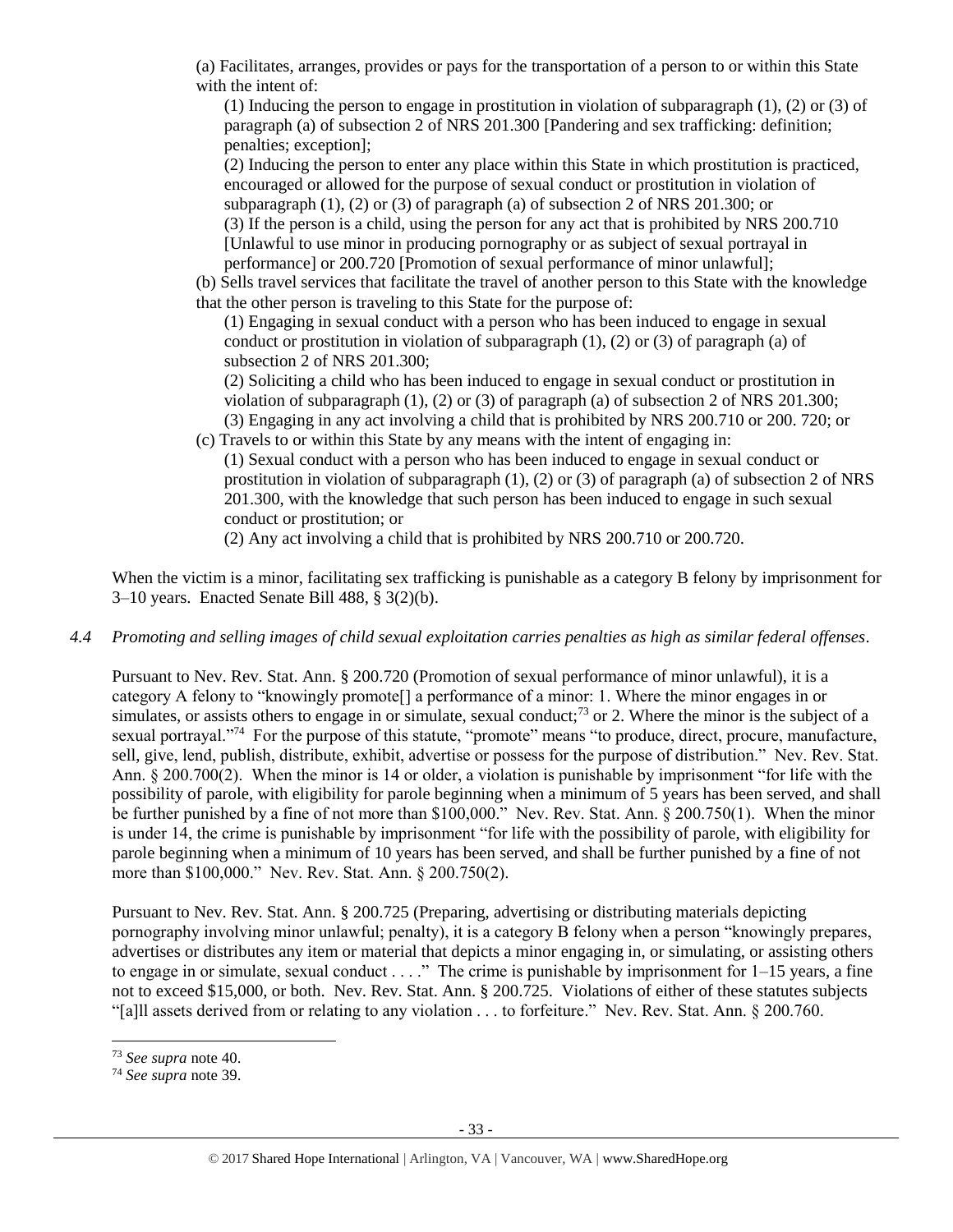(a) Facilitates, arranges, provides or pays for the transportation of a person to or within this State with the intent of:

(1) Inducing the person to engage in prostitution in violation of subparagraph (1), (2) or (3) of paragraph (a) of subsection 2 of NRS 201.300 [Pandering and sex trafficking: definition; penalties; exception];

(2) Inducing the person to enter any place within this State in which prostitution is practiced, encouraged or allowed for the purpose of sexual conduct or prostitution in violation of subparagraph (1), (2) or (3) of paragraph (a) of subsection 2 of NRS 201.300; or

(3) If the person is a child, using the person for any act that is prohibited by NRS 200.710 [Unlawful to use minor in producing pornography or as subject of sexual portrayal in performance] or 200.720 [Promotion of sexual performance of minor unlawful];

(b) Sells travel services that facilitate the travel of another person to this State with the knowledge that the other person is traveling to this State for the purpose of:

(1) Engaging in sexual conduct with a person who has been induced to engage in sexual conduct or prostitution in violation of subparagraph (1), (2) or (3) of paragraph (a) of subsection 2 of NRS 201.300;

(2) Soliciting a child who has been induced to engage in sexual conduct or prostitution in violation of subparagraph (1), (2) or (3) of paragraph (a) of subsection 2 of NRS 201.300;

(3) Engaging in any act involving a child that is prohibited by NRS 200.710 or 200. 720; or

(c) Travels to or within this State by any means with the intent of engaging in:

(1) Sexual conduct with a person who has been induced to engage in sexual conduct or prostitution in violation of subparagraph (1), (2) or (3) of paragraph (a) of subsection 2 of NRS 201.300, with the knowledge that such person has been induced to engage in such sexual conduct or prostitution; or

(2) Any act involving a child that is prohibited by NRS 200.710 or 200.720.

When the victim is a minor, facilitating sex trafficking is punishable as a category B felony by imprisonment for 3–10 years. Enacted Senate Bill 488, § 3(2)(b).

*4.4 Promoting and selling images of child sexual exploitation carries penalties as high as similar federal offenses*.

Pursuant to Nev. Rev. Stat. Ann. § 200.720 (Promotion of sexual performance of minor unlawful), it is a category A felony to "knowingly promote[] a performance of a minor: 1. Where the minor engages in or simulates, or assists others to engage in or simulate, sexual conduct;[73] or 2. Where the minor is the subject of a sexual portrayal."[74] For the purpose of this statute, "promote" means "to produce, direct, procure, manufacture, sell, give, lend, publish, distribute, exhibit, advertise or possess for the purpose of distribution." Nev. Rev. Stat. Ann. § 200.700(2). When the minor is 14 or older, a violation is punishable by imprisonment "for life with the possibility of parole, with eligibility for parole beginning when a minimum of 5 years has been served, and shall be further punished by a fine of not more than $100,000." Nev. Rev. Stat. Ann. § 200.750(1). When the minor is under 14, the crime is punishable by imprisonment "for life with the possibility of parole, with eligibility for parole beginning when a minimum of 10 years has been served, and shall be further punished by a fine of not more than $100,000." Nev. Rev. Stat. Ann. § 200.750(2).

Pursuant to Nev. Rev. Stat. Ann. § 200.725 (Preparing, advertising or distributing materials depicting pornography involving minor unlawful; penalty), it is a category B felony when a person "knowingly prepares, advertises or distributes any item or material that depicts a minor engaging in, or simulating, or assisting others to engage in or simulate, sexual conduct . . . ." The crime is punishable by imprisonment for 1–15 years, a fine not to exceed $15,000, or both. Nev. Rev. Stat. Ann. § 200.725. Violations of either of these statutes subjects "[a]ll assets derived from or relating to any violation . . . to forfeiture." Nev. Rev. Stat. Ann. § 200.760.

[73] *See supra* note 40.

[74] *See supra* note 39.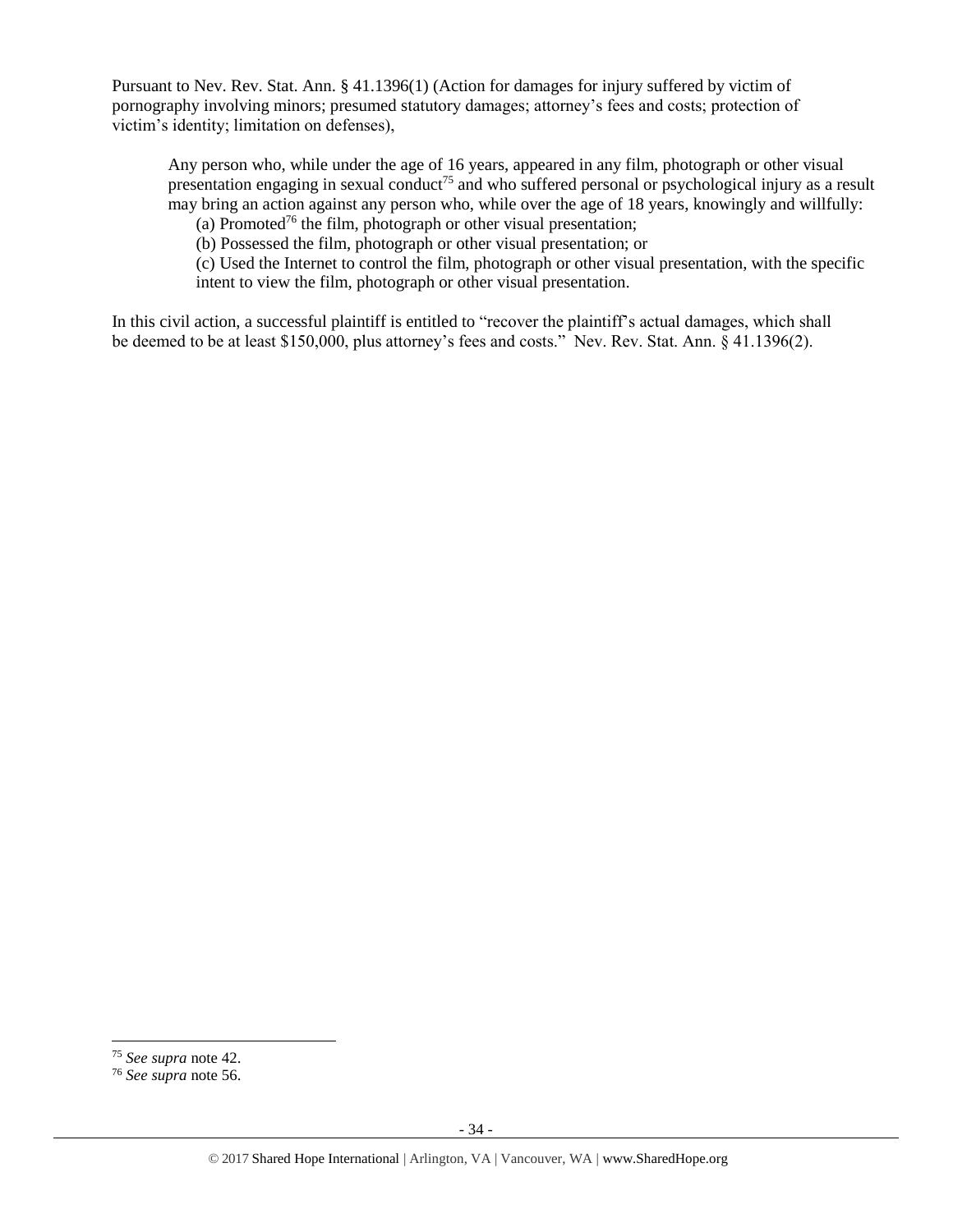Pursuant to Nev. Rev. Stat. Ann. § 41.1396(1) (Action for damages for injury suffered by victim of pornography involving minors; presumed statutory damages; attorney's fees and costs; protection of victim's identity; limitation on defenses),

> Any person who, while under the age of 16 years, appeared in any film, photograph or other visual presentation engaging in sexual conduct[75] and who suffered personal or psychological injury as a result may bring an action against any person who, while over the age of 18 years, knowingly and willfully:
>
> (a) Promoted[76] the film, photograph or other visual presentation;
>
> (b) Possessed the film, photograph or other visual presentation; or
>
> (c) Used the Internet to control the film, photograph or other visual presentation, with the specific intent to view the film, photograph or other visual presentation.

In this civil action, a successful plaintiff is entitled to "recover the plaintiff's actual damages, which shall be deemed to be at least $150,000, plus attorney's fees and costs." Nev. Rev. Stat. Ann. § 41.1396(2).

---

[75] *See supra* note 42.

[76] *See supra* note 56.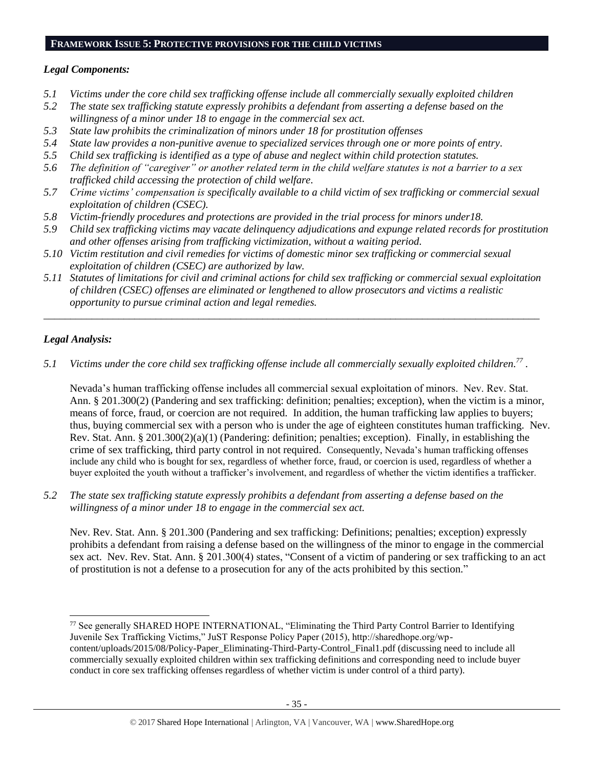## FRAMEWORK ISSUE 5: PROTECTIVE PROVISIONS FOR THE CHILD VICTIMS

### *Legal Components:*

- *5.1 Victims under the core child sex trafficking offense include all commercially sexually exploited children*
- *5.2 The state sex trafficking statute expressly prohibits a defendant from asserting a defense based on the willingness of a minor under 18 to engage in the commercial sex act.*
- *5.3 State law prohibits the criminalization of minors under 18 for prostitution offenses*
- *5.4 State law provides a non-punitive avenue to specialized services through one or more points of entry.*
- *5.5 Child sex trafficking is identified as a type of abuse and neglect within child protection statutes.*
- *5.6 The definition of "caregiver" or another related term in the child welfare statutes is not a barrier to a sex trafficked child accessing the protection of child welfare.*
- *5.7 Crime victims' compensation is specifically available to a child victim of sex trafficking or commercial sexual exploitation of children (CSEC).*
- *5.8 Victim-friendly procedures and protections are provided in the trial process for minors under18.*
- *5.9 Child sex trafficking victims may vacate delinquency adjudications and expunge related records for prostitution and other offenses arising from trafficking victimization, without a waiting period.*
- *5.10 Victim restitution and civil remedies for victims of domestic minor sex trafficking or commercial sexual exploitation of children (CSEC) are authorized by law.*
- *5.11 Statutes of limitations for civil and criminal actions for child sex trafficking or commercial sexual exploitation of children (CSEC) offenses are eliminated or lengthened to allow prosecutors and victims a realistic opportunity to pursue criminal action and legal remedies.*

---

### *Legal Analysis:*

*5.1 Victims under the core child sex trafficking offense include all commercially sexually exploited children.*[77] .

Nevada's human trafficking offense includes all commercial sexual exploitation of minors. Nev. Rev. Stat. Ann. § 201.300(2) (Pandering and sex trafficking: definition; penalties; exception), when the victim is a minor, means of force, fraud, or coercion are not required. In addition, the human trafficking law applies to buyers; thus, buying commercial sex with a person who is under the age of eighteen constitutes human trafficking. Nev. Rev. Stat. Ann. § 201.300(2)(a)(1) (Pandering: definition; penalties; exception). Finally, in establishing the crime of sex trafficking, third party control in not required. Consequently, Nevada's human trafficking offenses include any child who is bought for sex, regardless of whether force, fraud, or coercion is used, regardless of whether a buyer exploited the youth without a trafficker's involvement, and regardless of whether the victim identifies a trafficker.

*5.2 The state sex trafficking statute expressly prohibits a defendant from asserting a defense based on the willingness of a minor under 18 to engage in the commercial sex act.*

Nev. Rev. Stat. Ann. § 201.300 (Pandering and sex trafficking: Definitions; penalties; exception) expressly prohibits a defendant from raising a defense based on the willingness of the minor to engage in the commercial sex act. Nev. Rev. Stat. Ann. § 201.300(4) states, "Consent of a victim of pandering or sex trafficking to an act of prostitution is not a defense to a prosecution for any of the acts prohibited by this section."

---

[77] See generally SHARED HOPE INTERNATIONAL, "Eliminating the Third Party Control Barrier to Identifying Juvenile Sex Trafficking Victims," JuST Response Policy Paper (2015), http://sharedhope.org/wp-content/uploads/2015/08/Policy-Paper_Eliminating-Third-Party-Control_Final1.pdf (discussing need to include all commercially sexually exploited children within sex trafficking definitions and corresponding need to include buyer conduct in core sex trafficking offenses regardless of whether victim is under control of a third party).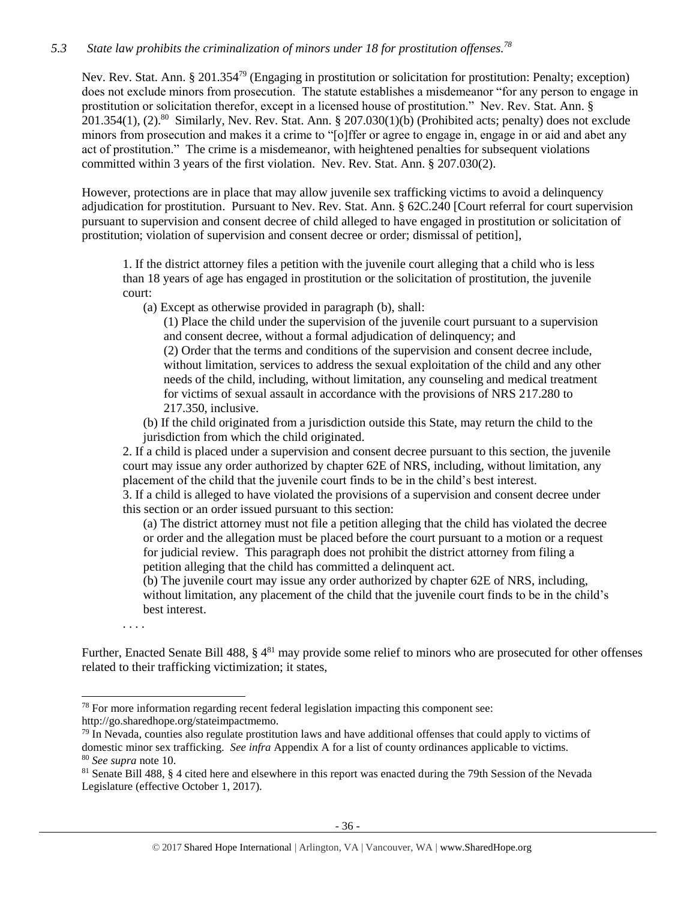*5.3 State law prohibits the criminalization of minors under 18 for prostitution offenses.[78]*

Nev. Rev. Stat. Ann. § 201.354[79] (Engaging in prostitution or solicitation for prostitution: Penalty; exception) does not exclude minors from prosecution. The statute establishes a misdemeanor "for any person to engage in prostitution or solicitation therefor, except in a licensed house of prostitution." Nev. Rev. Stat. Ann. § 201.354(1), (2).[80] Similarly, Nev. Rev. Stat. Ann. § 207.030(1)(b) (Prohibited acts; penalty) does not exclude minors from prosecution and makes it a crime to "[o]ffer or agree to engage in, engage in or aid and abet any act of prostitution." The crime is a misdemeanor, with heightened penalties for subsequent violations committed within 3 years of the first violation. Nev. Rev. Stat. Ann. § 207.030(2).

However, protections are in place that may allow juvenile sex trafficking victims to avoid a delinquency adjudication for prostitution. Pursuant to Nev. Rev. Stat. Ann. § 62C.240 [Court referral for court supervision pursuant to supervision and consent decree of child alleged to have engaged in prostitution or solicitation of prostitution; violation of supervision and consent decree or order; dismissal of petition],

> 1. If the district attorney files a petition with the juvenile court alleging that a child who is less than 18 years of age has engaged in prostitution or the solicitation of prostitution, the juvenile court:
>
> (a) Except as otherwise provided in paragraph (b), shall:
>
> (1) Place the child under the supervision of the juvenile court pursuant to a supervision and consent decree, without a formal adjudication of delinquency; and
>
> (2) Order that the terms and conditions of the supervision and consent decree include, without limitation, services to address the sexual exploitation of the child and any other needs of the child, including, without limitation, any counseling and medical treatment for victims of sexual assault in accordance with the provisions of NRS 217.280 to 217.350, inclusive.
>
> (b) If the child originated from a jurisdiction outside this State, may return the child to the jurisdiction from which the child originated.
>
> 2. If a child is placed under a supervision and consent decree pursuant to this section, the juvenile court may issue any order authorized by chapter 62E of NRS, including, without limitation, any placement of the child that the juvenile court finds to be in the child's best interest.
>
> 3. If a child is alleged to have violated the provisions of a supervision and consent decree under this section or an order issued pursuant to this section:
>
> (a) The district attorney must not file a petition alleging that the child has violated the decree or order and the allegation must be placed before the court pursuant to a motion or a request for judicial review. This paragraph does not prohibit the district attorney from filing a petition alleging that the child has committed a delinquent act.
>
> (b) The juvenile court may issue any order authorized by chapter 62E of NRS, including, without limitation, any placement of the child that the juvenile court finds to be in the child's best interest.
>
> . . . .

Further, Enacted Senate Bill 488, § 4[81] may provide some relief to minors who are prosecuted for other offenses related to their trafficking victimization; it states,

---

[78] For more information regarding recent federal legislation impacting this component see: http://go.sharedhope.org/stateimpactmemo.

[79] In Nevada, counties also regulate prostitution laws and have additional offenses that could apply to victims of domestic minor sex trafficking. *See infra* Appendix A for a list of county ordinances applicable to victims.

[80] *See supra* note 10.

[81] Senate Bill 488, § 4 cited here and elsewhere in this report was enacted during the 79th Session of the Nevada Legislature (effective October 1, 2017).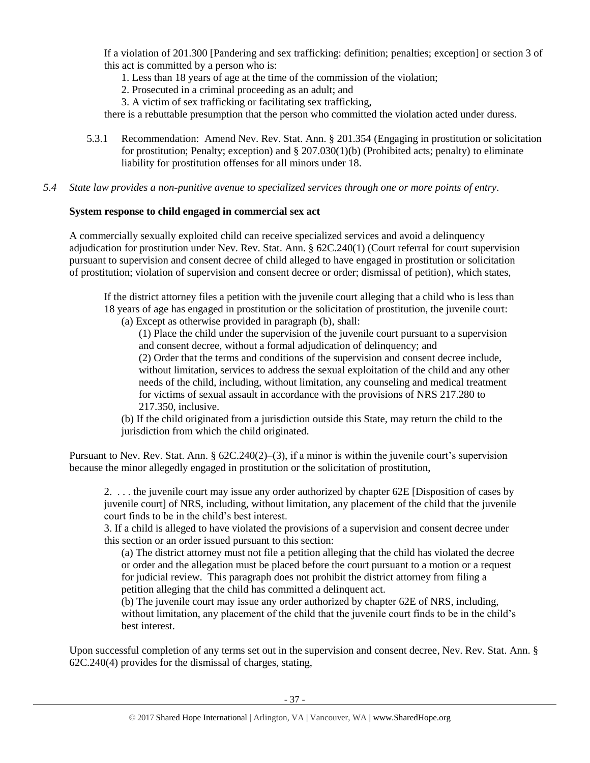> If a violation of 201.300 [Pandering and sex trafficking: definition; penalties; exception] or section 3 of this act is committed by a person who is:
>
> 1. Less than 18 years of age at the time of the commission of the violation;
> 2. Prosecuted in a criminal proceeding as an adult; and
> 3. A victim of sex trafficking or facilitating sex trafficking,
>
> there is a rebuttable presumption that the person who committed the violation acted under duress.

5.3.1 Recommendation: Amend Nev. Rev. Stat. Ann. § 201.354 (Engaging in prostitution or solicitation for prostitution; Penalty; exception) and § 207.030(1)(b) (Prohibited acts; penalty) to eliminate liability for prostitution offenses for all minors under 18.

*5.4 State law provides a non-punitive avenue to specialized services through one or more points of entry.*

**System response to child engaged in commercial sex act**

A commercially sexually exploited child can receive specialized services and avoid a delinquency adjudication for prostitution under Nev. Rev. Stat. Ann. § 62C.240(1) (Court referral for court supervision pursuant to supervision and consent decree of child alleged to have engaged in prostitution or solicitation of prostitution; violation of supervision and consent decree or order; dismissal of petition), which states,

> If the district attorney files a petition with the juvenile court alleging that a child who is less than 18 years of age has engaged in prostitution or the solicitation of prostitution, the juvenile court:
>
> (a) Except as otherwise provided in paragraph (b), shall:
>
> (1) Place the child under the supervision of the juvenile court pursuant to a supervision and consent decree, without a formal adjudication of delinquency; and
>
> (2) Order that the terms and conditions of the supervision and consent decree include, without limitation, services to address the sexual exploitation of the child and any other needs of the child, including, without limitation, any counseling and medical treatment for victims of sexual assault in accordance with the provisions of NRS 217.280 to 217.350, inclusive.
>
> (b) If the child originated from a jurisdiction outside this State, may return the child to the jurisdiction from which the child originated.

Pursuant to Nev. Rev. Stat. Ann. § 62C.240(2)–(3), if a minor is within the juvenile court's supervision because the minor allegedly engaged in prostitution or the solicitation of prostitution,

> 2. . . . the juvenile court may issue any order authorized by chapter 62E [Disposition of cases by juvenile court] of NRS, including, without limitation, any placement of the child that the juvenile court finds to be in the child's best interest.
>
> 3. If a child is alleged to have violated the provisions of a supervision and consent decree under this section or an order issued pursuant to this section:
>
> (a) The district attorney must not file a petition alleging that the child has violated the decree or order and the allegation must be placed before the court pursuant to a motion or a request for judicial review. This paragraph does not prohibit the district attorney from filing a petition alleging that the child has committed a delinquent act.
>
> (b) The juvenile court may issue any order authorized by chapter 62E of NRS, including, without limitation, any placement of the child that the juvenile court finds to be in the child's best interest.

Upon successful completion of any terms set out in the supervision and consent decree, Nev. Rev. Stat. Ann. § 62C.240(4) provides for the dismissal of charges, stating,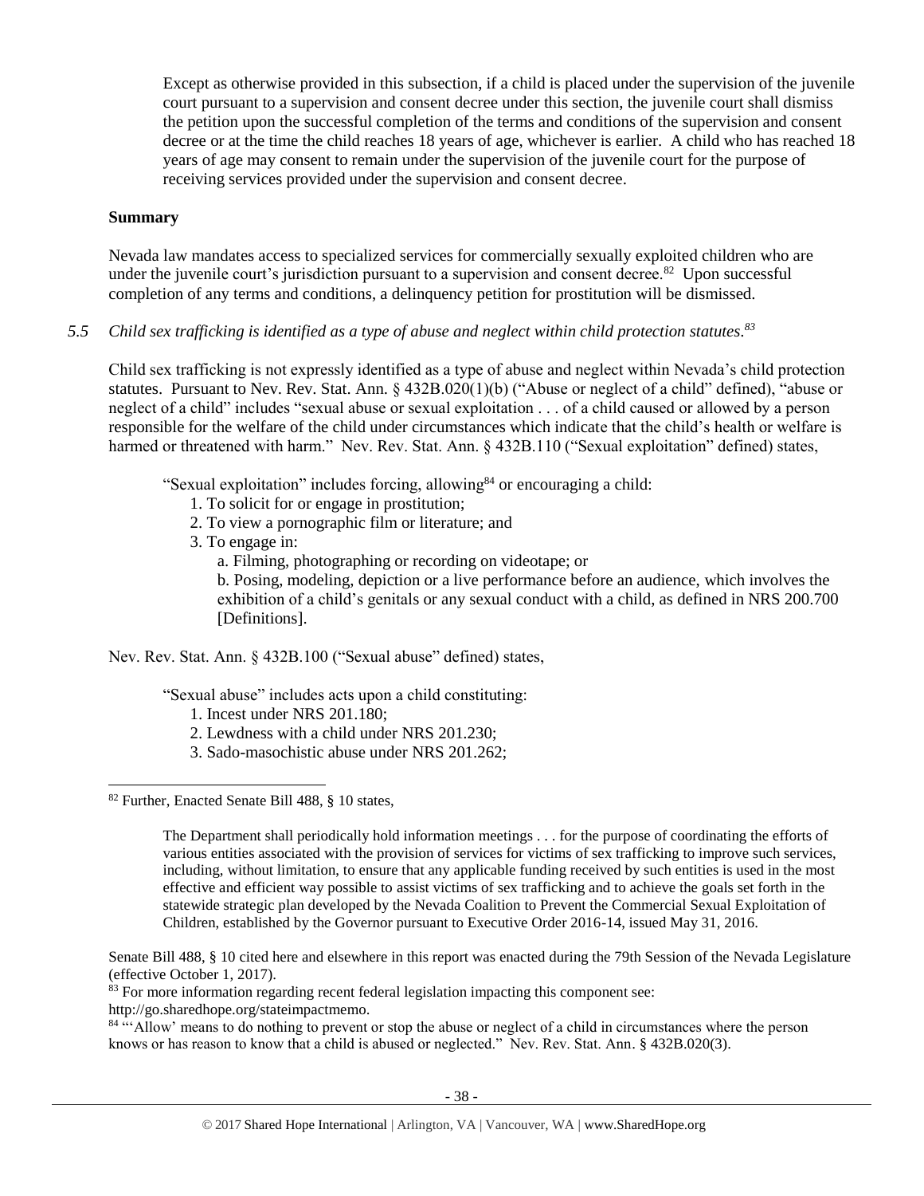> Except as otherwise provided in this subsection, if a child is placed under the supervision of the juvenile court pursuant to a supervision and consent decree under this section, the juvenile court shall dismiss the petition upon the successful completion of the terms and conditions of the supervision and consent decree or at the time the child reaches 18 years of age, whichever is earlier. A child who has reached 18 years of age may consent to remain under the supervision of the juvenile court for the purpose of receiving services provided under the supervision and consent decree.

**Summary**

Nevada law mandates access to specialized services for commercially sexually exploited children who are under the juvenile court's jurisdiction pursuant to a supervision and consent decree.[82] Upon successful completion of any terms and conditions, a delinquency petition for prostitution will be dismissed.

*5.5 Child sex trafficking is identified as a type of abuse and neglect within child protection statutes.[83]*

Child sex trafficking is not expressly identified as a type of abuse and neglect within Nevada's child protection statutes. Pursuant to Nev. Rev. Stat. Ann. § 432B.020(1)(b) ("Abuse or neglect of a child" defined), "abuse or neglect of a child" includes "sexual abuse or sexual exploitation . . . of a child caused or allowed by a person responsible for the welfare of the child under circumstances which indicate that the child's health or welfare is harmed or threatened with harm." Nev. Rev. Stat. Ann. § 432B.110 ("Sexual exploitation" defined) states,

> "Sexual exploitation" includes forcing, allowing[84] or encouraging a child:
>
> 1. To solicit for or engage in prostitution;
> 2. To view a pornographic film or literature; and
> 3. To engage in:
>    a. Filming, photographing or recording on videotape; or
>    b. Posing, modeling, depiction or a live performance before an audience, which involves the exhibition of a child's genitals or any sexual conduct with a child, as defined in NRS 200.700 [Definitions].

Nev. Rev. Stat. Ann. § 432B.100 ("Sexual abuse" defined) states,

> "Sexual abuse" includes acts upon a child constituting:
>
> 1. Incest under NRS 201.180;
> 2. Lewdness with a child under NRS 201.230;
> 3. Sado-masochistic abuse under NRS 201.262;

---

[82] Further, Enacted Senate Bill 488, § 10 states,

> The Department shall periodically hold information meetings . . . for the purpose of coordinating the efforts of various entities associated with the provision of services for victims of sex trafficking to improve such services, including, without limitation, to ensure that any applicable funding received by such entities is used in the most effective and efficient way possible to assist victims of sex trafficking and to achieve the goals set forth in the statewide strategic plan developed by the Nevada Coalition to Prevent the Commercial Sexual Exploitation of Children, established by the Governor pursuant to Executive Order 2016-14, issued May 31, 2016.

Senate Bill 488, § 10 cited here and elsewhere in this report was enacted during the 79th Session of the Nevada Legislature (effective October 1, 2017).

[83] For more information regarding recent federal legislation impacting this component see: http://go.sharedhope.org/stateimpactmemo.

[84] "'Allow' means to do nothing to prevent or stop the abuse or neglect of a child in circumstances where the person knows or has reason to know that a child is abused or neglected." Nev. Rev. Stat. Ann. § 432B.020(3).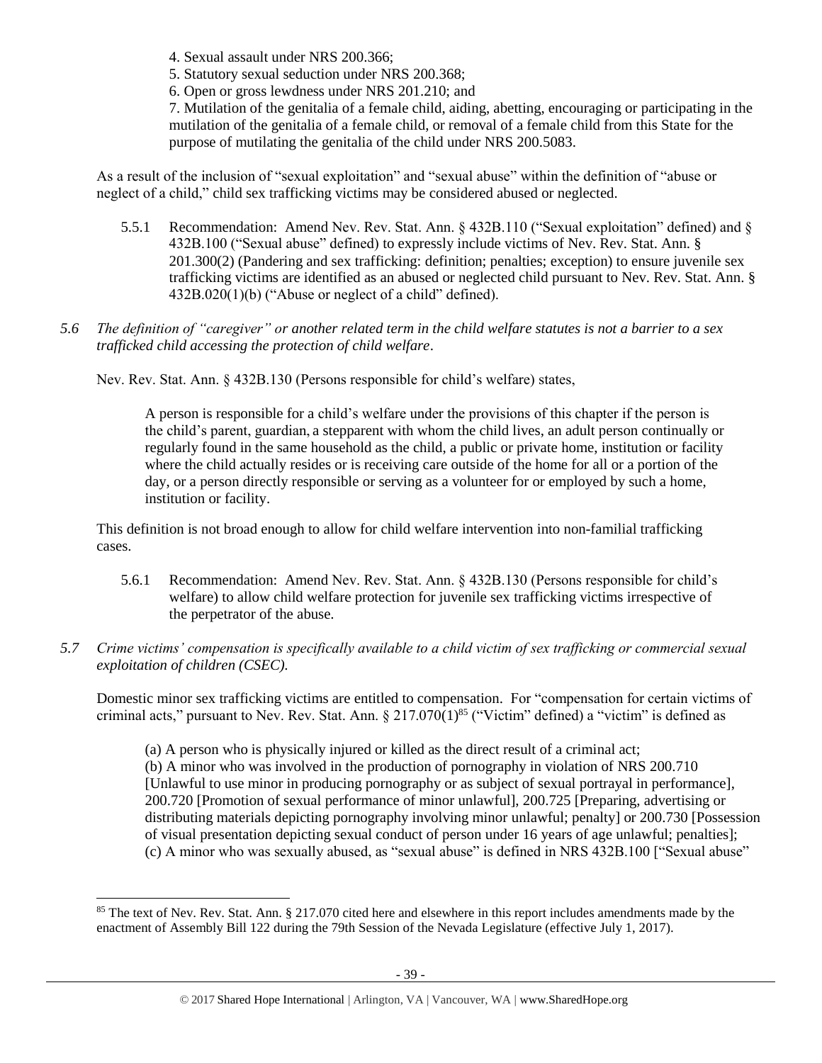4. Sexual assault under NRS 200.366;
5. Statutory sexual seduction under NRS 200.368;
6. Open or gross lewdness under NRS 201.210; and
7. Mutilation of the genitalia of a female child, aiding, abetting, encouraging or participating in the mutilation of the genitalia of a female child, or removal of a female child from this State for the purpose of mutilating the genitalia of the child under NRS 200.5083.

As a result of the inclusion of "sexual exploitation" and "sexual abuse" within the definition of "abuse or neglect of a child," child sex trafficking victims may be considered abused or neglected.

5.5.1 Recommendation: Amend Nev. Rev. Stat. Ann. § 432B.110 ("Sexual exploitation" defined) and § 432B.100 ("Sexual abuse" defined) to expressly include victims of Nev. Rev. Stat. Ann. § 201.300(2) (Pandering and sex trafficking: definition; penalties; exception) to ensure juvenile sex trafficking victims are identified as an abused or neglected child pursuant to Nev. Rev. Stat. Ann. § 432B.020(1)(b) ("Abuse or neglect of a child" defined).

*5.6 The definition of "caregiver" or another related term in the child welfare statutes is not a barrier to a sex trafficked child accessing the protection of child welfare.*

Nev. Rev. Stat. Ann. § 432B.130 (Persons responsible for child's welfare) states,

> A person is responsible for a child's welfare under the provisions of this chapter if the person is the child's parent, guardian, a stepparent with whom the child lives, an adult person continually or regularly found in the same household as the child, a public or private home, institution or facility where the child actually resides or is receiving care outside of the home for all or a portion of the day, or a person directly responsible or serving as a volunteer for or employed by such a home, institution or facility.

This definition is not broad enough to allow for child welfare intervention into non-familial trafficking cases.

5.6.1 Recommendation: Amend Nev. Rev. Stat. Ann. § 432B.130 (Persons responsible for child's welfare) to allow child welfare protection for juvenile sex trafficking victims irrespective of the perpetrator of the abuse.

*5.7 Crime victims' compensation is specifically available to a child victim of sex trafficking or commercial sexual exploitation of children (CSEC).*

Domestic minor sex trafficking victims are entitled to compensation. For "compensation for certain victims of criminal acts," pursuant to Nev. Rev. Stat. Ann. § 217.070(1)[85] ("Victim" defined) a "victim" is defined as

> (a) A person who is physically injured or killed as the direct result of a criminal act;
> (b) A minor who was involved in the production of pornography in violation of NRS 200.710 [Unlawful to use minor in producing pornography or as subject of sexual portrayal in performance], 200.720 [Promotion of sexual performance of minor unlawful], 200.725 [Preparing, advertising or distributing materials depicting pornography involving minor unlawful; penalty] or 200.730 [Possession of visual presentation depicting sexual conduct of person under 16 years of age unlawful; penalties];
> (c) A minor who was sexually abused, as "sexual abuse" is defined in NRS 432B.100 ["Sexual abuse"

[85] The text of Nev. Rev. Stat. Ann. § 217.070 cited here and elsewhere in this report includes amendments made by the enactment of Assembly Bill 122 during the 79th Session of the Nevada Legislature (effective July 1, 2017).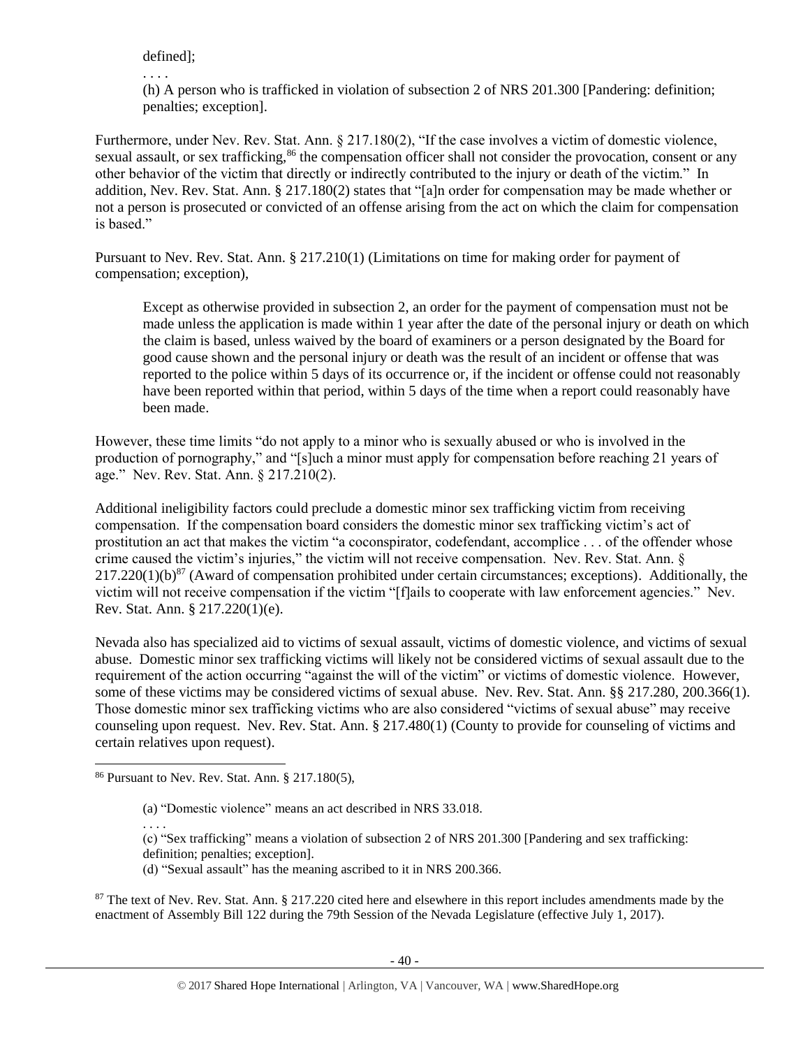defined];

. . . .

(h) A person who is trafficked in violation of subsection 2 of NRS 201.300 [Pandering: definition; penalties; exception].

Furthermore, under Nev. Rev. Stat. Ann. § 217.180(2), "If the case involves a victim of domestic violence, sexual assault, or sex trafficking,[86] the compensation officer shall not consider the provocation, consent or any other behavior of the victim that directly or indirectly contributed to the injury or death of the victim." In addition, Nev. Rev. Stat. Ann. § 217.180(2) states that "[a]n order for compensation may be made whether or not a person is prosecuted or convicted of an offense arising from the act on which the claim for compensation is based."

Pursuant to Nev. Rev. Stat. Ann. § 217.210(1) (Limitations on time for making order for payment of compensation; exception),

> Except as otherwise provided in subsection 2, an order for the payment of compensation must not be made unless the application is made within 1 year after the date of the personal injury or death on which the claim is based, unless waived by the board of examiners or a person designated by the Board for good cause shown and the personal injury or death was the result of an incident or offense that was reported to the police within 5 days of its occurrence or, if the incident or offense could not reasonably have been reported within that period, within 5 days of the time when a report could reasonably have been made.

However, these time limits "do not apply to a minor who is sexually abused or who is involved in the production of pornography," and "[s]uch a minor must apply for compensation before reaching 21 years of age." Nev. Rev. Stat. Ann. § 217.210(2).

Additional ineligibility factors could preclude a domestic minor sex trafficking victim from receiving compensation. If the compensation board considers the domestic minor sex trafficking victim's act of prostitution an act that makes the victim "a coconspirator, codefendant, accomplice . . . of the offender whose crime caused the victim's injuries," the victim will not receive compensation. Nev. Rev. Stat. Ann. § 217.220(1)(b)[87] (Award of compensation prohibited under certain circumstances; exceptions). Additionally, the victim will not receive compensation if the victim "[f]ails to cooperate with law enforcement agencies." Nev. Rev. Stat. Ann. § 217.220(1)(e).

Nevada also has specialized aid to victims of sexual assault, victims of domestic violence, and victims of sexual abuse. Domestic minor sex trafficking victims will likely not be considered victims of sexual assault due to the requirement of the action occurring "against the will of the victim" or victims of domestic violence. However, some of these victims may be considered victims of sexual abuse. Nev. Rev. Stat. Ann. §§ 217.280, 200.366(1). Those domestic minor sex trafficking victims who are also considered "victims of sexual abuse" may receive counseling upon request. Nev. Rev. Stat. Ann. § 217.480(1) (County to provide for counseling of victims and certain relatives upon request).

---

[86] Pursuant to Nev. Rev. Stat. Ann. § 217.180(5),

> (a) "Domestic violence" means an act described in NRS 33.018.
>
> . . . .
>
> (c) "Sex trafficking" means a violation of subsection 2 of NRS 201.300 [Pandering and sex trafficking: definition; penalties; exception].
>
> (d) "Sexual assault" has the meaning ascribed to it in NRS 200.366.

[87] The text of Nev. Rev. Stat. Ann. § 217.220 cited here and elsewhere in this report includes amendments made by the enactment of Assembly Bill 122 during the 79th Session of the Nevada Legislature (effective July 1, 2017).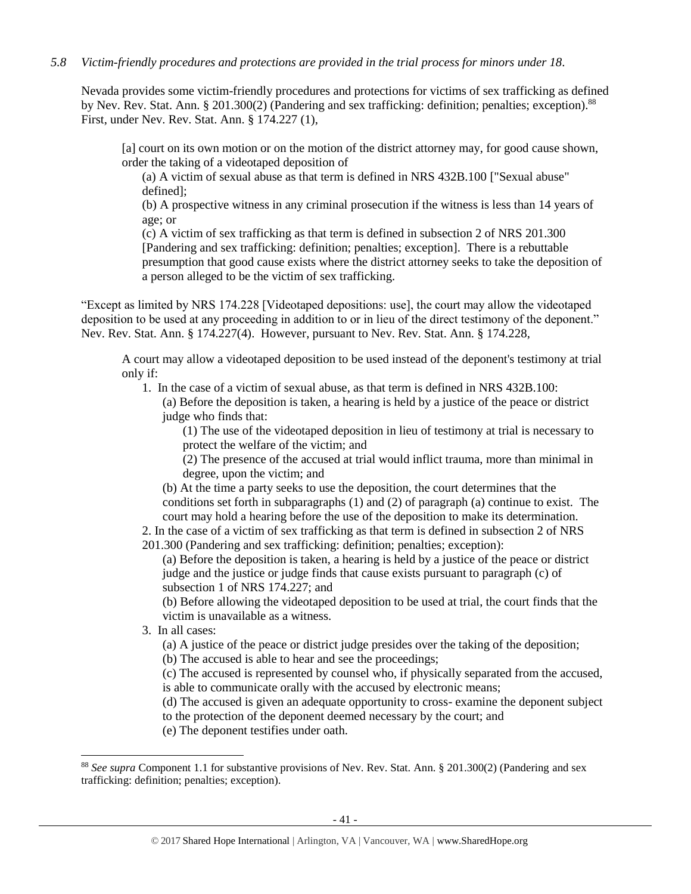*5.8 Victim-friendly procedures and protections are provided in the trial process for minors under 18.*

Nevada provides some victim-friendly procedures and protections for victims of sex trafficking as defined by Nev. Rev. Stat. Ann. § 201.300(2) (Pandering and sex trafficking: definition; penalties; exception).[88] First, under Nev. Rev. Stat. Ann. § 174.227 (1),

> [a] court on its own motion or on the motion of the district attorney may, for good cause shown, order the taking of a videotaped deposition of
>
> (a) A victim of sexual abuse as that term is defined in NRS 432B.100 ["Sexual abuse" defined];
>
> (b) A prospective witness in any criminal prosecution if the witness is less than 14 years of age; or
>
> (c) A victim of sex trafficking as that term is defined in subsection 2 of NRS 201.300 [Pandering and sex trafficking: definition; penalties; exception]. There is a rebuttable presumption that good cause exists where the district attorney seeks to take the deposition of a person alleged to be the victim of sex trafficking.

"Except as limited by NRS 174.228 [Videotaped depositions: use], the court may allow the videotaped deposition to be used at any proceeding in addition to or in lieu of the direct testimony of the deponent." Nev. Rev. Stat. Ann. § 174.227(4). However, pursuant to Nev. Rev. Stat. Ann. § 174.228,

> A court may allow a videotaped deposition to be used instead of the deponent's testimony at trial only if:
>
> 1. In the case of a victim of sexual abuse, as that term is defined in NRS 432B.100:
>
>    (a) Before the deposition is taken, a hearing is held by a justice of the peace or district judge who finds that:
>
>       (1) The use of the videotaped deposition in lieu of testimony at trial is necessary to protect the welfare of the victim; and
>
>       (2) The presence of the accused at trial would inflict trauma, more than minimal in degree, upon the victim; and
>
>    (b) At the time a party seeks to use the deposition, the court determines that the conditions set forth in subparagraphs (1) and (2) of paragraph (a) continue to exist. The court may hold a hearing before the use of the deposition to make its determination.
>
> 2. In the case of a victim of sex trafficking as that term is defined in subsection 2 of NRS 201.300 (Pandering and sex trafficking: definition; penalties; exception):
>
>    (a) Before the deposition is taken, a hearing is held by a justice of the peace or district judge and the justice or judge finds that cause exists pursuant to paragraph (c) of subsection 1 of NRS 174.227; and
>
>    (b) Before allowing the videotaped deposition to be used at trial, the court finds that the victim is unavailable as a witness.
>
> 3. In all cases:
>
>    (a) A justice of the peace or district judge presides over the taking of the deposition;
>
>    (b) The accused is able to hear and see the proceedings;
>
>    (c) The accused is represented by counsel who, if physically separated from the accused, is able to communicate orally with the accused by electronic means;
>
>    (d) The accused is given an adequate opportunity to cross- examine the deponent subject to the protection of the deponent deemed necessary by the court; and
>
>    (e) The deponent testifies under oath.

---

[88] *See supra* Component 1.1 for substantive provisions of Nev. Rev. Stat. Ann. § 201.300(2) (Pandering and sex trafficking: definition; penalties; exception).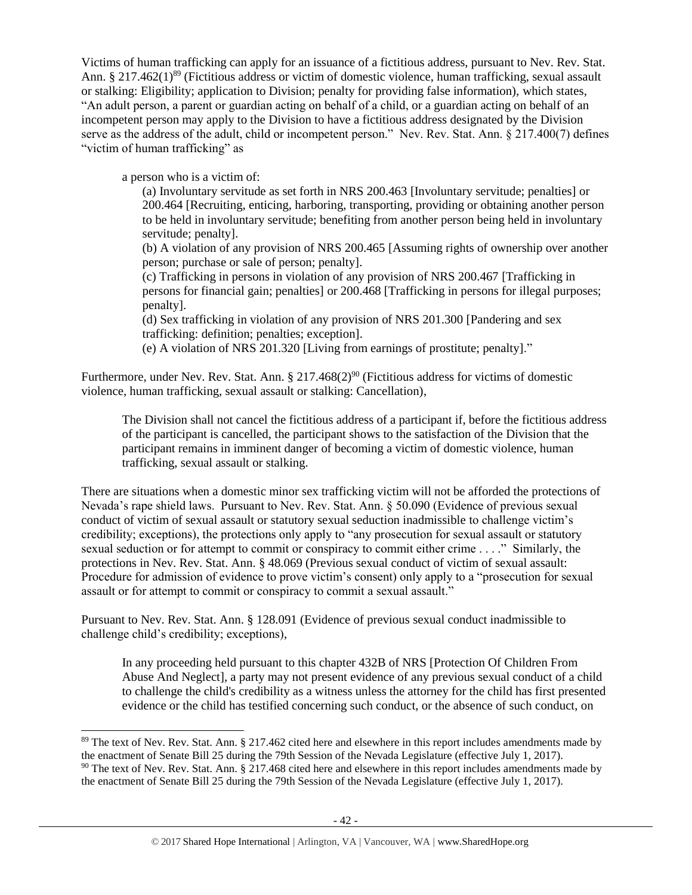Victims of human trafficking can apply for an issuance of a fictitious address, pursuant to Nev. Rev. Stat. Ann. § 217.462(1)[89] (Fictitious address or victim of domestic violence, human trafficking, sexual assault or stalking: Eligibility; application to Division; penalty for providing false information), which states, "An adult person, a parent or guardian acting on behalf of a child, or a guardian acting on behalf of an incompetent person may apply to the Division to have a fictitious address designated by the Division serve as the address of the adult, child or incompetent person." Nev. Rev. Stat. Ann. § 217.400(7) defines "victim of human trafficking" as

> a person who is a victim of:
>
> (a) Involuntary servitude as set forth in NRS 200.463 [Involuntary servitude; penalties] or 200.464 [Recruiting, enticing, harboring, transporting, providing or obtaining another person to be held in involuntary servitude; benefiting from another person being held in involuntary servitude; penalty].
>
> (b) A violation of any provision of NRS 200.465 [Assuming rights of ownership over another person; purchase or sale of person; penalty].
>
> (c) Trafficking in persons in violation of any provision of NRS 200.467 [Trafficking in persons for financial gain; penalties] or 200.468 [Trafficking in persons for illegal purposes; penalty].
>
> (d) Sex trafficking in violation of any provision of NRS 201.300 [Pandering and sex trafficking: definition; penalties; exception].
>
> (e) A violation of NRS 201.320 [Living from earnings of prostitute; penalty]."

Furthermore, under Nev. Rev. Stat. Ann. § 217.468(2)[90] (Fictitious address for victims of domestic violence, human trafficking, sexual assault or stalking: Cancellation),

> The Division shall not cancel the fictitious address of a participant if, before the fictitious address of the participant is cancelled, the participant shows to the satisfaction of the Division that the participant remains in imminent danger of becoming a victim of domestic violence, human trafficking, sexual assault or stalking.

There are situations when a domestic minor sex trafficking victim will not be afforded the protections of Nevada's rape shield laws. Pursuant to Nev. Rev. Stat. Ann. § 50.090 (Evidence of previous sexual conduct of victim of sexual assault or statutory sexual seduction inadmissible to challenge victim's credibility; exceptions), the protections only apply to "any prosecution for sexual assault or statutory sexual seduction or for attempt to commit or conspiracy to commit either crime . . . ." Similarly, the protections in Nev. Rev. Stat. Ann. § 48.069 (Previous sexual conduct of victim of sexual assault: Procedure for admission of evidence to prove victim's consent) only apply to a "prosecution for sexual assault or for attempt to commit or conspiracy to commit a sexual assault."

Pursuant to Nev. Rev. Stat. Ann. § 128.091 (Evidence of previous sexual conduct inadmissible to challenge child's credibility; exceptions),

> In any proceeding held pursuant to this chapter 432B of NRS [Protection Of Children From Abuse And Neglect], a party may not present evidence of any previous sexual conduct of a child to challenge the child's credibility as a witness unless the attorney for the child has first presented evidence or the child has testified concerning such conduct, or the absence of such conduct, on

---

[89] The text of Nev. Rev. Stat. Ann. § 217.462 cited here and elsewhere in this report includes amendments made by the enactment of Senate Bill 25 during the 79th Session of the Nevada Legislature (effective July 1, 2017).

[90] The text of Nev. Rev. Stat. Ann. § 217.468 cited here and elsewhere in this report includes amendments made by the enactment of Senate Bill 25 during the 79th Session of the Nevada Legislature (effective July 1, 2017).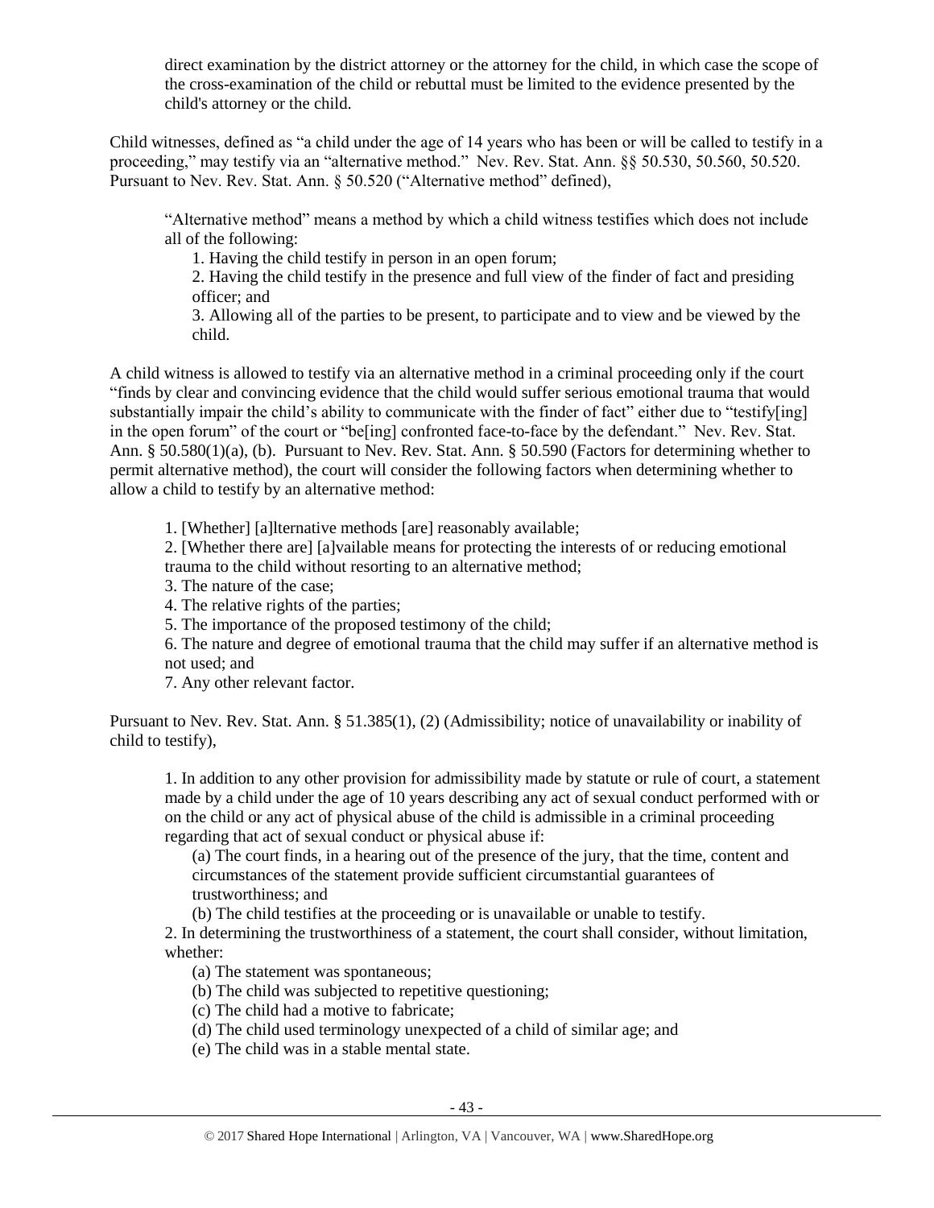direct examination by the district attorney or the attorney for the child, in which case the scope of the cross-examination of the child or rebuttal must be limited to the evidence presented by the child's attorney or the child.

Child witnesses, defined as "a child under the age of 14 years who has been or will be called to testify in a proceeding," may testify via an "alternative method." Nev. Rev. Stat. Ann. §§ 50.530, 50.560, 50.520. Pursuant to Nev. Rev. Stat. Ann. § 50.520 ("Alternative method" defined),

> "Alternative method" means a method by which a child witness testifies which does not include all of the following:
>
> 1. Having the child testify in person in an open forum;
> 2. Having the child testify in the presence and full view of the finder of fact and presiding officer; and
> 3. Allowing all of the parties to be present, to participate and to view and be viewed by the child.

A child witness is allowed to testify via an alternative method in a criminal proceeding only if the court "finds by clear and convincing evidence that the child would suffer serious emotional trauma that would substantially impair the child's ability to communicate with the finder of fact" either due to "testify[ing] in the open forum" of the court or "be[ing] confronted face-to-face by the defendant." Nev. Rev. Stat. Ann. § 50.580(1)(a), (b). Pursuant to Nev. Rev. Stat. Ann. § 50.590 (Factors for determining whether to permit alternative method), the court will consider the following factors when determining whether to allow a child to testify by an alternative method:

> 1. [Whether] [a]lternative methods [are] reasonably available;
> 2. [Whether there are] [a]vailable means for protecting the interests of or reducing emotional trauma to the child without resorting to an alternative method;
> 3. The nature of the case;
> 4. The relative rights of the parties;
> 5. The importance of the proposed testimony of the child;
> 6. The nature and degree of emotional trauma that the child may suffer if an alternative method is not used; and
> 7. Any other relevant factor.

Pursuant to Nev. Rev. Stat. Ann. § 51.385(1), (2) (Admissibility; notice of unavailability or inability of child to testify),

> 1. In addition to any other provision for admissibility made by statute or rule of court, a statement made by a child under the age of 10 years describing any act of sexual conduct performed with or on the child or any act of physical abuse of the child is admissible in a criminal proceeding regarding that act of sexual conduct or physical abuse if:
>
> (a) The court finds, in a hearing out of the presence of the jury, that the time, content and circumstances of the statement provide sufficient circumstantial guarantees of trustworthiness; and
>
> (b) The child testifies at the proceeding or is unavailable or unable to testify.
>
> 2. In determining the trustworthiness of a statement, the court shall consider, without limitation, whether:
>
> (a) The statement was spontaneous;
>
> (b) The child was subjected to repetitive questioning;
>
> (c) The child had a motive to fabricate;
>
> (d) The child used terminology unexpected of a child of similar age; and
>
> (e) The child was in a stable mental state.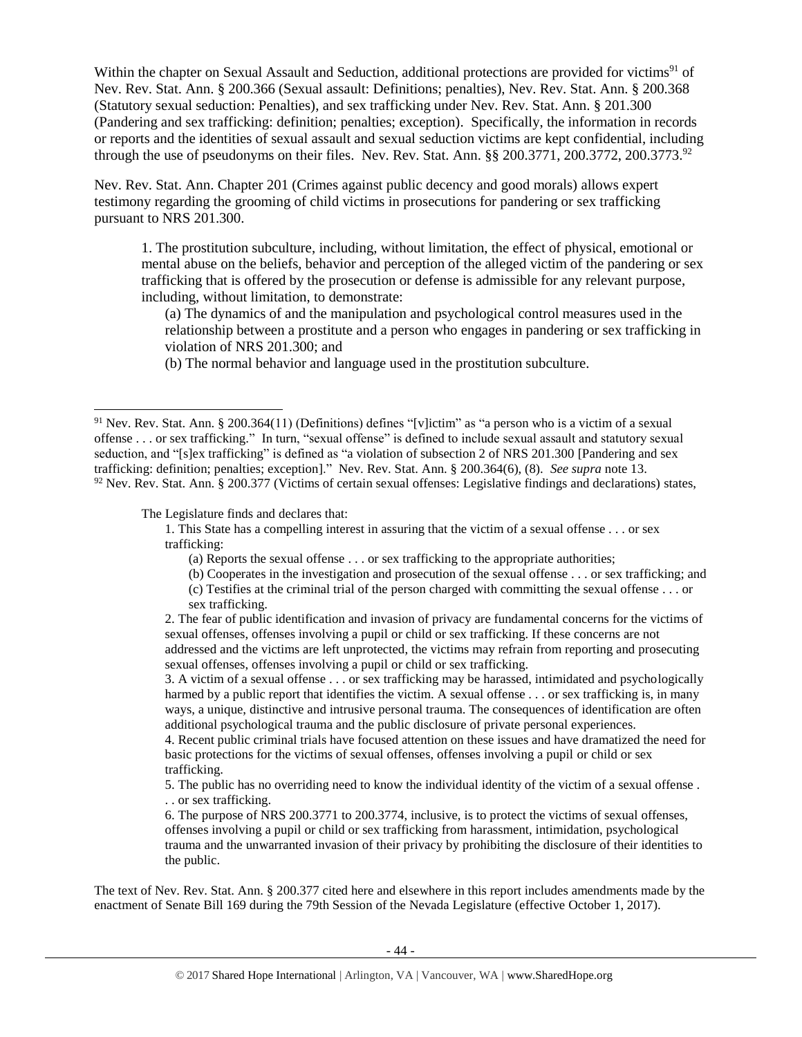Within the chapter on Sexual Assault and Seduction, additional protections are provided for victims[91] of Nev. Rev. Stat. Ann. § 200.366 (Sexual assault: Definitions; penalties), Nev. Rev. Stat. Ann. § 200.368 (Statutory sexual seduction: Penalties), and sex trafficking under Nev. Rev. Stat. Ann. § 201.300 (Pandering and sex trafficking: definition; penalties; exception). Specifically, the information in records or reports and the identities of sexual assault and sexual seduction victims are kept confidential, including through the use of pseudonyms on their files. Nev. Rev. Stat. Ann. §§ 200.3771, 200.3772, 200.3773.[92]

Nev. Rev. Stat. Ann. Chapter 201 (Crimes against public decency and good morals) allows expert testimony regarding the grooming of child victims in prosecutions for pandering or sex trafficking pursuant to NRS 201.300.

> 1. The prostitution subculture, including, without limitation, the effect of physical, emotional or mental abuse on the beliefs, behavior and perception of the alleged victim of the pandering or sex trafficking that is offered by the prosecution or defense is admissible for any relevant purpose, including, without limitation, to demonstrate:
>
> (a) The dynamics of and the manipulation and psychological control measures used in the relationship between a prostitute and a person who engages in pandering or sex trafficking in violation of NRS 201.300; and
>
> (b) The normal behavior and language used in the prostitution subculture.

---

[91] Nev. Rev. Stat. Ann. § 200.364(11) (Definitions) defines "[v]ictim" as "a person who is a victim of a sexual offense . . . or sex trafficking." In turn, "sexual offense" is defined to include sexual assault and statutory sexual seduction, and "[s]ex trafficking" is defined as "a violation of subsection 2 of NRS 201.300 [Pandering and sex trafficking: definition; penalties; exception]." Nev. Rev. Stat. Ann. § 200.364(6), (8). *See supra* note 13.

[92] Nev. Rev. Stat. Ann. § 200.377 (Victims of certain sexual offenses: Legislative findings and declarations) states,

> The Legislature finds and declares that:
>
> 1. This State has a compelling interest in assuring that the victim of a sexual offense . . . or sex trafficking:
>
> (a) Reports the sexual offense . . . or sex trafficking to the appropriate authorities;
>
> (b) Cooperates in the investigation and prosecution of the sexual offense . . . or sex trafficking; and
>
> (c) Testifies at the criminal trial of the person charged with committing the sexual offense . . . or sex trafficking.
>
> 2. The fear of public identification and invasion of privacy are fundamental concerns for the victims of sexual offenses, offenses involving a pupil or child or sex trafficking. If these concerns are not addressed and the victims are left unprotected, the victims may refrain from reporting and prosecuting sexual offenses, offenses involving a pupil or child or sex trafficking.
>
> 3. A victim of a sexual offense . . . or sex trafficking may be harassed, intimidated and psychologically harmed by a public report that identifies the victim. A sexual offense . . . or sex trafficking is, in many ways, a unique, distinctive and intrusive personal trauma. The consequences of identification are often additional psychological trauma and the public disclosure of private personal experiences.
>
> 4. Recent public criminal trials have focused attention on these issues and have dramatized the need for basic protections for the victims of sexual offenses, offenses involving a pupil or child or sex trafficking.
>
> 5. The public has no overriding need to know the individual identity of the victim of a sexual offense . . . or sex trafficking.
>
> 6. The purpose of NRS 200.3771 to 200.3774, inclusive, is to protect the victims of sexual offenses, offenses involving a pupil or child or sex trafficking from harassment, intimidation, psychological trauma and the unwarranted invasion of their privacy by prohibiting the disclosure of their identities to the public.

The text of Nev. Rev. Stat. Ann. § 200.377 cited here and elsewhere in this report includes amendments made by the enactment of Senate Bill 169 during the 79th Session of the Nevada Legislature (effective October 1, 2017).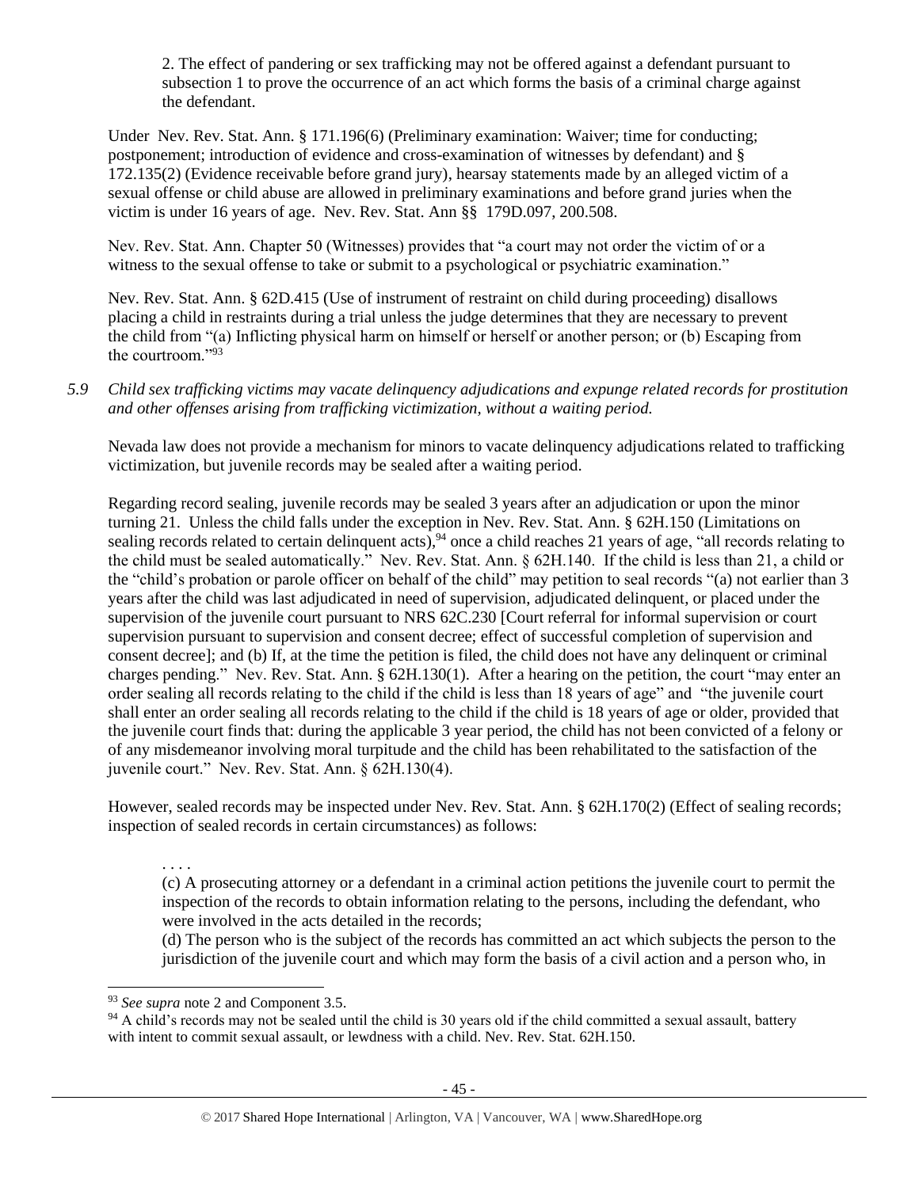2. The effect of pandering or sex trafficking may not be offered against a defendant pursuant to subsection 1 to prove the occurrence of an act which forms the basis of a criminal charge against the defendant.

Under Nev. Rev. Stat. Ann. § 171.196(6) (Preliminary examination: Waiver; time for conducting; postponement; introduction of evidence and cross-examination of witnesses by defendant) and § 172.135(2) (Evidence receivable before grand jury), hearsay statements made by an alleged victim of a sexual offense or child abuse are allowed in preliminary examinations and before grand juries when the victim is under 16 years of age. Nev. Rev. Stat. Ann §§ 179D.097, 200.508.

Nev. Rev. Stat. Ann. Chapter 50 (Witnesses) provides that "a court may not order the victim of or a witness to the sexual offense to take or submit to a psychological or psychiatric examination."

Nev. Rev. Stat. Ann. § 62D.415 (Use of instrument of restraint on child during proceeding) disallows placing a child in restraints during a trial unless the judge determines that they are necessary to prevent the child from "(a) Inflicting physical harm on himself or herself or another person; or (b) Escaping from the courtroom."[93]

*5.9 Child sex trafficking victims may vacate delinquency adjudications and expunge related records for prostitution and other offenses arising from trafficking victimization, without a waiting period.*

Nevada law does not provide a mechanism for minors to vacate delinquency adjudications related to trafficking victimization, but juvenile records may be sealed after a waiting period.

Regarding record sealing, juvenile records may be sealed 3 years after an adjudication or upon the minor turning 21. Unless the child falls under the exception in Nev. Rev. Stat. Ann. § 62H.150 (Limitations on sealing records related to certain delinquent acts),[94] once a child reaches 21 years of age, "all records relating to the child must be sealed automatically." Nev. Rev. Stat. Ann. § 62H.140. If the child is less than 21, a child or the "child's probation or parole officer on behalf of the child" may petition to seal records "(a) not earlier than 3 years after the child was last adjudicated in need of supervision, adjudicated delinquent, or placed under the supervision of the juvenile court pursuant to NRS 62C.230 [Court referral for informal supervision or court supervision pursuant to supervision and consent decree; effect of successful completion of supervision and consent decree]; and (b) If, at the time the petition is filed, the child does not have any delinquent or criminal charges pending." Nev. Rev. Stat. Ann. § 62H.130(1). After a hearing on the petition, the court "may enter an order sealing all records relating to the child if the child is less than 18 years of age" and "the juvenile court shall enter an order sealing all records relating to the child if the child is 18 years of age or older, provided that the juvenile court finds that: during the applicable 3 year period, the child has not been convicted of a felony or of any misdemeanor involving moral turpitude and the child has been rehabilitated to the satisfaction of the juvenile court." Nev. Rev. Stat. Ann. § 62H.130(4).

However, sealed records may be inspected under Nev. Rev. Stat. Ann. § 62H.170(2) (Effect of sealing records; inspection of sealed records in certain circumstances) as follows:

> . . . .
> (c) A prosecuting attorney or a defendant in a criminal action petitions the juvenile court to permit the inspection of the records to obtain information relating to the persons, including the defendant, who were involved in the acts detailed in the records;
> (d) The person who is the subject of the records has committed an act which subjects the person to the jurisdiction of the juvenile court and which may form the basis of a civil action and a person who, in

---

[93] *See supra* note 2 and Component 3.5.

[94] A child's records may not be sealed until the child is 30 years old if the child committed a sexual assault, battery with intent to commit sexual assault, or lewdness with a child. Nev. Rev. Stat. 62H.150.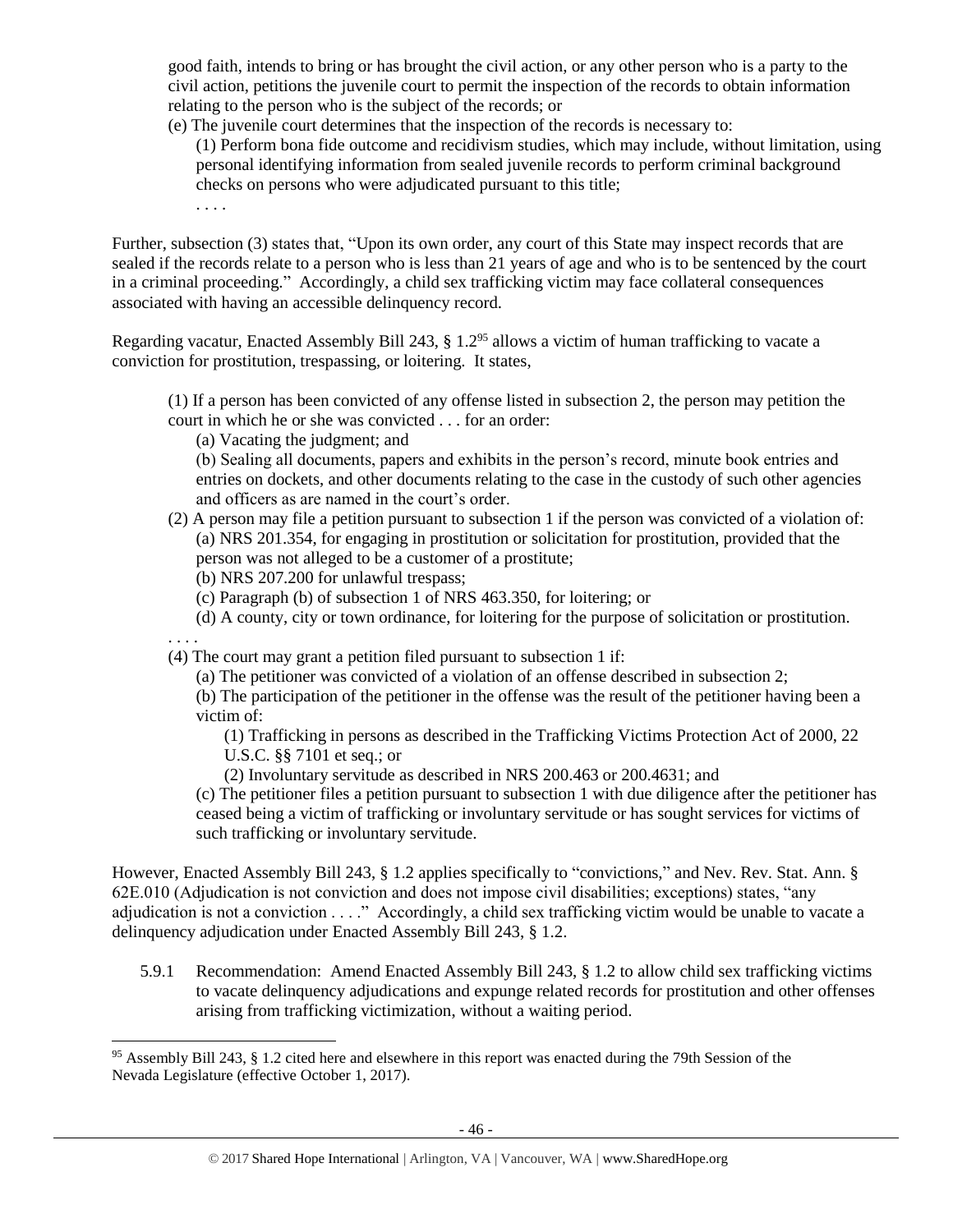good faith, intends to bring or has brought the civil action, or any other person who is a party to the civil action, petitions the juvenile court to permit the inspection of the records to obtain information relating to the person who is the subject of the records; or

(e) The juvenile court determines that the inspection of the records is necessary to:

(1) Perform bona fide outcome and recidivism studies, which may include, without limitation, using personal identifying information from sealed juvenile records to perform criminal background checks on persons who were adjudicated pursuant to this title;

. . . .

Further, subsection (3) states that, "Upon its own order, any court of this State may inspect records that are sealed if the records relate to a person who is less than 21 years of age and who is to be sentenced by the court in a criminal proceeding." Accordingly, a child sex trafficking victim may face collateral consequences associated with having an accessible delinquency record.

Regarding vacatur, Enacted Assembly Bill 243, § 1.2[95] allows a victim of human trafficking to vacate a conviction for prostitution, trespassing, or loitering. It states,

> (1) If a person has been convicted of any offense listed in subsection 2, the person may petition the court in which he or she was convicted . . . for an order:
>
> (a) Vacating the judgment; and
>
> (b) Sealing all documents, papers and exhibits in the person's record, minute book entries and entries on dockets, and other documents relating to the case in the custody of such other agencies and officers as are named in the court's order.
>
> (2) A person may file a petition pursuant to subsection 1 if the person was convicted of a violation of:
>
> (a) NRS 201.354, for engaging in prostitution or solicitation for prostitution, provided that the person was not alleged to be a customer of a prostitute;
>
> (b) NRS 207.200 for unlawful trespass;
>
> (c) Paragraph (b) of subsection 1 of NRS 463.350, for loitering; or
>
> (d) A county, city or town ordinance, for loitering for the purpose of solicitation or prostitution.
>
> . . . .
>
> (4) The court may grant a petition filed pursuant to subsection 1 if:
>
> (a) The petitioner was convicted of a violation of an offense described in subsection 2;
>
> (b) The participation of the petitioner in the offense was the result of the petitioner having been a victim of:
>
> (1) Trafficking in persons as described in the Trafficking Victims Protection Act of 2000, 22 U.S.C. §§ 7101 et seq.; or
>
> (2) Involuntary servitude as described in NRS 200.463 or 200.4631; and
>
> (c) The petitioner files a petition pursuant to subsection 1 with due diligence after the petitioner has ceased being a victim of trafficking or involuntary servitude or has sought services for victims of such trafficking or involuntary servitude.

However, Enacted Assembly Bill 243, § 1.2 applies specifically to "convictions," and Nev. Rev. Stat. Ann. § 62E.010 (Adjudication is not conviction and does not impose civil disabilities; exceptions) states, "any adjudication is not a conviction . . . ." Accordingly, a child sex trafficking victim would be unable to vacate a delinquency adjudication under Enacted Assembly Bill 243, § 1.2.

5.9.1 Recommendation: Amend Enacted Assembly Bill 243, § 1.2 to allow child sex trafficking victims to vacate delinquency adjudications and expunge related records for prostitution and other offenses arising from trafficking victimization, without a waiting period.

---

[95] Assembly Bill 243, § 1.2 cited here and elsewhere in this report was enacted during the 79th Session of the Nevada Legislature (effective October 1, 2017).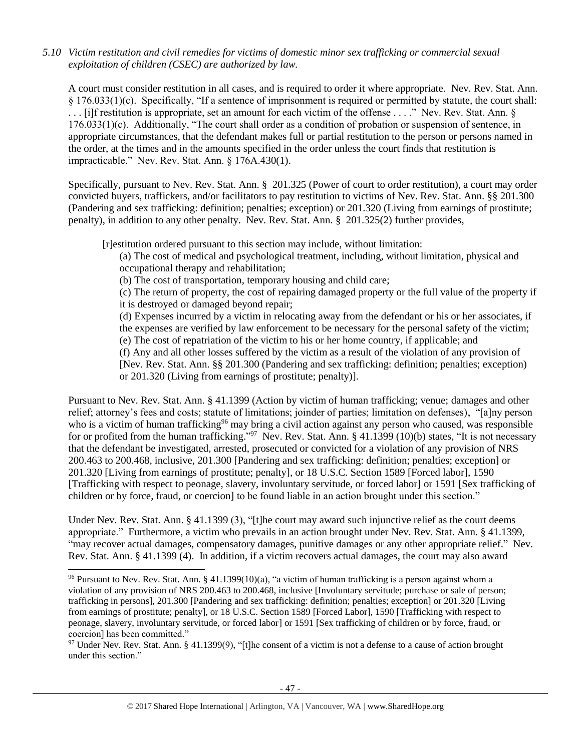*5.10 Victim restitution and civil remedies for victims of domestic minor sex trafficking or commercial sexual exploitation of children (CSEC) are authorized by law.*

A court must consider restitution in all cases, and is required to order it where appropriate. Nev. Rev. Stat. Ann. § 176.033(1)(c). Specifically, "If a sentence of imprisonment is required or permitted by statute, the court shall: . . . [i]f restitution is appropriate, set an amount for each victim of the offense . . . ." Nev. Rev. Stat. Ann. § 176.033(1)(c). Additionally, "The court shall order as a condition of probation or suspension of sentence, in appropriate circumstances, that the defendant makes full or partial restitution to the person or persons named in the order, at the times and in the amounts specified in the order unless the court finds that restitution is impracticable." Nev. Rev. Stat. Ann. § 176A.430(1).

Specifically, pursuant to Nev. Rev. Stat. Ann. § 201.325 (Power of court to order restitution), a court may order convicted buyers, traffickers, and/or facilitators to pay restitution to victims of Nev. Rev. Stat. Ann. §§ 201.300 (Pandering and sex trafficking: definition; penalties; exception) or 201.320 (Living from earnings of prostitute; penalty), in addition to any other penalty. Nev. Rev. Stat. Ann. § 201.325(2) further provides,

> [r]estitution ordered pursuant to this section may include, without limitation:
>
> (a) The cost of medical and psychological treatment, including, without limitation, physical and occupational therapy and rehabilitation;
>
> (b) The cost of transportation, temporary housing and child care;
>
> (c) The return of property, the cost of repairing damaged property or the full value of the property if it is destroyed or damaged beyond repair;
>
> (d) Expenses incurred by a victim in relocating away from the defendant or his or her associates, if the expenses are verified by law enforcement to be necessary for the personal safety of the victim;
>
> (e) The cost of repatriation of the victim to his or her home country, if applicable; and
>
> (f) Any and all other losses suffered by the victim as a result of the violation of any provision of [Nev. Rev. Stat. Ann. §§ 201.300 (Pandering and sex trafficking: definition; penalties; exception) or 201.320 (Living from earnings of prostitute; penalty)].

Pursuant to Nev. Rev. Stat. Ann. § 41.1399 (Action by victim of human trafficking; venue; damages and other relief; attorney's fees and costs; statute of limitations; joinder of parties; limitation on defenses), "[a]ny person who is a victim of human trafficking[96] may bring a civil action against any person who caused, was responsible for or profited from the human trafficking."[97] Nev. Rev. Stat. Ann. § 41.1399 (10)(b) states, "It is not necessary that the defendant be investigated, arrested, prosecuted or convicted for a violation of any provision of NRS 200.463 to 200.468, inclusive, 201.300 [Pandering and sex trafficking: definition; penalties; exception] or 201.320 [Living from earnings of prostitute; penalty], or 18 U.S.C. Section 1589 [Forced labor], 1590 [Trafficking with respect to peonage, slavery, involuntary servitude, or forced labor] or 1591 [Sex trafficking of children or by force, fraud, or coercion] to be found liable in an action brought under this section."

Under Nev. Rev. Stat. Ann. § 41.1399 (3), "[t]he court may award such injunctive relief as the court deems appropriate." Furthermore, a victim who prevails in an action brought under Nev. Rev. Stat. Ann. § 41.1399, "may recover actual damages, compensatory damages, punitive damages or any other appropriate relief." Nev. Rev. Stat. Ann. § 41.1399 (4). In addition, if a victim recovers actual damages, the court may also award

---

[96] Pursuant to Nev. Rev. Stat. Ann. § 41.1399(10)(a), "a victim of human trafficking is a person against whom a violation of any provision of NRS 200.463 to 200.468, inclusive [Involuntary servitude; purchase or sale of person; trafficking in persons], 201.300 [Pandering and sex trafficking: definition; penalties; exception] or 201.320 [Living from earnings of prostitute; penalty], or 18 U.S.C. Section 1589 [Forced Labor], 1590 [Trafficking with respect to peonage, slavery, involuntary servitude, or forced labor] or 1591 [Sex trafficking of children or by force, fraud, or coercion] has been committed."

[97] Under Nev. Rev. Stat. Ann. § 41.1399(9), "[t]he consent of a victim is not a defense to a cause of action brought under this section."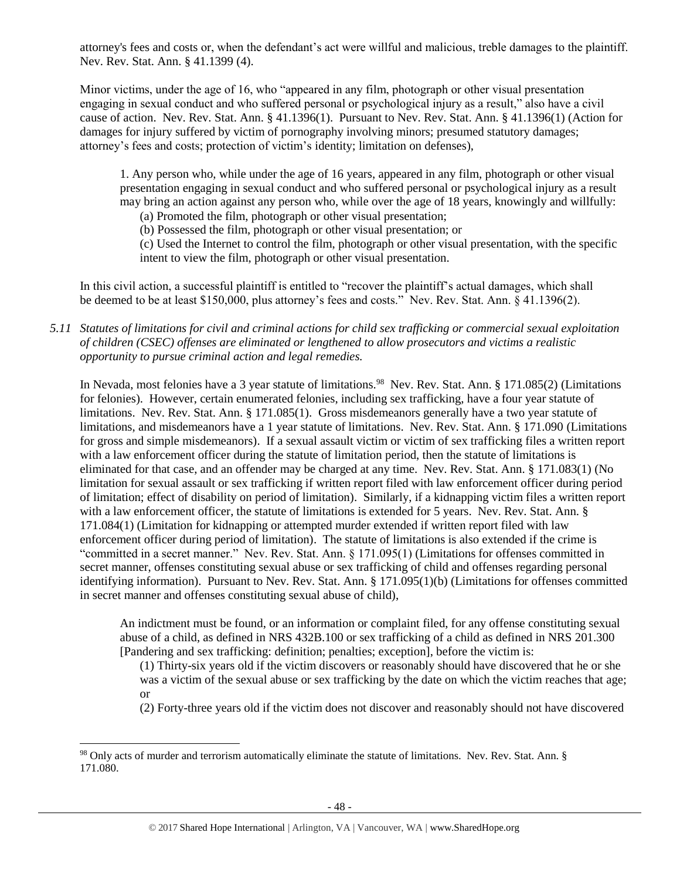attorney's fees and costs or, when the defendant's act were willful and malicious, treble damages to the plaintiff. Nev. Rev. Stat. Ann. § 41.1399 (4).

Minor victims, under the age of 16, who "appeared in any film, photograph or other visual presentation engaging in sexual conduct and who suffered personal or psychological injury as a result," also have a civil cause of action. Nev. Rev. Stat. Ann. § 41.1396(1). Pursuant to Nev. Rev. Stat. Ann. § 41.1396(1) (Action for damages for injury suffered by victim of pornography involving minors; presumed statutory damages; attorney's fees and costs; protection of victim's identity; limitation on defenses),

> 1. Any person who, while under the age of 16 years, appeared in any film, photograph or other visual presentation engaging in sexual conduct and who suffered personal or psychological injury as a result may bring an action against any person who, while over the age of 18 years, knowingly and willfully:
>
> (a) Promoted the film, photograph or other visual presentation;
>
> (b) Possessed the film, photograph or other visual presentation; or
>
> (c) Used the Internet to control the film, photograph or other visual presentation, with the specific intent to view the film, photograph or other visual presentation.

In this civil action, a successful plaintiff is entitled to "recover the plaintiff's actual damages, which shall be deemed to be at least $150,000, plus attorney's fees and costs." Nev. Rev. Stat. Ann. § 41.1396(2).

*5.11 Statutes of limitations for civil and criminal actions for child sex trafficking or commercial sexual exploitation of children (CSEC) offenses are eliminated or lengthened to allow prosecutors and victims a realistic opportunity to pursue criminal action and legal remedies.*

In Nevada, most felonies have a 3 year statute of limitations.[98] Nev. Rev. Stat. Ann. § 171.085(2) (Limitations for felonies). However, certain enumerated felonies, including sex trafficking, have a four year statute of limitations. Nev. Rev. Stat. Ann. § 171.085(1). Gross misdemeanors generally have a two year statute of limitations, and misdemeanors have a 1 year statute of limitations. Nev. Rev. Stat. Ann. § 171.090 (Limitations for gross and simple misdemeanors). If a sexual assault victim or victim of sex trafficking files a written report with a law enforcement officer during the statute of limitation period, then the statute of limitations is eliminated for that case, and an offender may be charged at any time. Nev. Rev. Stat. Ann. § 171.083(1) (No limitation for sexual assault or sex trafficking if written report filed with law enforcement officer during period of limitation; effect of disability on period of limitation). Similarly, if a kidnapping victim files a written report with a law enforcement officer, the statute of limitations is extended for 5 years. Nev. Rev. Stat. Ann. § 171.084(1) (Limitation for kidnapping or attempted murder extended if written report filed with law enforcement officer during period of limitation). The statute of limitations is also extended if the crime is "committed in a secret manner." Nev. Rev. Stat. Ann. § 171.095(1) (Limitations for offenses committed in secret manner, offenses constituting sexual abuse or sex trafficking of child and offenses regarding personal identifying information). Pursuant to Nev. Rev. Stat. Ann. § 171.095(1)(b) (Limitations for offenses committed in secret manner and offenses constituting sexual abuse of child),

> An indictment must be found, or an information or complaint filed, for any offense constituting sexual abuse of a child, as defined in NRS 432B.100 or sex trafficking of a child as defined in NRS 201.300 [Pandering and sex trafficking: definition; penalties; exception], before the victim is:
>
> (1) Thirty-six years old if the victim discovers or reasonably should have discovered that he or she was a victim of the sexual abuse or sex trafficking by the date on which the victim reaches that age; or
>
> (2) Forty-three years old if the victim does not discover and reasonably should not have discovered

[98] Only acts of murder and terrorism automatically eliminate the statute of limitations. Nev. Rev. Stat. Ann. § 171.080.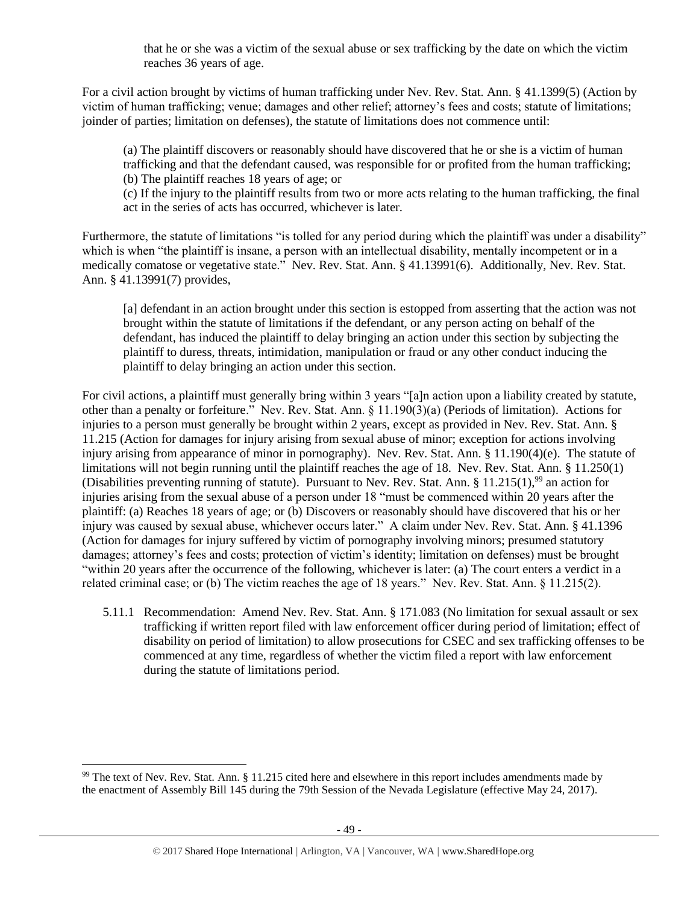that he or she was a victim of the sexual abuse or sex trafficking by the date on which the victim reaches 36 years of age.

For a civil action brought by victims of human trafficking under Nev. Rev. Stat. Ann. § 41.1399(5) (Action by victim of human trafficking; venue; damages and other relief; attorney's fees and costs; statute of limitations; joinder of parties; limitation on defenses), the statute of limitations does not commence until:

> (a) The plaintiff discovers or reasonably should have discovered that he or she is a victim of human trafficking and that the defendant caused, was responsible for or profited from the human trafficking;
> (b) The plaintiff reaches 18 years of age; or
> (c) If the injury to the plaintiff results from two or more acts relating to the human trafficking, the final act in the series of acts has occurred, whichever is later.

Furthermore, the statute of limitations "is tolled for any period during which the plaintiff was under a disability" which is when "the plaintiff is insane, a person with an intellectual disability, mentally incompetent or in a medically comatose or vegetative state." Nev. Rev. Stat. Ann. § 41.13991(6). Additionally, Nev. Rev. Stat. Ann. § 41.13991(7) provides,

> [a] defendant in an action brought under this section is estopped from asserting that the action was not brought within the statute of limitations if the defendant, or any person acting on behalf of the defendant, has induced the plaintiff to delay bringing an action under this section by subjecting the plaintiff to duress, threats, intimidation, manipulation or fraud or any other conduct inducing the plaintiff to delay bringing an action under this section.

For civil actions, a plaintiff must generally bring within 3 years "[a]n action upon a liability created by statute, other than a penalty or forfeiture." Nev. Rev. Stat. Ann. § 11.190(3)(a) (Periods of limitation). Actions for injuries to a person must generally be brought within 2 years, except as provided in Nev. Rev. Stat. Ann. § 11.215 (Action for damages for injury arising from sexual abuse of minor; exception for actions involving injury arising from appearance of minor in pornography). Nev. Rev. Stat. Ann. § 11.190(4)(e). The statute of limitations will not begin running until the plaintiff reaches the age of 18. Nev. Rev. Stat. Ann. § 11.250(1) (Disabilities preventing running of statute). Pursuant to Nev. Rev. Stat. Ann. § 11.215(1),[99] an action for injuries arising from the sexual abuse of a person under 18 "must be commenced within 20 years after the plaintiff: (a) Reaches 18 years of age; or (b) Discovers or reasonably should have discovered that his or her injury was caused by sexual abuse, whichever occurs later." A claim under Nev. Rev. Stat. Ann. § 41.1396 (Action for damages for injury suffered by victim of pornography involving minors; presumed statutory damages; attorney's fees and costs; protection of victim's identity; limitation on defenses) must be brought "within 20 years after the occurrence of the following, whichever is later: (a) The court enters a verdict in a related criminal case; or (b) The victim reaches the age of 18 years." Nev. Rev. Stat. Ann. § 11.215(2).

5.11.1 Recommendation: Amend Nev. Rev. Stat. Ann. § 171.083 (No limitation for sexual assault or sex trafficking if written report filed with law enforcement officer during period of limitation; effect of disability on period of limitation) to allow prosecutions for CSEC and sex trafficking offenses to be commenced at any time, regardless of whether the victim filed a report with law enforcement during the statute of limitations period.

---

[99] The text of Nev. Rev. Stat. Ann. § 11.215 cited here and elsewhere in this report includes amendments made by the enactment of Assembly Bill 145 during the 79th Session of the Nevada Legislature (effective May 24, 2017).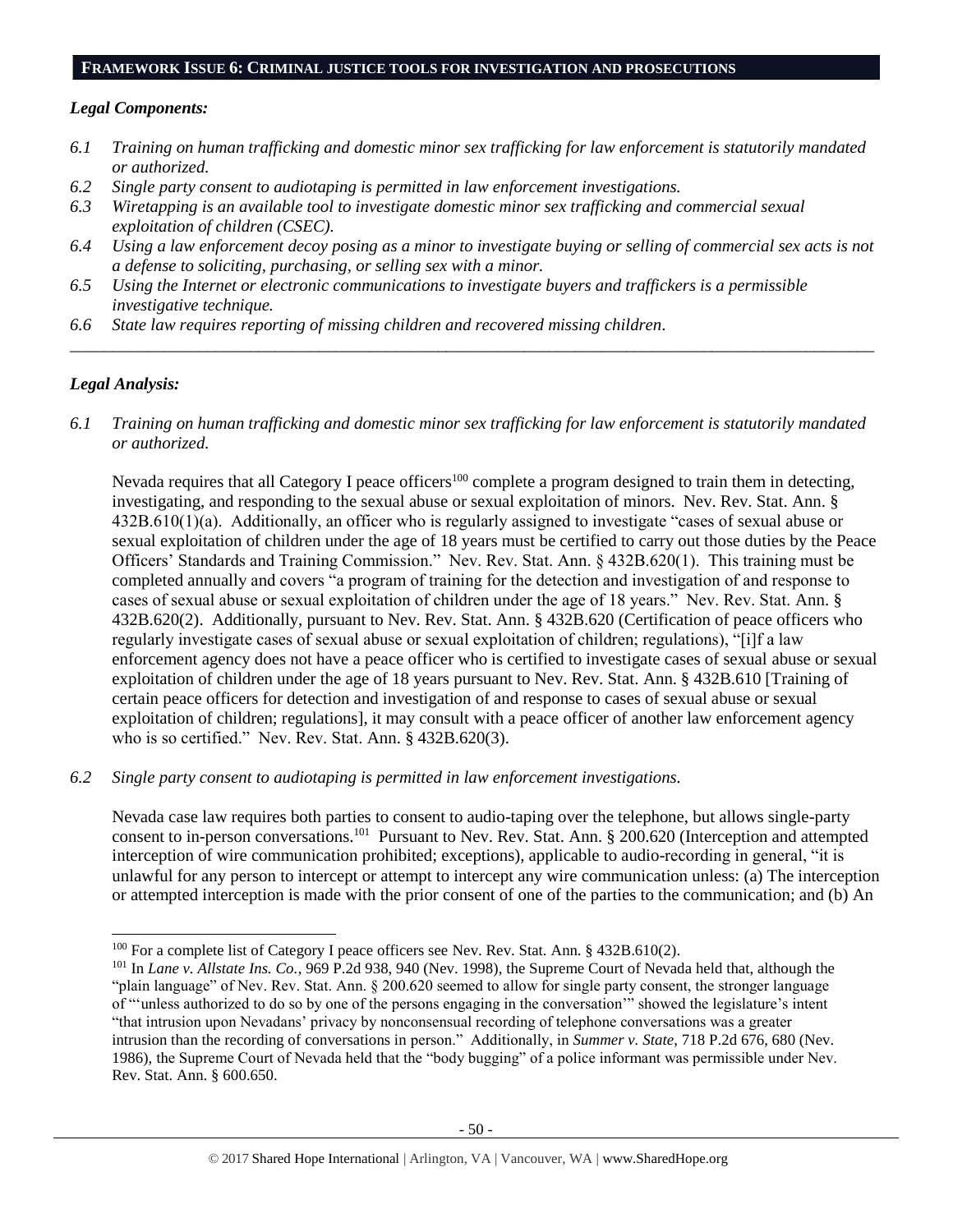## FRAMEWORK ISSUE 6: CRIMINAL JUSTICE TOOLS FOR INVESTIGATION AND PROSECUTIONS

### *Legal Components:*

*6.1 Training on human trafficking and domestic minor sex trafficking for law enforcement is statutorily mandated or authorized.*

*6.2 Single party consent to audiotaping is permitted in law enforcement investigations.*

*6.3 Wiretapping is an available tool to investigate domestic minor sex trafficking and commercial sexual exploitation of children (CSEC).*

*6.4 Using a law enforcement decoy posing as a minor to investigate buying or selling of commercial sex acts is not a defense to soliciting, purchasing, or selling sex with a minor.*

*6.5 Using the Internet or electronic communications to investigate buyers and traffickers is a permissible investigative technique.*

*6.6 State law requires reporting of missing children and recovered missing children.*

---

### *Legal Analysis:*

*6.1 Training on human trafficking and domestic minor sex trafficking for law enforcement is statutorily mandated or authorized.*

Nevada requires that all Category I peace officers[100] complete a program designed to train them in detecting, investigating, and responding to the sexual abuse or sexual exploitation of minors. Nev. Rev. Stat. Ann. § 432B.610(1)(a). Additionally, an officer who is regularly assigned to investigate "cases of sexual abuse or sexual exploitation of children under the age of 18 years must be certified to carry out those duties by the Peace Officers' Standards and Training Commission." Nev. Rev. Stat. Ann. § 432B.620(1). This training must be completed annually and covers "a program of training for the detection and investigation of and response to cases of sexual abuse or sexual exploitation of children under the age of 18 years." Nev. Rev. Stat. Ann. § 432B.620(2). Additionally, pursuant to Nev. Rev. Stat. Ann. § 432B.620 (Certification of peace officers who regularly investigate cases of sexual abuse or sexual exploitation of children; regulations), "[i]f a law enforcement agency does not have a peace officer who is certified to investigate cases of sexual abuse or sexual exploitation of children under the age of 18 years pursuant to Nev. Rev. Stat. Ann. § 432B.610 [Training of certain peace officers for detection and investigation of and response to cases of sexual abuse or sexual exploitation of children; regulations], it may consult with a peace officer of another law enforcement agency who is so certified." Nev. Rev. Stat. Ann. § 432B.620(3).

*6.2 Single party consent to audiotaping is permitted in law enforcement investigations.*

Nevada case law requires both parties to consent to audio-taping over the telephone, but allows single-party consent to in-person conversations.[101] Pursuant to Nev. Rev. Stat. Ann. § 200.620 (Interception and attempted interception of wire communication prohibited; exceptions), applicable to audio-recording in general, "it is unlawful for any person to intercept or attempt to intercept any wire communication unless: (a) The interception or attempted interception is made with the prior consent of one of the parties to the communication; and (b) An

---

[100] For a complete list of Category I peace officers see Nev. Rev. Stat. Ann. § 432B.610(2).

[101] In *Lane v. Allstate Ins. Co.*, 969 P.2d 938, 940 (Nev. 1998), the Supreme Court of Nevada held that, although the "plain language" of Nev. Rev. Stat. Ann. § 200.620 seemed to allow for single party consent, the stronger language of "'unless authorized to do so by one of the persons engaging in the conversation'" showed the legislature's intent "that intrusion upon Nevadans' privacy by nonconsensual recording of telephone conversations was a greater intrusion than the recording of conversations in person." Additionally, in *Summer v. State*, 718 P.2d 676, 680 (Nev. 1986), the Supreme Court of Nevada held that the "body bugging" of a police informant was permissible under Nev. Rev. Stat. Ann. § 600.650.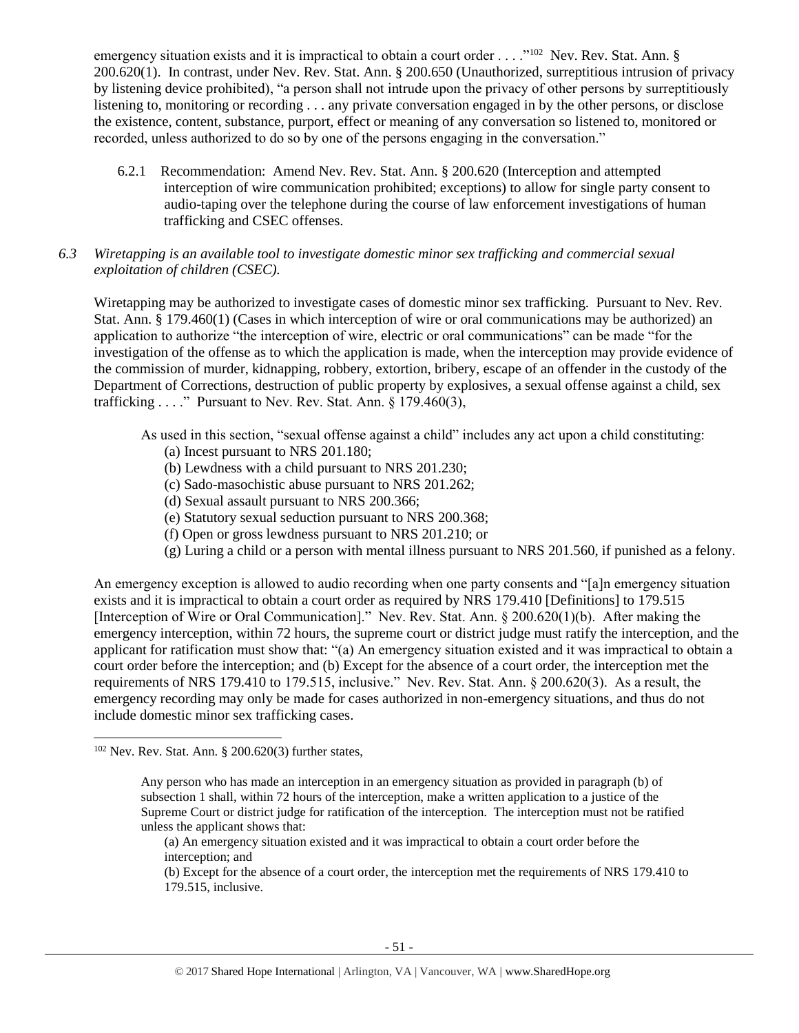emergency situation exists and it is impractical to obtain a court order . . . ."[102] Nev. Rev. Stat. Ann. § 200.620(1). In contrast, under Nev. Rev. Stat. Ann. § 200.650 (Unauthorized, surreptitious intrusion of privacy by listening device prohibited), "a person shall not intrude upon the privacy of other persons by surreptitiously listening to, monitoring or recording . . . any private conversation engaged in by the other persons, or disclose the existence, content, substance, purport, effect or meaning of any conversation so listened to, monitored or recorded, unless authorized to do so by one of the persons engaging in the conversation."

6.2.1 Recommendation: Amend Nev. Rev. Stat. Ann. § 200.620 (Interception and attempted interception of wire communication prohibited; exceptions) to allow for single party consent to audio-taping over the telephone during the course of law enforcement investigations of human trafficking and CSEC offenses.

*6.3 Wiretapping is an available tool to investigate domestic minor sex trafficking and commercial sexual exploitation of children (CSEC).*

Wiretapping may be authorized to investigate cases of domestic minor sex trafficking. Pursuant to Nev. Rev. Stat. Ann. § 179.460(1) (Cases in which interception of wire or oral communications may be authorized) an application to authorize "the interception of wire, electric or oral communications" can be made "for the investigation of the offense as to which the application is made, when the interception may provide evidence of the commission of murder, kidnapping, robbery, extortion, bribery, escape of an offender in the custody of the Department of Corrections, destruction of public property by explosives, a sexual offense against a child, sex trafficking . . . ." Pursuant to Nev. Rev. Stat. Ann. § 179.460(3),

> As used in this section, "sexual offense against a child" includes any act upon a child constituting:
> (a) Incest pursuant to NRS 201.180;
> (b) Lewdness with a child pursuant to NRS 201.230;
> (c) Sado-masochistic abuse pursuant to NRS 201.262;
> (d) Sexual assault pursuant to NRS 200.366;
> (e) Statutory sexual seduction pursuant to NRS 200.368;
> (f) Open or gross lewdness pursuant to NRS 201.210; or
> (g) Luring a child or a person with mental illness pursuant to NRS 201.560, if punished as a felony.

An emergency exception is allowed to audio recording when one party consents and "[a]n emergency situation exists and it is impractical to obtain a court order as required by NRS 179.410 [Definitions] to 179.515 [Interception of Wire or Oral Communication]." Nev. Rev. Stat. Ann. § 200.620(1)(b). After making the emergency interception, within 72 hours, the supreme court or district judge must ratify the interception, and the applicant for ratification must show that: "(a) An emergency situation existed and it was impractical to obtain a court order before the interception; and (b) Except for the absence of a court order, the interception met the requirements of NRS 179.410 to 179.515, inclusive." Nev. Rev. Stat. Ann. § 200.620(3). As a result, the emergency recording may only be made for cases authorized in non-emergency situations, and thus do not include domestic minor sex trafficking cases.

---

[102] Nev. Rev. Stat. Ann. § 200.620(3) further states,

> Any person who has made an interception in an emergency situation as provided in paragraph (b) of subsection 1 shall, within 72 hours of the interception, make a written application to a justice of the Supreme Court or district judge for ratification of the interception. The interception must not be ratified unless the applicant shows that:
> (a) An emergency situation existed and it was impractical to obtain a court order before the interception; and
> (b) Except for the absence of a court order, the interception met the requirements of NRS 179.410 to 179.515, inclusive.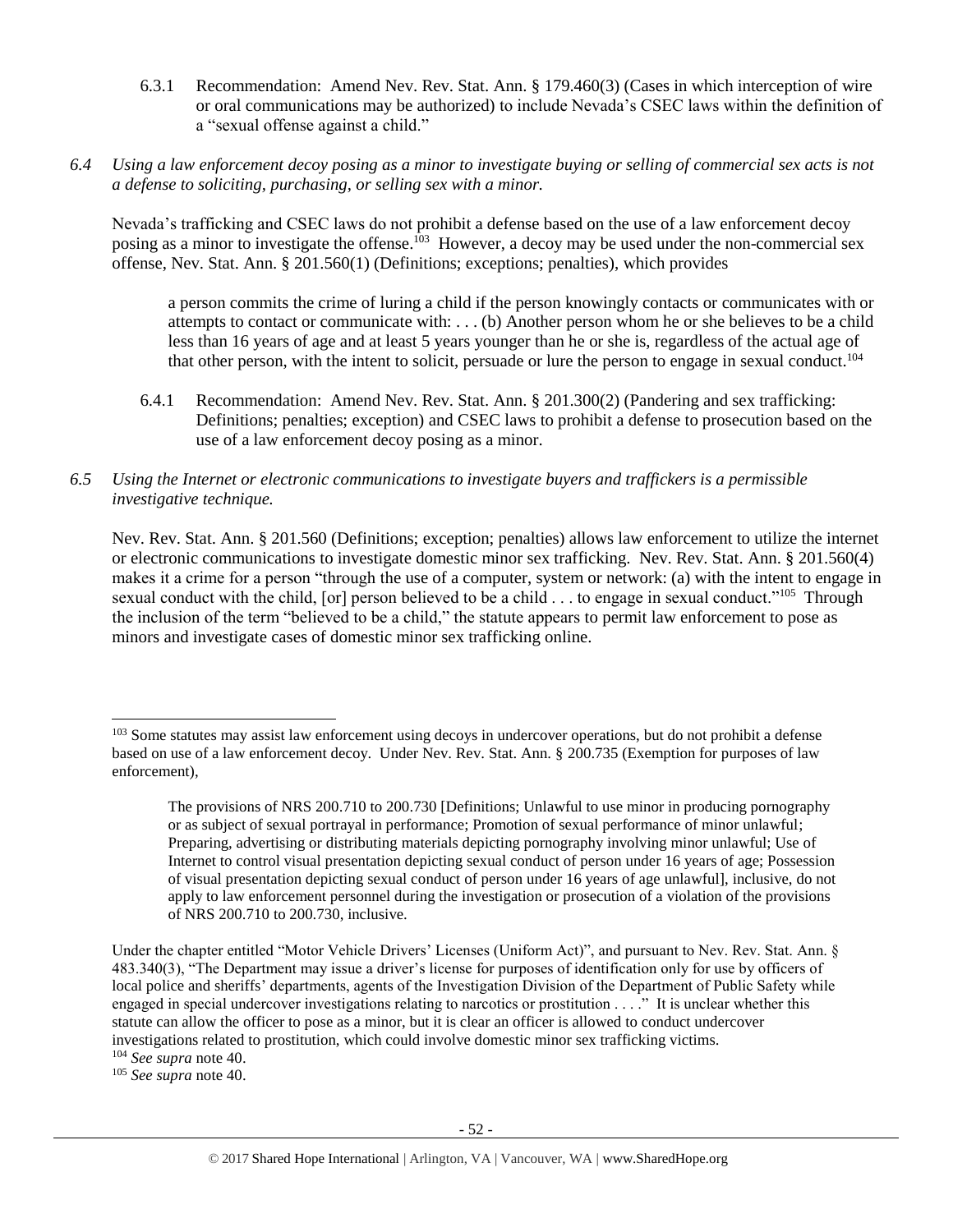6.3.1 Recommendation: Amend Nev. Rev. Stat. Ann. § 179.460(3) (Cases in which interception of wire or oral communications may be authorized) to include Nevada's CSEC laws within the definition of a "sexual offense against a child."

*6.4 Using a law enforcement decoy posing as a minor to investigate buying or selling of commercial sex acts is not a defense to soliciting, purchasing, or selling sex with a minor.*

Nevada's trafficking and CSEC laws do not prohibit a defense based on the use of a law enforcement decoy posing as a minor to investigate the offense.[103] However, a decoy may be used under the non-commercial sex offense, Nev. Stat. Ann. § 201.560(1) (Definitions; exceptions; penalties), which provides

> a person commits the crime of luring a child if the person knowingly contacts or communicates with or attempts to contact or communicate with: . . . (b) Another person whom he or she believes to be a child less than 16 years of age and at least 5 years younger than he or she is, regardless of the actual age of that other person, with the intent to solicit, persuade or lure the person to engage in sexual conduct.[104]

6.4.1 Recommendation: Amend Nev. Rev. Stat. Ann. § 201.300(2) (Pandering and sex trafficking: Definitions; penalties; exception) and CSEC laws to prohibit a defense to prosecution based on the use of a law enforcement decoy posing as a minor.

*6.5 Using the Internet or electronic communications to investigate buyers and traffickers is a permissible investigative technique.*

Nev. Rev. Stat. Ann. § 201.560 (Definitions; exception; penalties) allows law enforcement to utilize the internet or electronic communications to investigate domestic minor sex trafficking. Nev. Rev. Stat. Ann. § 201.560(4) makes it a crime for a person "through the use of a computer, system or network: (a) with the intent to engage in sexual conduct with the child, [or] person believed to be a child . . . to engage in sexual conduct."[105] Through the inclusion of the term "believed to be a child," the statute appears to permit law enforcement to pose as minors and investigate cases of domestic minor sex trafficking online.

---

[103] Some statutes may assist law enforcement using decoys in undercover operations, but do not prohibit a defense based on use of a law enforcement decoy. Under Nev. Rev. Stat. Ann. § 200.735 (Exemption for purposes of law enforcement),

> The provisions of NRS 200.710 to 200.730 [Definitions; Unlawful to use minor in producing pornography or as subject of sexual portrayal in performance; Promotion of sexual performance of minor unlawful; Preparing, advertising or distributing materials depicting pornography involving minor unlawful; Use of Internet to control visual presentation depicting sexual conduct of person under 16 years of age; Possession of visual presentation depicting sexual conduct of person under 16 years of age unlawful], inclusive, do not apply to law enforcement personnel during the investigation or prosecution of a violation of the provisions of NRS 200.710 to 200.730, inclusive.

Under the chapter entitled "Motor Vehicle Drivers' Licenses (Uniform Act)", and pursuant to Nev. Rev. Stat. Ann. § 483.340(3), "The Department may issue a driver's license for purposes of identification only for use by officers of local police and sheriffs' departments, agents of the Investigation Division of the Department of Public Safety while engaged in special undercover investigations relating to narcotics or prostitution . . . ." It is unclear whether this statute can allow the officer to pose as a minor, but it is clear an officer is allowed to conduct undercover investigations related to prostitution, which could involve domestic minor sex trafficking victims.

[104] *See supra* note 40.

[105] *See supra* note 40.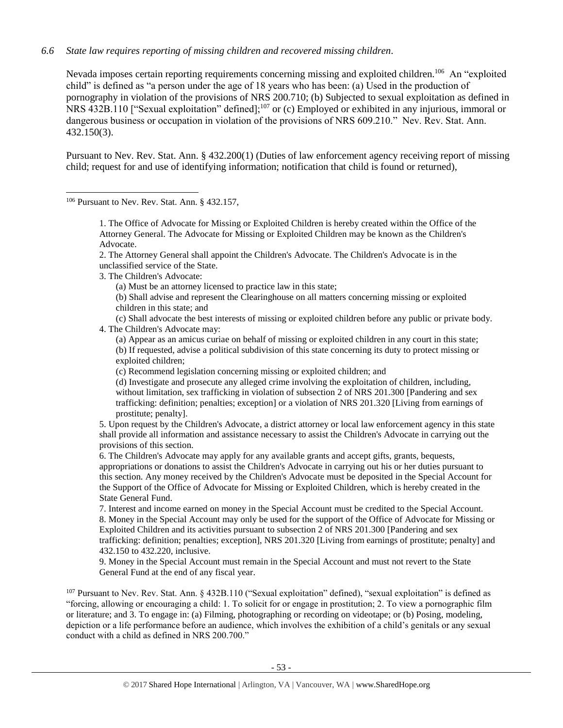*6.6 State law requires reporting of missing children and recovered missing children.*

Nevada imposes certain reporting requirements concerning missing and exploited children.[106] An "exploited child" is defined as "a person under the age of 18 years who has been: (a) Used in the production of pornography in violation of the provisions of NRS 200.710; (b) Subjected to sexual exploitation as defined in NRS 432B.110 ["Sexual exploitation" defined];[107] or (c) Employed or exhibited in any injurious, immoral or dangerous business or occupation in violation of the provisions of NRS 609.210." Nev. Rev. Stat. Ann. 432.150(3).

Pursuant to Nev. Rev. Stat. Ann. § 432.200(1) (Duties of law enforcement agency receiving report of missing child; request for and use of identifying information; notification that child is found or returned),

---

[106] Pursuant to Nev. Rev. Stat. Ann. § 432.157,

> 1. The Office of Advocate for Missing or Exploited Children is hereby created within the Office of the Attorney General. The Advocate for Missing or Exploited Children may be known as the Children's Advocate.
> 2. The Attorney General shall appoint the Children's Advocate. The Children's Advocate is in the unclassified service of the State.
> 3. The Children's Advocate:
>     (a) Must be an attorney licensed to practice law in this state;
>     (b) Shall advise and represent the Clearinghouse on all matters concerning missing or exploited children in this state; and
>     (c) Shall advocate the best interests of missing or exploited children before any public or private body.
> 4. The Children's Advocate may:
>     (a) Appear as an amicus curiae on behalf of missing or exploited children in any court in this state;
>     (b) If requested, advise a political subdivision of this state concerning its duty to protect missing or exploited children;
>     (c) Recommend legislation concerning missing or exploited children; and
>     (d) Investigate and prosecute any alleged crime involving the exploitation of children, including, without limitation, sex trafficking in violation of subsection 2 of NRS 201.300 [Pandering and sex trafficking: definition; penalties; exception] or a violation of NRS 201.320 [Living from earnings of prostitute; penalty].
> 5. Upon request by the Children's Advocate, a district attorney or local law enforcement agency in this state shall provide all information and assistance necessary to assist the Children's Advocate in carrying out the provisions of this section.
> 6. The Children's Advocate may apply for any available grants and accept gifts, grants, bequests, appropriations or donations to assist the Children's Advocate in carrying out his or her duties pursuant to this section. Any money received by the Children's Advocate must be deposited in the Special Account for the Support of the Office of Advocate for Missing or Exploited Children, which is hereby created in the State General Fund.
> 7. Interest and income earned on money in the Special Account must be credited to the Special Account.
> 8. Money in the Special Account may only be used for the support of the Office of Advocate for Missing or Exploited Children and its activities pursuant to subsection 2 of NRS 201.300 [Pandering and sex trafficking: definition; penalties; exception], NRS 201.320 [Living from earnings of prostitute; penalty] and 432.150 to 432.220, inclusive.
> 9. Money in the Special Account must remain in the Special Account and must not revert to the State General Fund at the end of any fiscal year.

[107] Pursuant to Nev. Rev. Stat. Ann. § 432B.110 ("Sexual exploitation" defined), "sexual exploitation" is defined as "forcing, allowing or encouraging a child: 1. To solicit for or engage in prostitution; 2. To view a pornographic film or literature; and 3. To engage in: (a) Filming, photographing or recording on videotape; or (b) Posing, modeling, depiction or a life performance before an audience, which involves the exhibition of a child's genitals or any sexual conduct with a child as defined in NRS 200.700."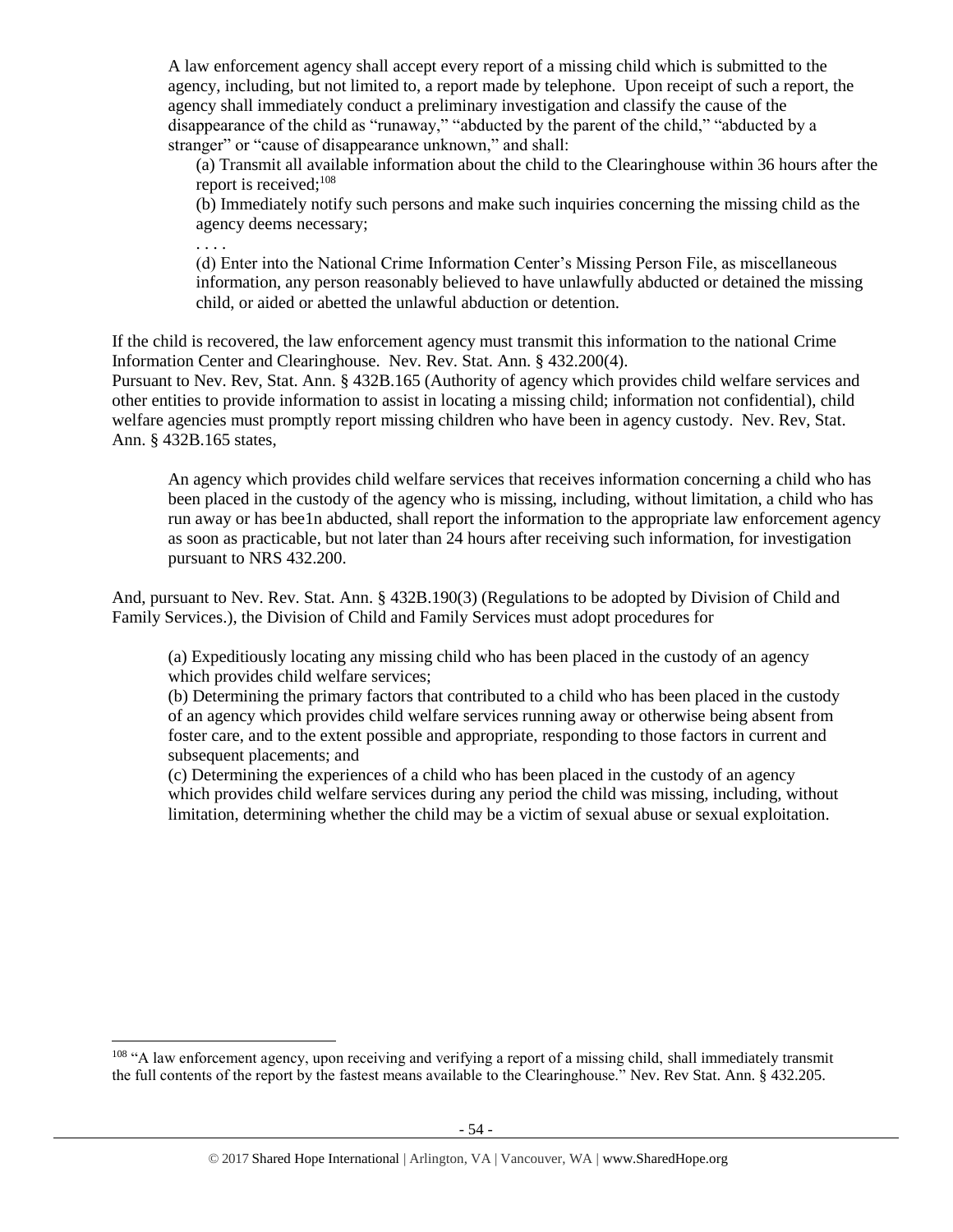> A law enforcement agency shall accept every report of a missing child which is submitted to the agency, including, but not limited to, a report made by telephone. Upon receipt of such a report, the agency shall immediately conduct a preliminary investigation and classify the cause of the disappearance of the child as "runaway," "abducted by the parent of the child," "abducted by a stranger" or "cause of disappearance unknown," and shall:
>
> (a) Transmit all available information about the child to the Clearinghouse within 36 hours after the report is received;[108]
>
> (b) Immediately notify such persons and make such inquiries concerning the missing child as the agency deems necessary;
>
> . . . .
>
> (d) Enter into the National Crime Information Center's Missing Person File, as miscellaneous information, any person reasonably believed to have unlawfully abducted or detained the missing child, or aided or abetted the unlawful abduction or detention.

If the child is recovered, the law enforcement agency must transmit this information to the national Crime Information Center and Clearinghouse. Nev. Rev. Stat. Ann. § 432.200(4).

Pursuant to Nev. Rev, Stat. Ann. § 432B.165 (Authority of agency which provides child welfare services and other entities to provide information to assist in locating a missing child; information not confidential), child welfare agencies must promptly report missing children who have been in agency custody. Nev. Rev, Stat. Ann. § 432B.165 states,

> An agency which provides child welfare services that receives information concerning a child who has been placed in the custody of the agency who is missing, including, without limitation, a child who has run away or has bee1n abducted, shall report the information to the appropriate law enforcement agency as soon as practicable, but not later than 24 hours after receiving such information, for investigation pursuant to NRS 432.200.

And, pursuant to Nev. Rev. Stat. Ann. § 432B.190(3) (Regulations to be adopted by Division of Child and Family Services.), the Division of Child and Family Services must adopt procedures for

> (a) Expeditiously locating any missing child who has been placed in the custody of an agency which provides child welfare services;
>
> (b) Determining the primary factors that contributed to a child who has been placed in the custody of an agency which provides child welfare services running away or otherwise being absent from foster care, and to the extent possible and appropriate, responding to those factors in current and subsequent placements; and
>
> (c) Determining the experiences of a child who has been placed in the custody of an agency which provides child welfare services during any period the child was missing, including, without limitation, determining whether the child may be a victim of sexual abuse or sexual exploitation.

---

[108] "A law enforcement agency, upon receiving and verifying a report of a missing child, shall immediately transmit the full contents of the report by the fastest means available to the Clearinghouse." Nev. Rev Stat. Ann. § 432.205.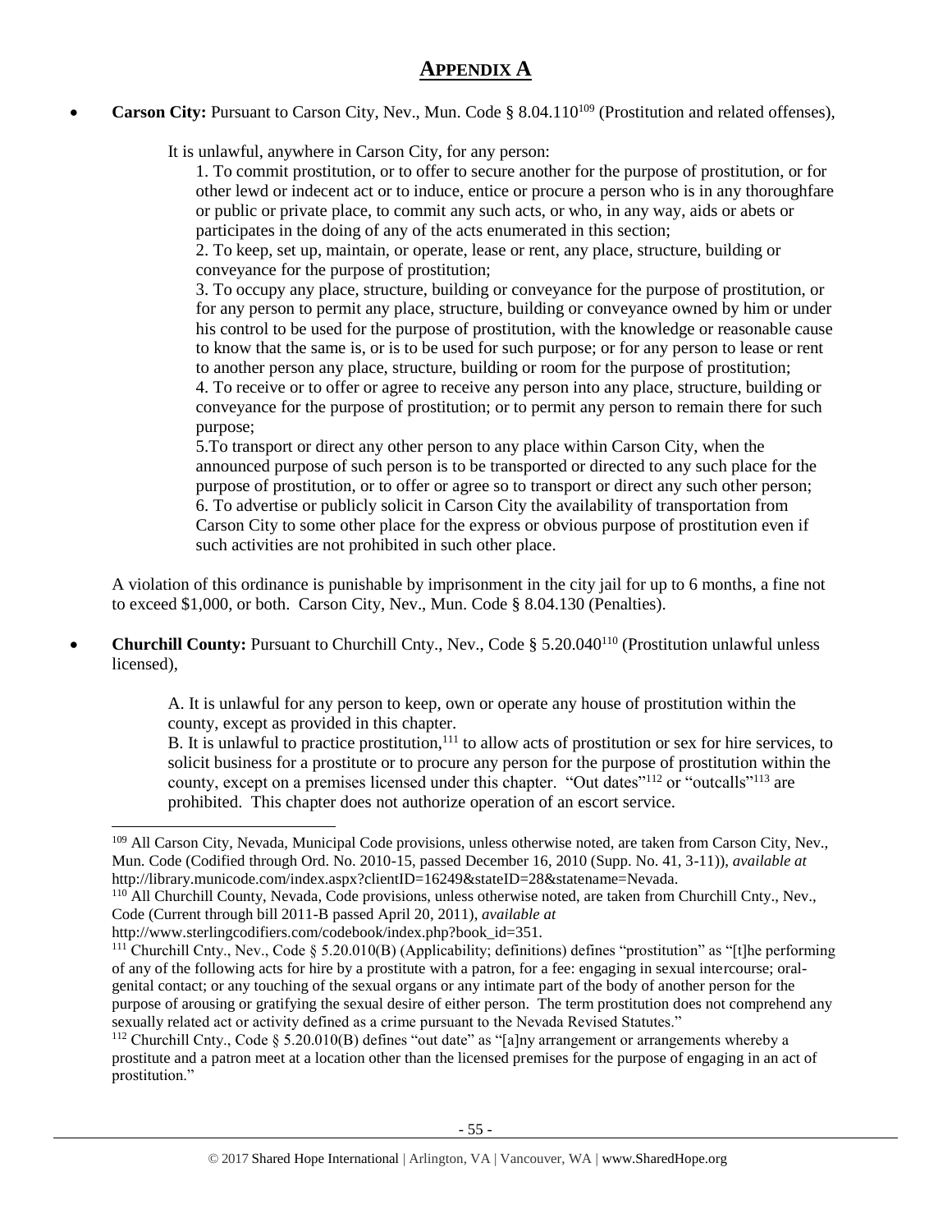# APPENDIX A

- **Carson City:** Pursuant to Carson City, Nev., Mun. Code § 8.04.110[109] (Prostitution and related offenses),

  It is unlawful, anywhere in Carson City, for any person:

  > 1. To commit prostitution, or to offer to secure another for the purpose of prostitution, or for other lewd or indecent act or to induce, entice or procure a person who is in any thoroughfare or public or private place, to commit any such acts, or who, in any way, aids or abets or participates in the doing of any of the acts enumerated in this section;
  > 2. To keep, set up, maintain, or operate, lease or rent, any place, structure, building or conveyance for the purpose of prostitution;
  > 3. To occupy any place, structure, building or conveyance for the purpose of prostitution, or for any person to permit any place, structure, building or conveyance owned by him or under his control to be used for the purpose of prostitution, with the knowledge or reasonable cause to know that the same is, or is to be used for such purpose; or for any person to lease or rent to another person any place, structure, building or room for the purpose of prostitution;
  > 4. To receive or to offer or agree to receive any person into any place, structure, building or conveyance for the purpose of prostitution; or to permit any person to remain there for such purpose;
  > 5. To transport or direct any other person to any place within Carson City, when the announced purpose of such person is to be transported or directed to any such place for the purpose of prostitution, or to offer or agree so to transport or direct any such other person;
  > 6. To advertise or publicly solicit in Carson City the availability of transportation from Carson City to some other place for the express or obvious purpose of prostitution even if such activities are not prohibited in such other place.

  A violation of this ordinance is punishable by imprisonment in the city jail for up to 6 months, a fine not to exceed $1,000, or both. Carson City, Nev., Mun. Code § 8.04.130 (Penalties).

- **Churchill County:** Pursuant to Churchill Cnty., Nev., Code § 5.20.040[110] (Prostitution unlawful unless licensed),

  > A. It is unlawful for any person to keep, own or operate any house of prostitution within the county, except as provided in this chapter.
  > B. It is unlawful to practice prostitution,[111] to allow acts of prostitution or sex for hire services, to solicit business for a prostitute or to procure any person for the purpose of prostitution within the county, except on a premises licensed under this chapter. "Out dates"[112] or "outcalls"[113] are prohibited. This chapter does not authorize operation of an escort service.

---

[109] All Carson City, Nevada, Municipal Code provisions, unless otherwise noted, are taken from Carson City, Nev., Mun. Code (Codified through Ord. No. 2010-15, passed December 16, 2010 (Supp. No. 41, 3-11)), *available at* http://library.municode.com/index.aspx?clientID=16249&stateID=28&statename=Nevada.

[110] All Churchill County, Nevada, Code provisions, unless otherwise noted, are taken from Churchill Cnty., Nev., Code (Current through bill 2011-B passed April 20, 2011), *available at* http://www.sterlingcodifiers.com/codebook/index.php?book_id=351.

[111] Churchill Cnty., Nev., Code § 5.20.010(B) (Applicability; definitions) defines "prostitution" as "[t]he performing of any of the following acts for hire by a prostitute with a patron, for a fee: engaging in sexual intercourse; oral-genital contact; or any touching of the sexual organs or any intimate part of the body of another person for the purpose of arousing or gratifying the sexual desire of either person. The term prostitution does not comprehend any sexually related act or activity defined as a crime pursuant to the Nevada Revised Statutes."

[112] Churchill Cnty., Code § 5.20.010(B) defines "out date" as "[a]ny arrangement or arrangements whereby a prostitute and a patron meet at a location other than the licensed premises for the purpose of engaging in an act of prostitution."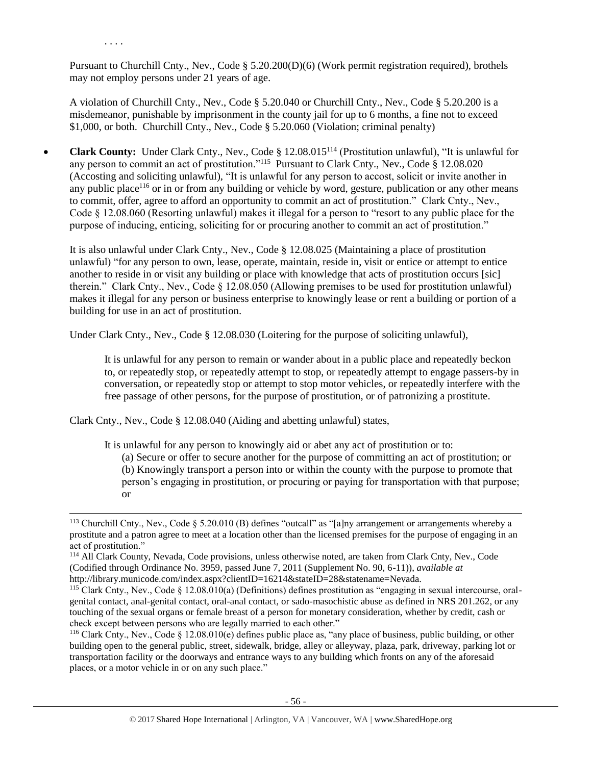. . . .

Pursuant to Churchill Cnty., Nev., Code § 5.20.200(D)(6) (Work permit registration required), brothels may not employ persons under 21 years of age.

A violation of Churchill Cnty., Nev., Code § 5.20.040 or Churchill Cnty., Nev., Code § 5.20.200 is a misdemeanor, punishable by imprisonment in the county jail for up to 6 months, a fine not to exceed $1,000, or both. Churchill Cnty., Nev., Code § 5.20.060 (Violation; criminal penalty)

- **Clark County:** Under Clark Cnty., Nev., Code § 12.08.015[114] (Prostitution unlawful), "It is unlawful for any person to commit an act of prostitution."[115] Pursuant to Clark Cnty., Nev., Code § 12.08.020 (Accosting and soliciting unlawful), "It is unlawful for any person to accost, solicit or invite another in any public place[116] or in or from any building or vehicle by word, gesture, publication or any other means to commit, offer, agree to afford an opportunity to commit an act of prostitution." Clark Cnty., Nev., Code § 12.08.060 (Resorting unlawful) makes it illegal for a person to "resort to any public place for the purpose of inducing, enticing, soliciting for or procuring another to commit an act of prostitution."

  It is also unlawful under Clark Cnty., Nev., Code § 12.08.025 (Maintaining a place of prostitution unlawful) "for any person to own, lease, operate, maintain, reside in, visit or entice or attempt to entice another to reside in or visit any building or place with knowledge that acts of prostitution occurs [sic] therein." Clark Cnty., Nev., Code § 12.08.050 (Allowing premises to be used for prostitution unlawful) makes it illegal for any person or business enterprise to knowingly lease or rent a building or portion of a building for use in an act of prostitution.

  Under Clark Cnty., Nev., Code § 12.08.030 (Loitering for the purpose of soliciting unlawful),

  > It is unlawful for any person to remain or wander about in a public place and repeatedly beckon to, or repeatedly stop, or repeatedly attempt to stop, or repeatedly attempt to engage passers-by in conversation, or repeatedly stop or attempt to stop motor vehicles, or repeatedly interfere with the free passage of other persons, for the purpose of prostitution, or of patronizing a prostitute.

  Clark Cnty., Nev., Code § 12.08.040 (Aiding and abetting unlawful) states,

  > It is unlawful for any person to knowingly aid or abet any act of prostitution or to:
  > (a) Secure or offer to secure another for the purpose of committing an act of prostitution; or
  > (b) Knowingly transport a person into or within the county with the purpose to promote that person's engaging in prostitution, or procuring or paying for transportation with that purpose; or

---

[113] Churchill Cnty., Nev., Code § 5.20.010 (B) defines "outcall" as "[a]ny arrangement or arrangements whereby a prostitute and a patron agree to meet at a location other than the licensed premises for the purpose of engaging in an act of prostitution."

[114] All Clark County, Nevada, Code provisions, unless otherwise noted, are taken from Clark Cnty, Nev., Code (Codified through Ordinance No. 3959, passed June 7, 2011 (Supplement No. 90, 6-11)), *available at* http://library.municode.com/index.aspx?clientID=16214&stateID=28&statename=Nevada.

[115] Clark Cnty., Nev., Code § 12.08.010(a) (Definitions) defines prostitution as "engaging in sexual intercourse, oral-genital contact, anal-genital contact, oral-anal contact, or sado-masochistic abuse as defined in NRS 201.262, or any touching of the sexual organs or female breast of a person for monetary consideration, whether by credit, cash or check except between persons who are legally married to each other."

[116] Clark Cnty., Nev., Code § 12.08.010(e) defines public place as, "any place of business, public building, or other building open to the general public, street, sidewalk, bridge, alley or alleyway, plaza, park, driveway, parking lot or transportation facility or the doorways and entrance ways to any building which fronts on any of the aforesaid places, or a motor vehicle in or on any such place."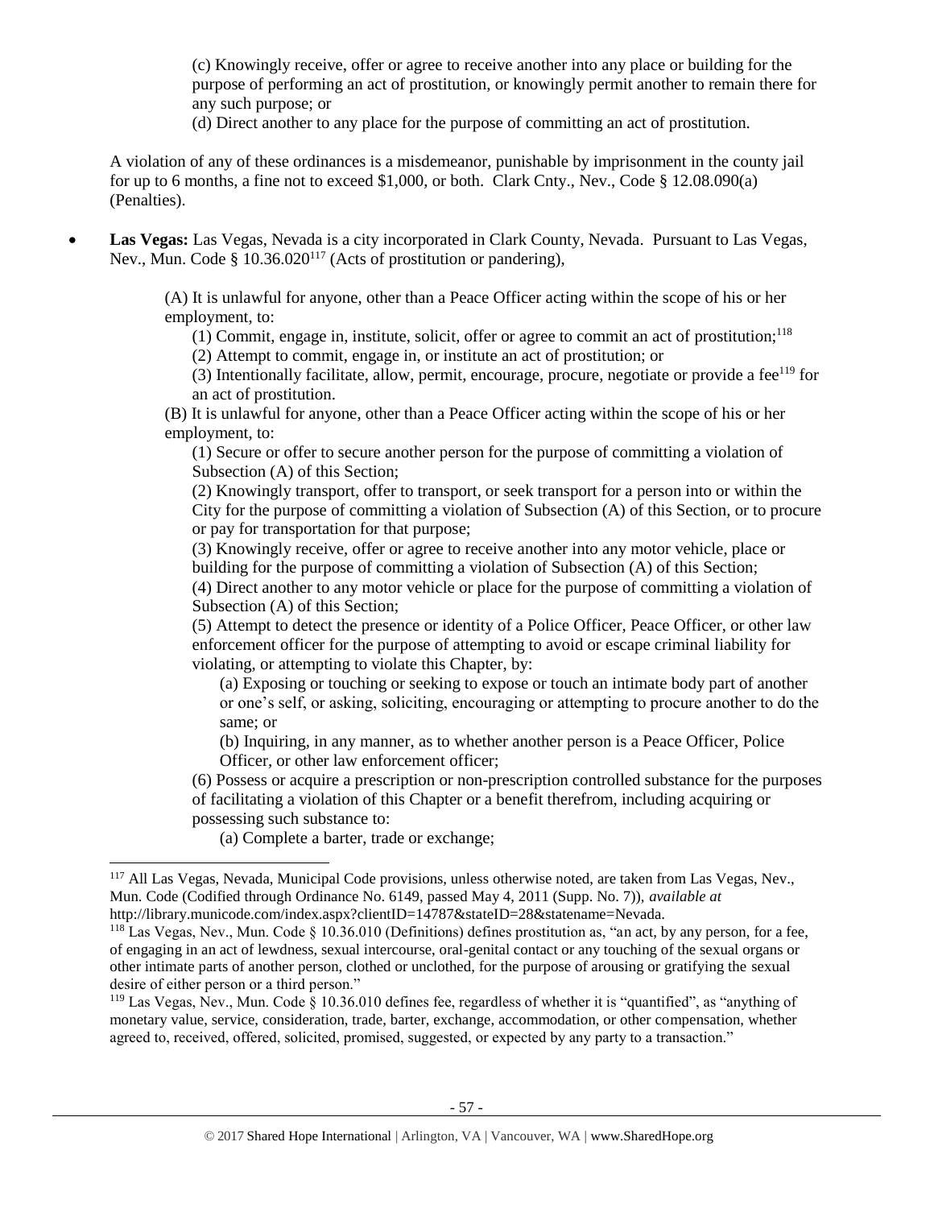(c) Knowingly receive, offer or agree to receive another into any place or building for the purpose of performing an act of prostitution, or knowingly permit another to remain there for any such purpose; or

(d) Direct another to any place for the purpose of committing an act of prostitution.

A violation of any of these ordinances is a misdemeanor, punishable by imprisonment in the county jail for up to 6 months, a fine not to exceed $1,000, or both. Clark Cnty., Nev., Code § 12.08.090(a) (Penalties).

- **Las Vegas:** Las Vegas, Nevada is a city incorporated in Clark County, Nevada. Pursuant to Las Vegas, Nev., Mun. Code § 10.36.020[117] (Acts of prostitution or pandering),

  > (A) It is unlawful for anyone, other than a Peace Officer acting within the scope of his or her employment, to:
  >
  > (1) Commit, engage in, institute, solicit, offer or agree to commit an act of prostitution;[118]
  >
  > (2) Attempt to commit, engage in, or institute an act of prostitution; or
  >
  > (3) Intentionally facilitate, allow, permit, encourage, procure, negotiate or provide a fee[119] for an act of prostitution.
  >
  > (B) It is unlawful for anyone, other than a Peace Officer acting within the scope of his or her employment, to:
  >
  > (1) Secure or offer to secure another person for the purpose of committing a violation of Subsection (A) of this Section;
  >
  > (2) Knowingly transport, offer to transport, or seek transport for a person into or within the City for the purpose of committing a violation of Subsection (A) of this Section, or to procure or pay for transportation for that purpose;
  >
  > (3) Knowingly receive, offer or agree to receive another into any motor vehicle, place or building for the purpose of committing a violation of Subsection (A) of this Section;
  >
  > (4) Direct another to any motor vehicle or place for the purpose of committing a violation of Subsection (A) of this Section;
  >
  > (5) Attempt to detect the presence or identity of a Police Officer, Peace Officer, or other law enforcement officer for the purpose of attempting to avoid or escape criminal liability for violating, or attempting to violate this Chapter, by:
  >
  > (a) Exposing or touching or seeking to expose or touch an intimate body part of another or one's self, or asking, soliciting, encouraging or attempting to procure another to do the same; or
  >
  > (b) Inquiring, in any manner, as to whether another person is a Peace Officer, Police Officer, or other law enforcement officer;
  >
  > (6) Possess or acquire a prescription or non-prescription controlled substance for the purposes of facilitating a violation of this Chapter or a benefit therefrom, including acquiring or possessing such substance to:
  >
  > (a) Complete a barter, trade or exchange;

---

[117] All Las Vegas, Nevada, Municipal Code provisions, unless otherwise noted, are taken from Las Vegas, Nev., Mun. Code (Codified through Ordinance No. 6149, passed May 4, 2011 (Supp. No. 7)), *available at* http://library.municode.com/index.aspx?clientID=14787&stateID=28&statename=Nevada.

[118] Las Vegas, Nev., Mun. Code § 10.36.010 (Definitions) defines prostitution as, "an act, by any person, for a fee, of engaging in an act of lewdness, sexual intercourse, oral-genital contact or any touching of the sexual organs or other intimate parts of another person, clothed or unclothed, for the purpose of arousing or gratifying the sexual desire of either person or a third person."

[119] Las Vegas, Nev., Mun. Code § 10.36.010 defines fee, regardless of whether it is "quantified", as "anything of monetary value, service, consideration, trade, barter, exchange, accommodation, or other compensation, whether agreed to, received, offered, solicited, promised, suggested, or expected by any party to a transaction."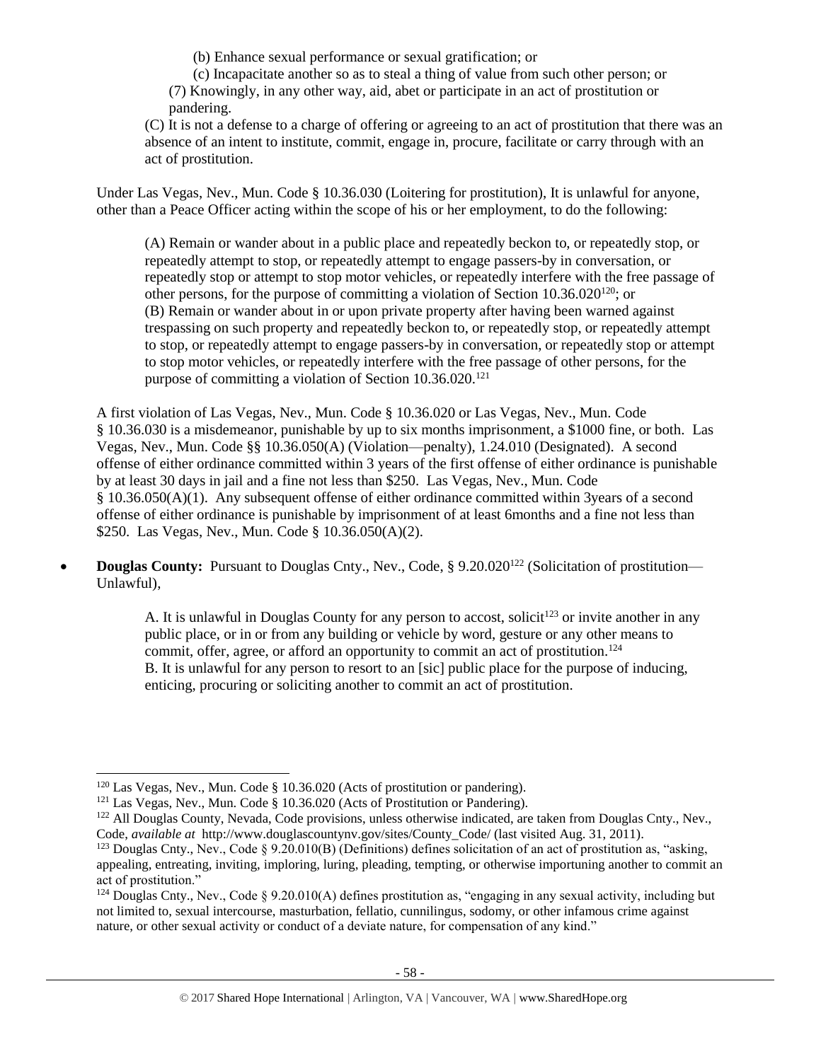(b) Enhance sexual performance or sexual gratification; or

(c) Incapacitate another so as to steal a thing of value from such other person; or

(7) Knowingly, in any other way, aid, abet or participate in an act of prostitution or pandering.

(C) It is not a defense to a charge of offering or agreeing to an act of prostitution that there was an absence of an intent to institute, commit, engage in, procure, facilitate or carry through with an act of prostitution.

Under Las Vegas, Nev., Mun. Code § 10.36.030 (Loitering for prostitution), It is unlawful for anyone, other than a Peace Officer acting within the scope of his or her employment, to do the following:

> (A) Remain or wander about in a public place and repeatedly beckon to, or repeatedly stop, or repeatedly attempt to stop, or repeatedly attempt to engage passers-by in conversation, or repeatedly stop or attempt to stop motor vehicles, or repeatedly interfere with the free passage of other persons, for the purpose of committing a violation of Section 10.36.020[120]; or
> (B) Remain or wander about in or upon private property after having been warned against trespassing on such property and repeatedly beckon to, or repeatedly stop, or repeatedly attempt to stop, or repeatedly attempt to engage passers-by in conversation, or repeatedly stop or attempt to stop motor vehicles, or repeatedly interfere with the free passage of other persons, for the purpose of committing a violation of Section 10.36.020.[121]

A first violation of Las Vegas, Nev., Mun. Code § 10.36.020 or Las Vegas, Nev., Mun. Code § 10.36.030 is a misdemeanor, punishable by up to six months imprisonment, a $1000 fine, or both. Las Vegas, Nev., Mun. Code §§ 10.36.050(A) (Violation—penalty), 1.24.010 (Designated). A second offense of either ordinance committed within 3 years of the first offense of either ordinance is punishable by at least 30 days in jail and a fine not less than $250. Las Vegas, Nev., Mun. Code § 10.36.050(A)(1). Any subsequent offense of either ordinance committed within 3years of a second offense of either ordinance is punishable by imprisonment of at least 6months and a fine not less than $250. Las Vegas, Nev., Mun. Code § 10.36.050(A)(2).

- **Douglas County:** Pursuant to Douglas Cnty., Nev., Code, § 9.20.020[122] (Solicitation of prostitution—Unlawful),

> A. It is unlawful in Douglas County for any person to accost, solicit[123] or invite another in any public place, or in or from any building or vehicle by word, gesture or any other means to commit, offer, agree, or afford an opportunity to commit an act of prostitution.[124]
> B. It is unlawful for any person to resort to an [sic] public place for the purpose of inducing, enticing, procuring or soliciting another to commit an act of prostitution.

---

[120] Las Vegas, Nev., Mun. Code § 10.36.020 (Acts of prostitution or pandering).

[121] Las Vegas, Nev., Mun. Code § 10.36.020 (Acts of Prostitution or Pandering).

[122] All Douglas County, Nevada, Code provisions, unless otherwise indicated, are taken from Douglas Cnty., Nev., Code, *available at* http://www.douglascountynv.gov/sites/County_Code/ (last visited Aug. 31, 2011).

[123] Douglas Cnty., Nev., Code § 9.20.010(B) (Definitions) defines solicitation of an act of prostitution as, "asking, appealing, entreating, inviting, imploring, luring, pleading, tempting, or otherwise importuning another to commit an act of prostitution."

[124] Douglas Cnty., Nev., Code § 9.20.010(A) defines prostitution as, "engaging in any sexual activity, including but not limited to, sexual intercourse, masturbation, fellatio, cunnilingus, sodomy, or other infamous crime against nature, or other sexual activity or conduct of a deviate nature, for compensation of any kind."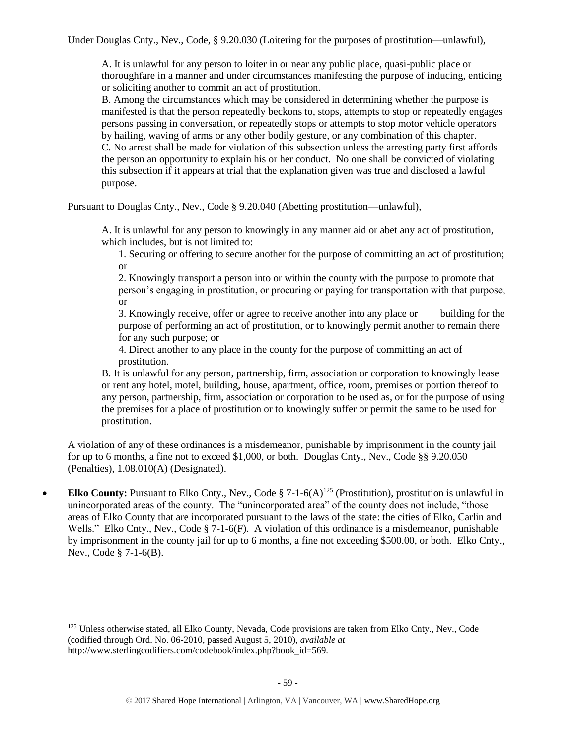Under Douglas Cnty., Nev., Code, § 9.20.030 (Loitering for the purposes of prostitution—unlawful),

> A. It is unlawful for any person to loiter in or near any public place, quasi-public place or thoroughfare in a manner and under circumstances manifesting the purpose of inducing, enticing or soliciting another to commit an act of prostitution.
> B. Among the circumstances which may be considered in determining whether the purpose is manifested is that the person repeatedly beckons to, stops, attempts to stop or repeatedly engages persons passing in conversation, or repeatedly stops or attempts to stop motor vehicle operators by hailing, waving of arms or any other bodily gesture, or any combination of this chapter.
> C. No arrest shall be made for violation of this subsection unless the arresting party first affords the person an opportunity to explain his or her conduct. No one shall be convicted of violating this subsection if it appears at trial that the explanation given was true and disclosed a lawful purpose.

Pursuant to Douglas Cnty., Nev., Code § 9.20.040 (Abetting prostitution—unlawful),

> A. It is unlawful for any person to knowingly in any manner aid or abet any act of prostitution, which includes, but is not limited to:
>
> 1. Securing or offering to secure another for the purpose of committing an act of prostitution; or
> 2. Knowingly transport a person into or within the county with the purpose to promote that person's engaging in prostitution, or procuring or paying for transportation with that purpose; or
> 3. Knowingly receive, offer or agree to receive another into any place or building for the purpose of performing an act of prostitution, or to knowingly permit another to remain there for any such purpose; or
> 4. Direct another to any place in the county for the purpose of committing an act of prostitution.
>
> B. It is unlawful for any person, partnership, firm, association or corporation to knowingly lease or rent any hotel, motel, building, house, apartment, office, room, premises or portion thereof to any person, partnership, firm, association or corporation to be used as, or for the purpose of using the premises for a place of prostitution or to knowingly suffer or permit the same to be used for prostitution.

A violation of any of these ordinances is a misdemeanor, punishable by imprisonment in the county jail for up to 6 months, a fine not to exceed $1,000, or both. Douglas Cnty., Nev., Code §§ 9.20.050 (Penalties), 1.08.010(A) (Designated).

- **Elko County:** Pursuant to Elko Cnty., Nev., Code § 7-1-6(A)[125] (Prostitution), prostitution is unlawful in unincorporated areas of the county. The "unincorporated area" of the county does not include, "those areas of Elko County that are incorporated pursuant to the laws of the state: the cities of Elko, Carlin and Wells." Elko Cnty., Nev., Code § 7-1-6(F). A violation of this ordinance is a misdemeanor, punishable by imprisonment in the county jail for up to 6 months, a fine not exceeding $500.00, or both. Elko Cnty., Nev., Code § 7-1-6(B).

---

[125] Unless otherwise stated, all Elko County, Nevada, Code provisions are taken from Elko Cnty., Nev., Code (codified through Ord. No. 06-2010, passed August 5, 2010), *available at* http://www.sterlingcodifiers.com/codebook/index.php?book_id=569.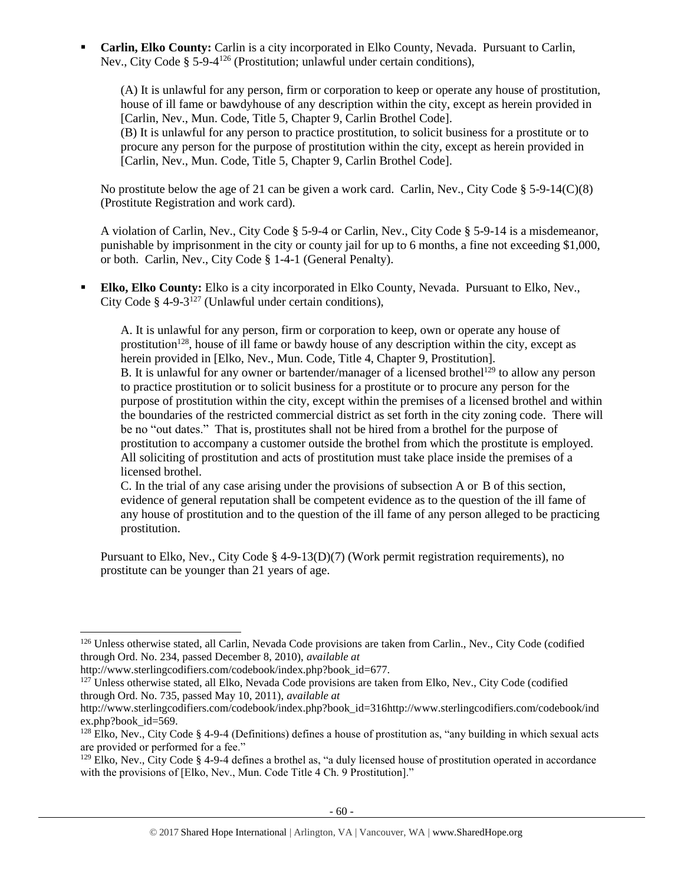- **Carlin, Elko County:** Carlin is a city incorporated in Elko County, Nevada. Pursuant to Carlin, Nev., City Code § 5-9-4[126] (Prostitution; unlawful under certain conditions),

  > (A) It is unlawful for any person, firm or corporation to keep or operate any house of prostitution, house of ill fame or bawdyhouse of any description within the city, except as herein provided in [Carlin, Nev., Mun. Code, Title 5, Chapter 9, Carlin Brothel Code].
  > (B) It is unlawful for any person to practice prostitution, to solicit business for a prostitute or to procure any person for the purpose of prostitution within the city, except as herein provided in [Carlin, Nev., Mun. Code, Title 5, Chapter 9, Carlin Brothel Code].

  No prostitute below the age of 21 can be given a work card. Carlin, Nev., City Code § 5-9-14(C)(8) (Prostitute Registration and work card).

  A violation of Carlin, Nev., City Code § 5-9-4 or Carlin, Nev., City Code § 5-9-14 is a misdemeanor, punishable by imprisonment in the city or county jail for up to 6 months, a fine not exceeding $1,000, or both. Carlin, Nev., City Code § 1-4-1 (General Penalty).

- **Elko, Elko County:** Elko is a city incorporated in Elko County, Nevada. Pursuant to Elko, Nev., City Code § 4-9-3[127] (Unlawful under certain conditions),

  > A. It is unlawful for any person, firm or corporation to keep, own or operate any house of prostitution[128], house of ill fame or bawdy house of any description within the city, except as herein provided in [Elko, Nev., Mun. Code, Title 4, Chapter 9, Prostitution].
  > B. It is unlawful for any owner or bartender/manager of a licensed brothel[129] to allow any person to practice prostitution or to solicit business for a prostitute or to procure any person for the purpose of prostitution within the city, except within the premises of a licensed brothel and within the boundaries of the restricted commercial district as set forth in the city zoning code. There will be no "out dates." That is, prostitutes shall not be hired from a brothel for the purpose of prostitution to accompany a customer outside the brothel from which the prostitute is employed. All soliciting of prostitution and acts of prostitution must take place inside the premises of a licensed brothel.
  > C. In the trial of any case arising under the provisions of subsection A or B of this section, evidence of general reputation shall be competent evidence as to the question of the ill fame of any house of prostitution and to the question of the ill fame of any person alleged to be practicing prostitution.

  Pursuant to Elko, Nev., City Code § 4-9-13(D)(7) (Work permit registration requirements), no prostitute can be younger than 21 years of age.

---

[126] Unless otherwise stated, all Carlin, Nevada Code provisions are taken from Carlin., Nev., City Code (codified through Ord. No. 234, passed December 8, 2010), *available at* http://www.sterlingcodifiers.com/codebook/index.php?book_id=677.

[127] Unless otherwise stated, all Elko, Nevada Code provisions are taken from Elko, Nev., City Code (codified through Ord. No. 735, passed May 10, 2011), *available at* http://www.sterlingcodifiers.com/codebook/index.php?book_id=316http://www.sterlingcodifiers.com/codebook/index.php?book_id=569.

[128] Elko, Nev., City Code § 4-9-4 (Definitions) defines a house of prostitution as, "any building in which sexual acts are provided or performed for a fee."

[129] Elko, Nev., City Code § 4-9-4 defines a brothel as, "a duly licensed house of prostitution operated in accordance with the provisions of [Elko, Nev., Mun. Code Title 4 Ch. 9 Prostitution]."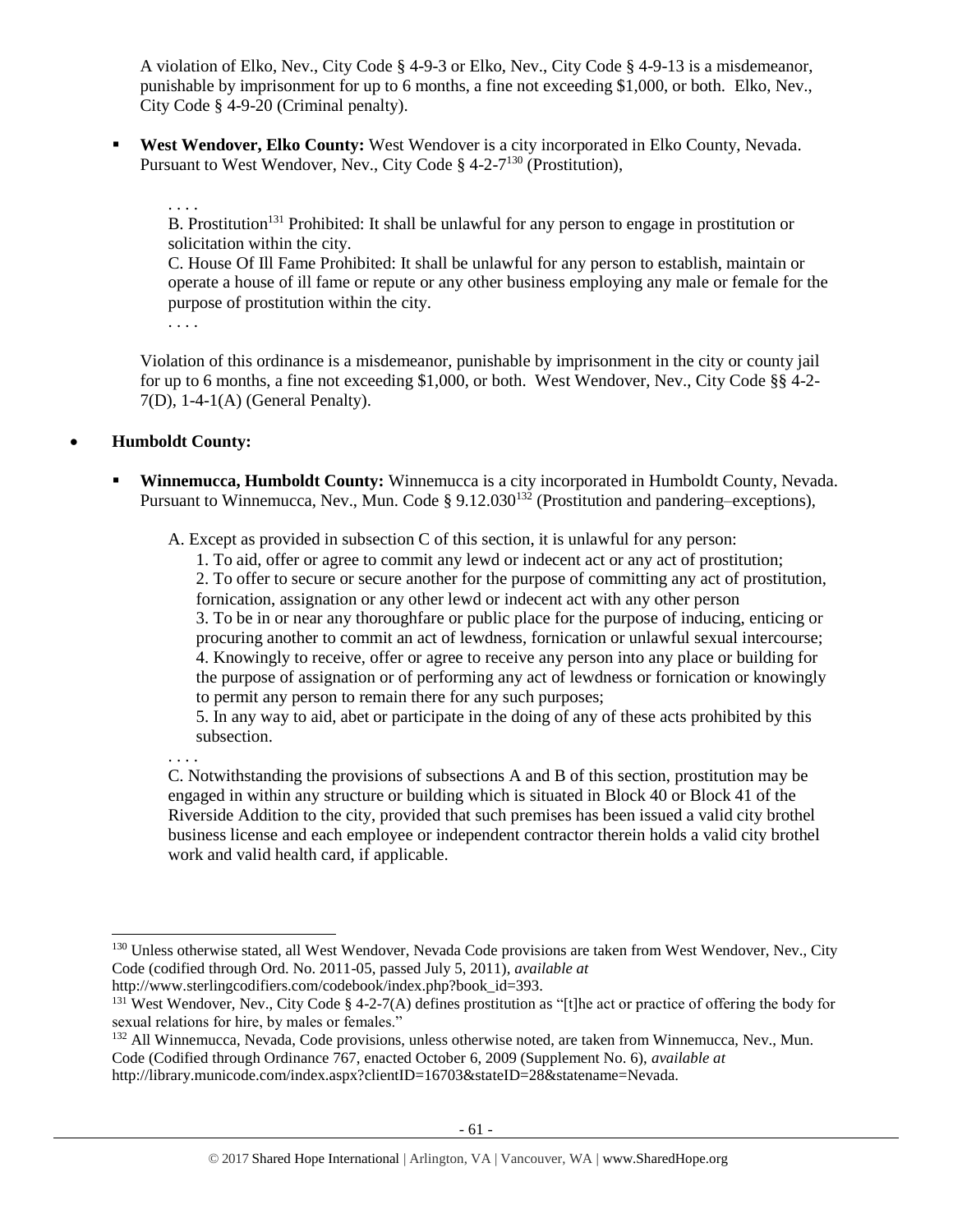A violation of Elko, Nev., City Code § 4-9-3 or Elko, Nev., City Code § 4-9-13 is a misdemeanor, punishable by imprisonment for up to 6 months, a fine not exceeding $1,000, or both. Elko, Nev., City Code § 4-9-20 (Criminal penalty).

- **West Wendover, Elko County:** West Wendover is a city incorporated in Elko County, Nevada. Pursuant to West Wendover, Nev., City Code § 4-2-7[130] (Prostitution),

  > . . . .
  > B. Prostitution[131] Prohibited: It shall be unlawful for any person to engage in prostitution or solicitation within the city.
  > C. House Of Ill Fame Prohibited: It shall be unlawful for any person to establish, maintain or operate a house of ill fame or repute or any other business employing any male or female for the purpose of prostitution within the city.
  > . . . .

  Violation of this ordinance is a misdemeanor, punishable by imprisonment in the city or county jail for up to 6 months, a fine not exceeding $1,000, or both. West Wendover, Nev., City Code §§ 4-2-7(D), 1-4-1(A) (General Penalty).

- **Humboldt County:**

  - **Winnemucca, Humboldt County:** Winnemucca is a city incorporated in Humboldt County, Nevada. Pursuant to Winnemucca, Nev., Mun. Code § 9.12.030[132] (Prostitution and pandering–exceptions),

    > A. Except as provided in subsection C of this section, it is unlawful for any person:
    > 1. To aid, offer or agree to commit any lewd or indecent act or any act of prostitution;
    > 2. To offer to secure or secure another for the purpose of committing any act of prostitution, fornication, assignation or any other lewd or indecent act with any other person
    > 3. To be in or near any thoroughfare or public place for the purpose of inducing, enticing or procuring another to commit an act of lewdness, fornication or unlawful sexual intercourse;
    > 4. Knowingly to receive, offer or agree to receive any person into any place or building for the purpose of assignation or of performing any act of lewdness or fornication or knowingly to permit any person to remain there for any such purposes;
    > 5. In any way to aid, abet or participate in the doing of any of these acts prohibited by this subsection.
    >
    > . . . .
    > C. Notwithstanding the provisions of subsections A and B of this section, prostitution may be engaged in within any structure or building which is situated in Block 40 or Block 41 of the Riverside Addition to the city, provided that such premises has been issued a valid city brothel business license and each employee or independent contractor therein holds a valid city brothel work and valid health card, if applicable.

---

[130] Unless otherwise stated, all West Wendover, Nevada Code provisions are taken from West Wendover, Nev., City Code (codified through Ord. No. 2011-05, passed July 5, 2011), *available at* http://www.sterlingcodifiers.com/codebook/index.php?book_id=393.

[131] West Wendover, Nev., City Code § 4-2-7(A) defines prostitution as "[t]he act or practice of offering the body for sexual relations for hire, by males or females."

[132] All Winnemucca, Nevada, Code provisions, unless otherwise noted, are taken from Winnemucca, Nev., Mun. Code (Codified through Ordinance 767, enacted October 6, 2009 (Supplement No. 6), *available at* http://library.municode.com/index.aspx?clientID=16703&stateID=28&statename=Nevada.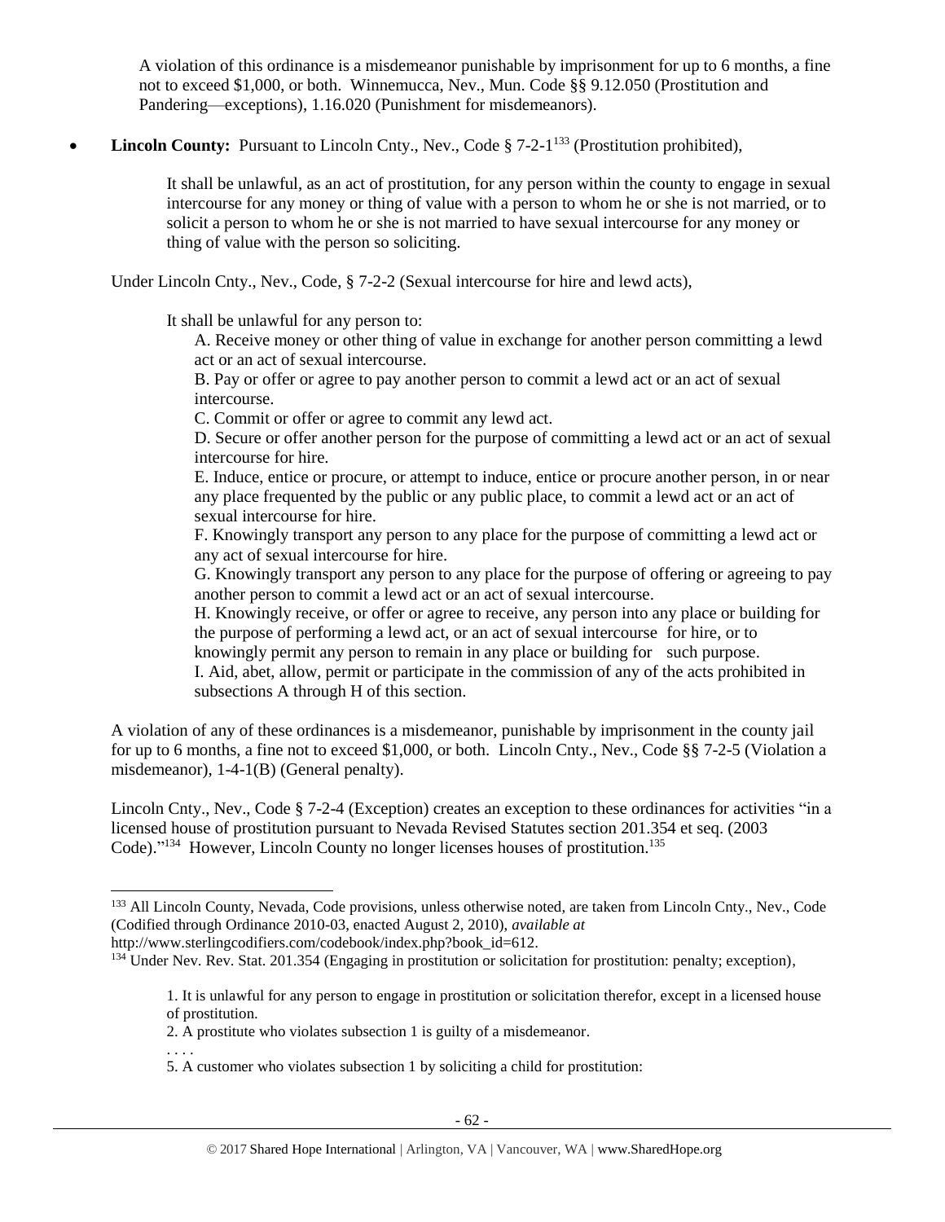A violation of this ordinance is a misdemeanor punishable by imprisonment for up to 6 months, a fine not to exceed $1,000, or both. Winnemucca, Nev., Mun. Code §§ 9.12.050 (Prostitution and Pandering—exceptions), 1.16.020 (Punishment for misdemeanors).

- **Lincoln County:** Pursuant to Lincoln Cnty., Nev., Code § 7-2-1[133] (Prostitution prohibited),

> It shall be unlawful, as an act of prostitution, for any person within the county to engage in sexual intercourse for any money or thing of value with a person to whom he or she is not married, or to solicit a person to whom he or she is not married to have sexual intercourse for any money or thing of value with the person so soliciting.

Under Lincoln Cnty., Nev., Code, § 7-2-2 (Sexual intercourse for hire and lewd acts),

> It shall be unlawful for any person to:
>
> A. Receive money or other thing of value in exchange for another person committing a lewd act or an act of sexual intercourse.
>
> B. Pay or offer or agree to pay another person to commit a lewd act or an act of sexual intercourse.
>
> C. Commit or offer or agree to commit any lewd act.
>
> D. Secure or offer another person for the purpose of committing a lewd act or an act of sexual intercourse for hire.
>
> E. Induce, entice or procure, or attempt to induce, entice or procure another person, in or near any place frequented by the public or any public place, to commit a lewd act or an act of sexual intercourse for hire.
>
> F. Knowingly transport any person to any place for the purpose of committing a lewd act or any act of sexual intercourse for hire.
>
> G. Knowingly transport any person to any place for the purpose of offering or agreeing to pay another person to commit a lewd act or an act of sexual intercourse.
>
> H. Knowingly receive, or offer or agree to receive, any person into any place or building for the purpose of performing a lewd act, or an act of sexual intercourse for hire, or to knowingly permit any person to remain in any place or building for such purpose.
>
> I. Aid, abet, allow, permit or participate in the commission of any of the acts prohibited in subsections A through H of this section.

A violation of any of these ordinances is a misdemeanor, punishable by imprisonment in the county jail for up to 6 months, a fine not to exceed $1,000, or both. Lincoln Cnty., Nev., Code §§ 7-2-5 (Violation a misdemeanor), 1-4-1(B) (General penalty).

Lincoln Cnty., Nev., Code § 7-2-4 (Exception) creates an exception to these ordinances for activities "in a licensed house of prostitution pursuant to Nevada Revised Statutes section 201.354 et seq. (2003 Code)."[134] However, Lincoln County no longer licenses houses of prostitution.[135]

---

[133] All Lincoln County, Nevada, Code provisions, unless otherwise noted, are taken from Lincoln Cnty., Nev., Code (Codified through Ordinance 2010-03, enacted August 2, 2010), *available at* http://www.sterlingcodifiers.com/codebook/index.php?book_id=612.

[134] Under Nev. Rev. Stat. 201.354 (Engaging in prostitution or solicitation for prostitution: penalty; exception),

> 1. It is unlawful for any person to engage in prostitution or solicitation therefor, except in a licensed house of prostitution.
>
> 2. A prostitute who violates subsection 1 is guilty of a misdemeanor.
>
> . . . .
>
> 5. A customer who violates subsection 1 by soliciting a child for prostitution: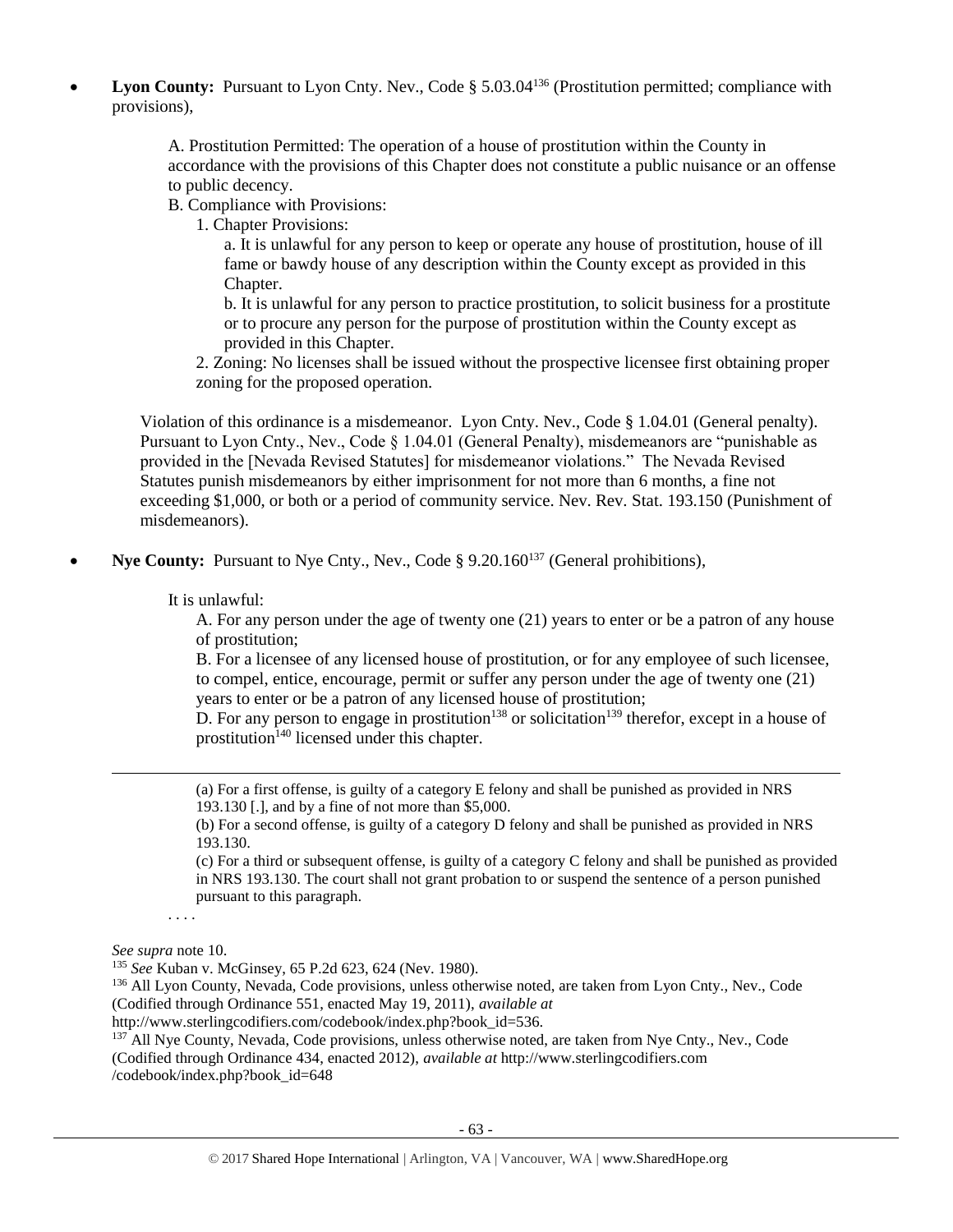- **Lyon County:** Pursuant to Lyon Cnty. Nev., Code § 5.03.04[136] (Prostitution permitted; compliance with provisions),

  > A. Prostitution Permitted: The operation of a house of prostitution within the County in accordance with the provisions of this Chapter does not constitute a public nuisance or an offense to public decency.
  >
  > B. Compliance with Provisions:
  >
  > 1. Chapter Provisions:
  >
  > a. It is unlawful for any person to keep or operate any house of prostitution, house of ill fame or bawdy house of any description within the County except as provided in this Chapter.
  >
  > b. It is unlawful for any person to practice prostitution, to solicit business for a prostitute or to procure any person for the purpose of prostitution within the County except as provided in this Chapter.
  >
  > 2. Zoning: No licenses shall be issued without the prospective licensee first obtaining proper zoning for the proposed operation.

  Violation of this ordinance is a misdemeanor. Lyon Cnty. Nev., Code § 1.04.01 (General penalty). Pursuant to Lyon Cnty., Nev., Code § 1.04.01 (General Penalty), misdemeanors are "punishable as provided in the [Nevada Revised Statutes] for misdemeanor violations." The Nevada Revised Statutes punish misdemeanors by either imprisonment for not more than 6 months, a fine not exceeding $1,000, or both or a period of community service. Nev. Rev. Stat. 193.150 (Punishment of misdemeanors).

- **Nye County:** Pursuant to Nye Cnty., Nev., Code § 9.20.160[137] (General prohibitions),

  > It is unlawful:
  >
  > A. For any person under the age of twenty one (21) years to enter or be a patron of any house of prostitution;
  >
  > B. For a licensee of any licensed house of prostitution, or for any employee of such licensee, to compel, entice, encourage, permit or suffer any person under the age of twenty one (21) years to enter or be a patron of any licensed house of prostitution;
  >
  > D. For any person to engage in prostitution[138] or solicitation[139] therefor, except in a house of prostitution[140] licensed under this chapter.

---

> (a) For a first offense, is guilty of a category E felony and shall be punished as provided in NRS 193.130 [.], and by a fine of not more than $5,000.
>
> (b) For a second offense, is guilty of a category D felony and shall be punished as provided in NRS 193.130.
>
> (c) For a third or subsequent offense, is guilty of a category C felony and shall be punished as provided in NRS 193.130. The court shall not grant probation to or suspend the sentence of a person punished pursuant to this paragraph.

. . . .

*See supra* note 10.

[135] *See* Kuban v. McGinsey, 65 P.2d 623, 624 (Nev. 1980).

[136] All Lyon County, Nevada, Code provisions, unless otherwise noted, are taken from Lyon Cnty., Nev., Code (Codified through Ordinance 551, enacted May 19, 2011), *available at* http://www.sterlingcodifiers.com/codebook/index.php?book_id=536.

[137] All Nye County, Nevada, Code provisions, unless otherwise noted, are taken from Nye Cnty., Nev., Code (Codified through Ordinance 434, enacted 2012), *available at* http://www.sterlingcodifiers.com /codebook/index.php?book_id=648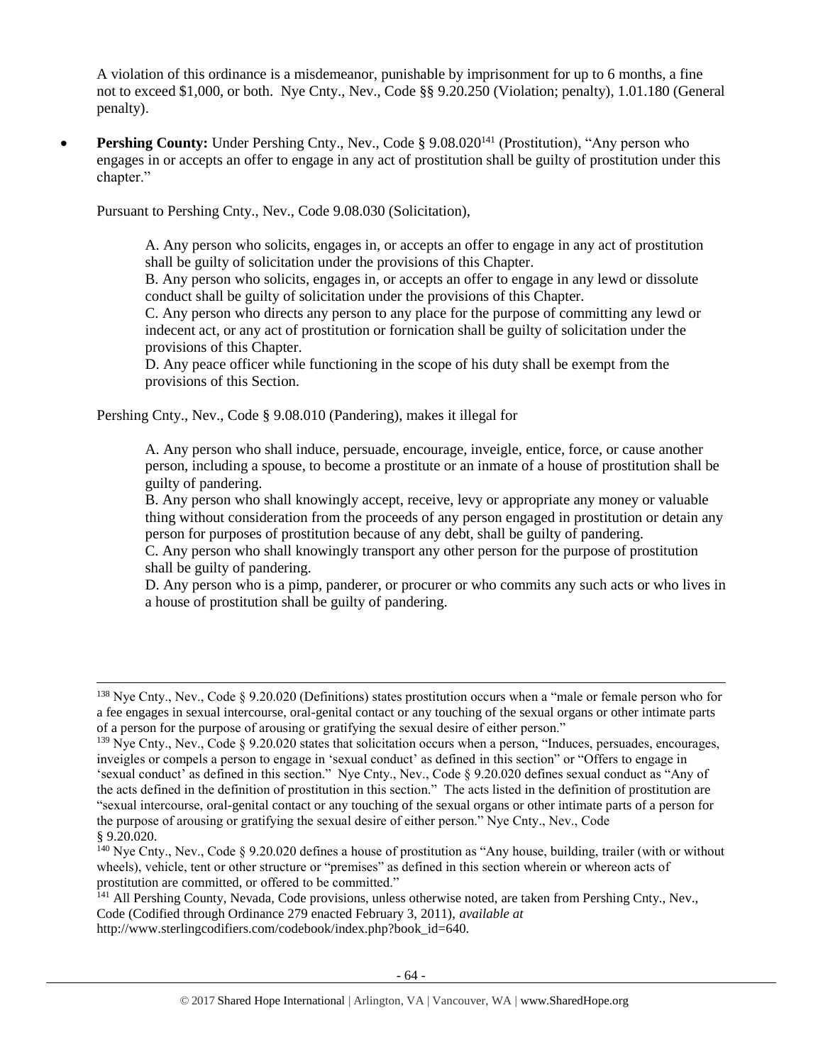A violation of this ordinance is a misdemeanor, punishable by imprisonment for up to 6 months, a fine not to exceed $1,000, or both. Nye Cnty., Nev., Code §§ 9.20.250 (Violation; penalty), 1.01.180 (General penalty).

- **Pershing County:** Under Pershing Cnty., Nev., Code § 9.08.020[141] (Prostitution), "Any person who engages in or accepts an offer to engage in any act of prostitution shall be guilty of prostitution under this chapter."

  Pursuant to Pershing Cnty., Nev., Code 9.08.030 (Solicitation),

  > A. Any person who solicits, engages in, or accepts an offer to engage in any act of prostitution shall be guilty of solicitation under the provisions of this Chapter.
  > B. Any person who solicits, engages in, or accepts an offer to engage in any lewd or dissolute conduct shall be guilty of solicitation under the provisions of this Chapter.
  > C. Any person who directs any person to any place for the purpose of committing any lewd or indecent act, or any act of prostitution or fornication shall be guilty of solicitation under the provisions of this Chapter.
  > D. Any peace officer while functioning in the scope of his duty shall be exempt from the provisions of this Section.

  Pershing Cnty., Nev., Code § 9.08.010 (Pandering), makes it illegal for

  > A. Any person who shall induce, persuade, encourage, inveigle, entice, force, or cause another person, including a spouse, to become a prostitute or an inmate of a house of prostitution shall be guilty of pandering.
  > B. Any person who shall knowingly accept, receive, levy or appropriate any money or valuable thing without consideration from the proceeds of any person engaged in prostitution or detain any person for purposes of prostitution because of any debt, shall be guilty of pandering.
  > C. Any person who shall knowingly transport any other person for the purpose of prostitution shall be guilty of pandering.
  > D. Any person who is a pimp, panderer, or procurer or who commits any such acts or who lives in a house of prostitution shall be guilty of pandering.

---

[138] Nye Cnty., Nev., Code § 9.20.020 (Definitions) states prostitution occurs when a "male or female person who for a fee engages in sexual intercourse, oral-genital contact or any touching of the sexual organs or other intimate parts of a person for the purpose of arousing or gratifying the sexual desire of either person."

[139] Nye Cnty., Nev., Code § 9.20.020 states that solicitation occurs when a person, "Induces, persuades, encourages, inveigles or compels a person to engage in 'sexual conduct' as defined in this section" or "Offers to engage in 'sexual conduct' as defined in this section." Nye Cnty., Nev., Code § 9.20.020 defines sexual conduct as "Any of the acts defined in the definition of prostitution in this section." The acts listed in the definition of prostitution are "sexual intercourse, oral-genital contact or any touching of the sexual organs or other intimate parts of a person for the purpose of arousing or gratifying the sexual desire of either person." Nye Cnty., Nev., Code § 9.20.020.

[140] Nye Cnty., Nev., Code § 9.20.020 defines a house of prostitution as "Any house, building, trailer (with or without wheels), vehicle, tent or other structure or "premises" as defined in this section wherein or whereon acts of prostitution are committed, or offered to be committed."

[141] All Pershing County, Nevada, Code provisions, unless otherwise noted, are taken from Pershing Cnty., Nev., Code (Codified through Ordinance 279 enacted February 3, 2011), *available at* http://www.sterlingcodifiers.com/codebook/index.php?book_id=640.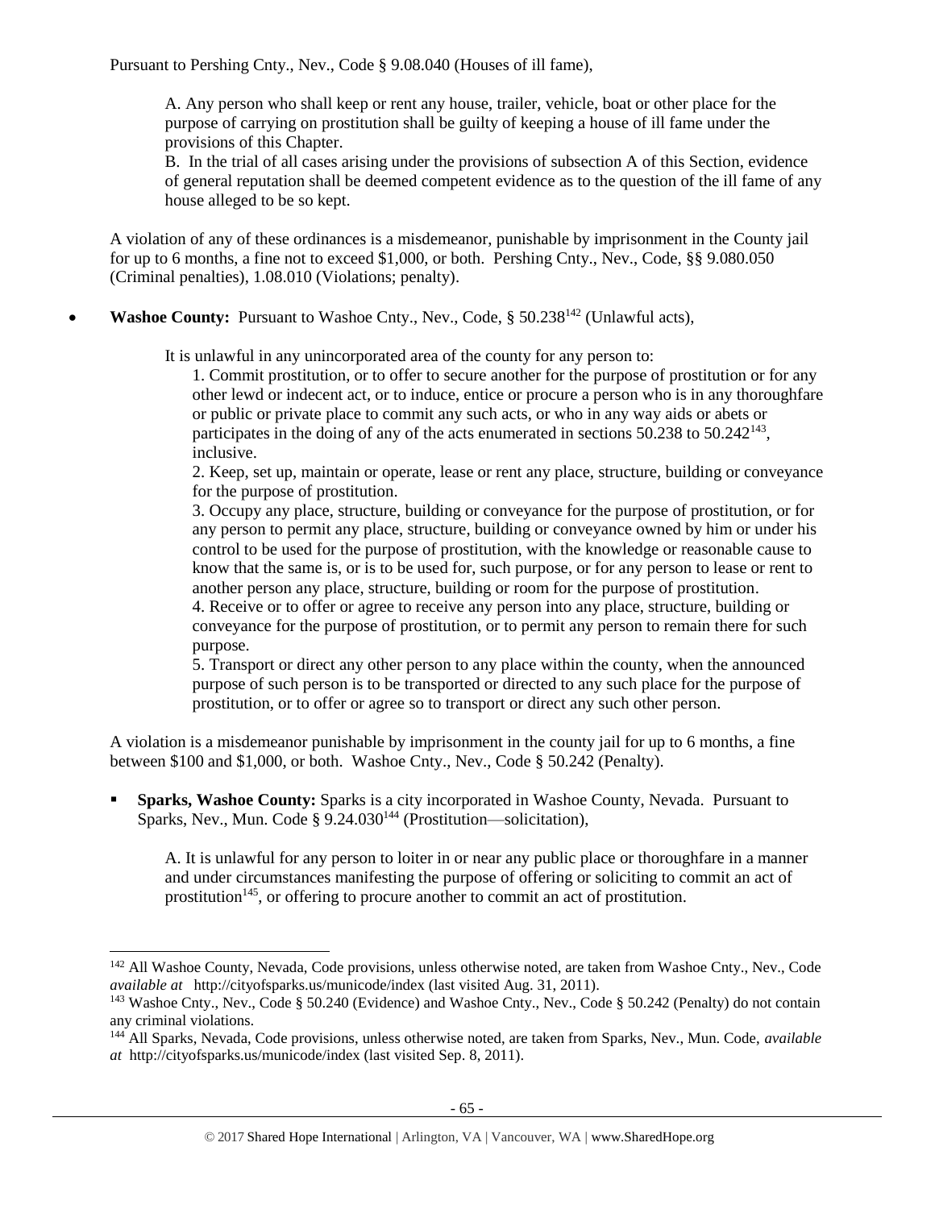Pursuant to Pershing Cnty., Nev., Code § 9.08.040 (Houses of ill fame),

> A. Any person who shall keep or rent any house, trailer, vehicle, boat or other place for the purpose of carrying on prostitution shall be guilty of keeping a house of ill fame under the provisions of this Chapter.
>
> B. In the trial of all cases arising under the provisions of subsection A of this Section, evidence of general reputation shall be deemed competent evidence as to the question of the ill fame of any house alleged to be so kept.

A violation of any of these ordinances is a misdemeanor, punishable by imprisonment in the County jail for up to 6 months, a fine not to exceed $1,000, or both. Pershing Cnty., Nev., Code, §§ 9.080.050 (Criminal penalties), 1.08.010 (Violations; penalty).

- **Washoe County:** Pursuant to Washoe Cnty., Nev., Code, § 50.238[142] (Unlawful acts),

  > It is unlawful in any unincorporated area of the county for any person to:
  >
  > 1. Commit prostitution, or to offer to secure another for the purpose of prostitution or for any other lewd or indecent act, or to induce, entice or procure a person who is in any thoroughfare or public or private place to commit any such acts, or who in any way aids or abets or participates in the doing of any of the acts enumerated in sections 50.238 to 50.242[143], inclusive.
  > 2. Keep, set up, maintain or operate, lease or rent any place, structure, building or conveyance for the purpose of prostitution.
  > 3. Occupy any place, structure, building or conveyance for the purpose of prostitution, or for any person to permit any place, structure, building or conveyance owned by him or under his control to be used for the purpose of prostitution, with the knowledge or reasonable cause to know that the same is, or is to be used for, such purpose, or for any person to lease or rent to another person any place, structure, building or room for the purpose of prostitution.
  > 4. Receive or to offer or agree to receive any person into any place, structure, building or conveyance for the purpose of prostitution, or to permit any person to remain there for such purpose.
  > 5. Transport or direct any other person to any place within the county, when the announced purpose of such person is to be transported or directed to any such place for the purpose of prostitution, or to offer or agree so to transport or direct any such other person.

  A violation is a misdemeanor punishable by imprisonment in the county jail for up to 6 months, a fine between $100 and $1,000, or both. Washoe Cnty., Nev., Code § 50.242 (Penalty).

  - **Sparks, Washoe County:** Sparks is a city incorporated in Washoe County, Nevada. Pursuant to Sparks, Nev., Mun. Code § 9.24.030[144] (Prostitution—solicitation),

    > A. It is unlawful for any person to loiter in or near any public place or thoroughfare in a manner and under circumstances manifesting the purpose of offering or soliciting to commit an act of prostitution[145], or offering to procure another to commit an act of prostitution.

---

[142] All Washoe County, Nevada, Code provisions, unless otherwise noted, are taken from Washoe Cnty., Nev., Code *available at* http://cityofsparks.us/municode/index (last visited Aug. 31, 2011).

[143] Washoe Cnty., Nev., Code § 50.240 (Evidence) and Washoe Cnty., Nev., Code § 50.242 (Penalty) do not contain any criminal violations.

[144] All Sparks, Nevada, Code provisions, unless otherwise noted, are taken from Sparks, Nev., Mun. Code, *available at* http://cityofsparks.us/municode/index (last visited Sep. 8, 2011).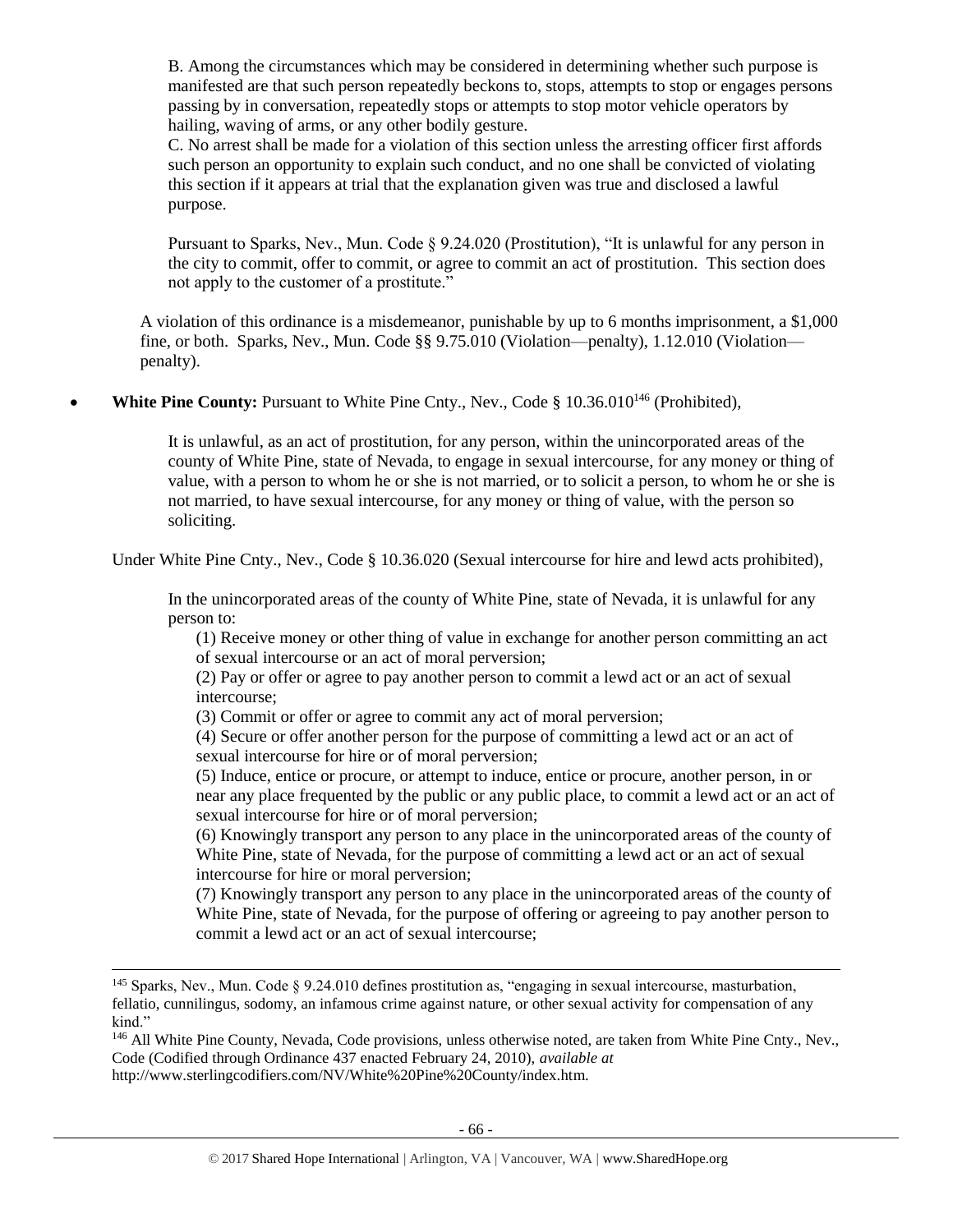> B. Among the circumstances which may be considered in determining whether such purpose is manifested are that such person repeatedly beckons to, stops, attempts to stop or engages persons passing by in conversation, repeatedly stops or attempts to stop motor vehicle operators by hailing, waving of arms, or any other bodily gesture.
> C. No arrest shall be made for a violation of this section unless the arresting officer first affords such person an opportunity to explain such conduct, and no one shall be convicted of violating this section if it appears at trial that the explanation given was true and disclosed a lawful purpose.
>
> Pursuant to Sparks, Nev., Mun. Code § 9.24.020 (Prostitution), "It is unlawful for any person in the city to commit, offer to commit, or agree to commit an act of prostitution. This section does not apply to the customer of a prostitute."

A violation of this ordinance is a misdemeanor, punishable by up to 6 months imprisonment, a $1,000 fine, or both. Sparks, Nev., Mun. Code §§ 9.75.010 (Violation—penalty), 1.12.010 (Violation—penalty).

- **White Pine County:** Pursuant to White Pine Cnty., Nev., Code § 10.36.010[146] (Prohibited),

> It is unlawful, as an act of prostitution, for any person, within the unincorporated areas of the county of White Pine, state of Nevada, to engage in sexual intercourse, for any money or thing of value, with a person to whom he or she is not married, or to solicit a person, to whom he or she is not married, to have sexual intercourse, for any money or thing of value, with the person so soliciting.

Under White Pine Cnty., Nev., Code § 10.36.020 (Sexual intercourse for hire and lewd acts prohibited),

> In the unincorporated areas of the county of White Pine, state of Nevada, it is unlawful for any person to:
> (1) Receive money or other thing of value in exchange for another person committing an act of sexual intercourse or an act of moral perversion;
> (2) Pay or offer or agree to pay another person to commit a lewd act or an act of sexual intercourse;
> (3) Commit or offer or agree to commit any act of moral perversion;
> (4) Secure or offer another person for the purpose of committing a lewd act or an act of sexual intercourse for hire or of moral perversion;
> (5) Induce, entice or procure, or attempt to induce, entice or procure, another person, in or near any place frequented by the public or any public place, to commit a lewd act or an act of sexual intercourse for hire or of moral perversion;
> (6) Knowingly transport any person to any place in the unincorporated areas of the county of White Pine, state of Nevada, for the purpose of committing a lewd act or an act of sexual intercourse for hire or moral perversion;
> (7) Knowingly transport any person to any place in the unincorporated areas of the county of White Pine, state of Nevada, for the purpose of offering or agreeing to pay another person to commit a lewd act or an act of sexual intercourse;

---

[145] Sparks, Nev., Mun. Code § 9.24.010 defines prostitution as, "engaging in sexual intercourse, masturbation, fellatio, cunnilingus, sodomy, an infamous crime against nature, or other sexual activity for compensation of any kind."

[146] All White Pine County, Nevada, Code provisions, unless otherwise noted, are taken from White Pine Cnty., Nev., Code (Codified through Ordinance 437 enacted February 24, 2010), *available at* http://www.sterlingcodifiers.com/NV/White%20Pine%20County/index.htm.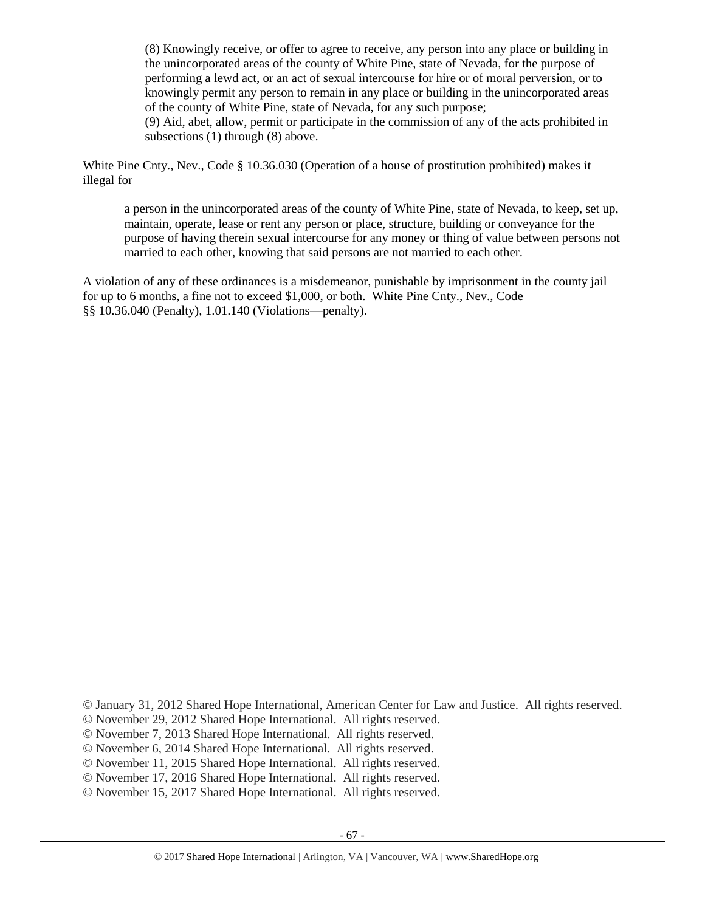> (8) Knowingly receive, or offer to agree to receive, any person into any place or building in the unincorporated areas of the county of White Pine, state of Nevada, for the purpose of performing a lewd act, or an act of sexual intercourse for hire or of moral perversion, or to knowingly permit any person to remain in any place or building in the unincorporated areas of the county of White Pine, state of Nevada, for any such purpose;
> (9) Aid, abet, allow, permit or participate in the commission of any of the acts prohibited in subsections (1) through (8) above.

White Pine Cnty., Nev., Code § 10.36.030 (Operation of a house of prostitution prohibited) makes it illegal for

> a person in the unincorporated areas of the county of White Pine, state of Nevada, to keep, set up, maintain, operate, lease or rent any person or place, structure, building or conveyance for the purpose of having therein sexual intercourse for any money or thing of value between persons not married to each other, knowing that said persons are not married to each other.

A violation of any of these ordinances is a misdemeanor, punishable by imprisonment in the county jail for up to 6 months, a fine not to exceed $1,000, or both. White Pine Cnty., Nev., Code §§ 10.36.040 (Penalty), 1.01.140 (Violations—penalty).

© January 31, 2012 Shared Hope International, American Center for Law and Justice. All rights reserved.
© November 29, 2012 Shared Hope International. All rights reserved.
© November 7, 2013 Shared Hope International. All rights reserved.
© November 6, 2014 Shared Hope International. All rights reserved.
© November 11, 2015 Shared Hope International. All rights reserved.
© November 17, 2016 Shared Hope International. All rights reserved.
© November 15, 2017 Shared Hope International. All rights reserved.